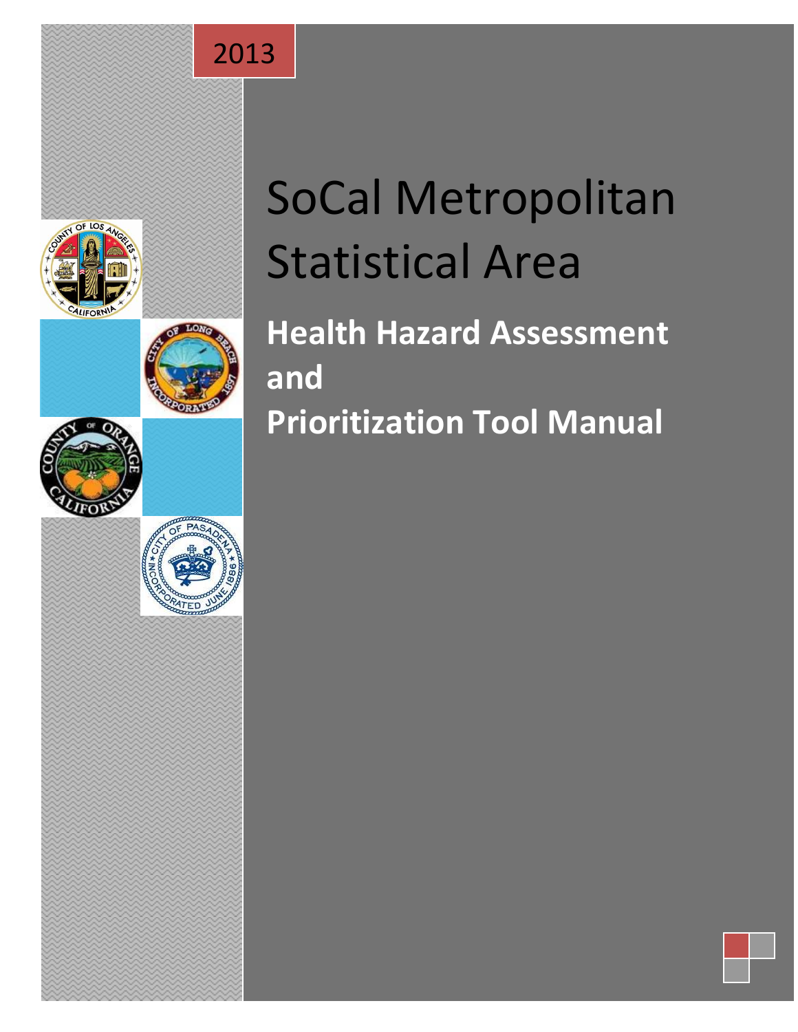2013

# SoCal Metropolitan Statistical Area

## Health Hazard Assessment and Prioritization Tool Manual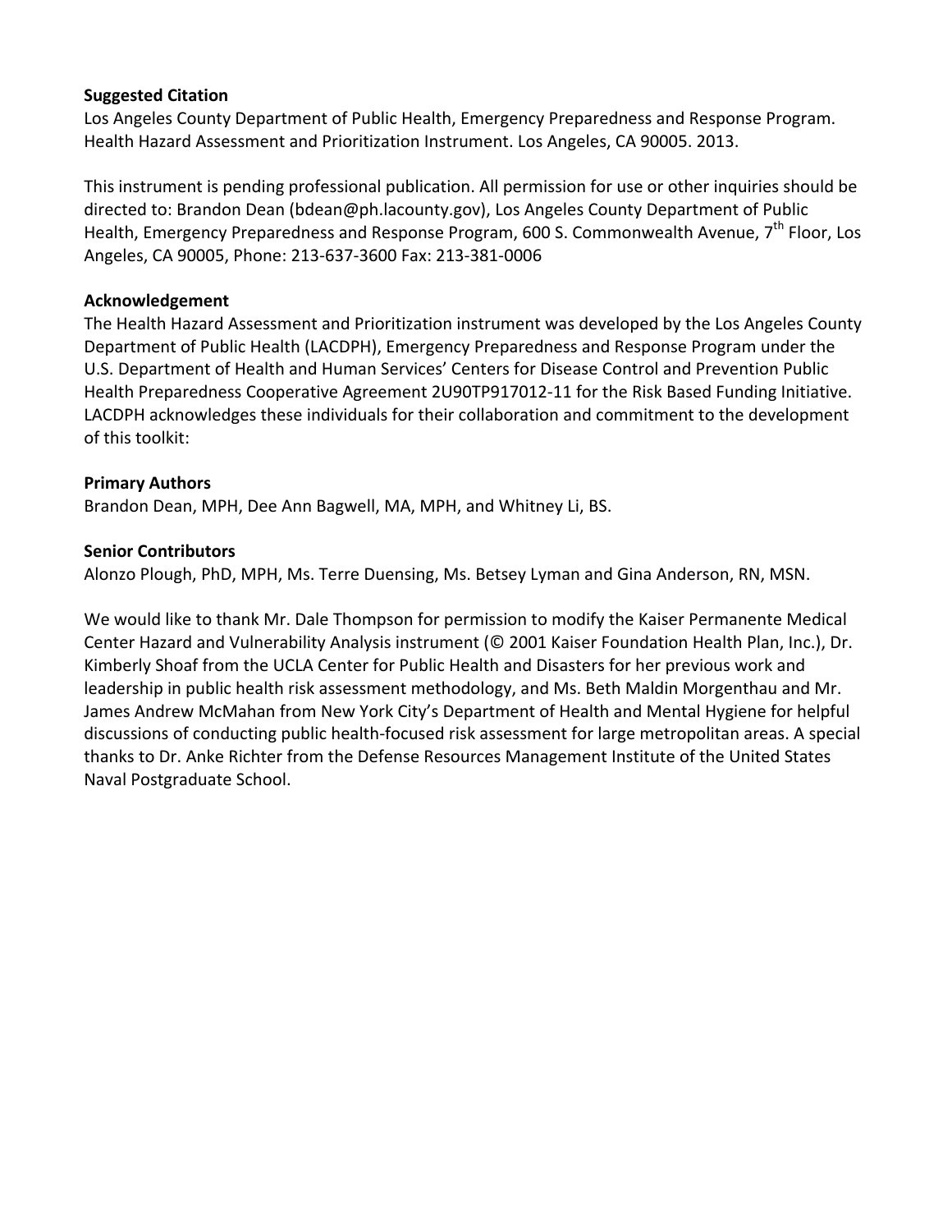**Suggested Citation**

Los Angeles County Department of Public Health, Emergency Preparedness and Response Program. Health Hazard Assessment and Prioritization Instrument. Los Angeles, CA 90005. 2013.

This instrument is pending professional publication. All permission for use or other inquiries should be directed to: Brandon Dean (bdean@ph.lacounty.gov), Los Angeles County Department of Public Health, Emergency Preparedness and Response Program, 600 S. Commonwealth Avenue, 7th Floor, Los Angeles, CA 90005, Phone: 213-637-3600 Fax: 213-381-0006

**Acknowledgement**

The Health Hazard Assessment and Prioritization instrument was developed by the Los Angeles County Department of Public Health (LACDPH), Emergency Preparedness and Response Program under the U.S. Department of Health and Human Services' Centers for Disease Control and Prevention Public Health Preparedness Cooperative Agreement 2U90TP917012-11 for the Risk Based Funding Initiative. LACDPH acknowledges these individuals for their collaboration and commitment to the development of this toolkit:

**Primary Authors**

Brandon Dean, MPH, Dee Ann Bagwell, MA, MPH, and Whitney Li, BS.

**Senior Contributors**

Alonzo Plough, PhD, MPH, Ms. Terre Duensing, Ms. Betsey Lyman and Gina Anderson, RN, MSN.

We would like to thank Mr. Dale Thompson for permission to modify the Kaiser Permanente Medical Center Hazard and Vulnerability Analysis instrument (© 2001 Kaiser Foundation Health Plan, Inc.), Dr. Kimberly Shoaf from the UCLA Center for Public Health and Disasters for her previous work and leadership in public health risk assessment methodology, and Ms. Beth Maldin Morgenthau and Mr. James Andrew McMahan from New York City's Department of Health and Mental Hygiene for helpful discussions of conducting public health-focused risk assessment for large metropolitan areas. A special thanks to Dr. Anke Richter from the Defense Resources Management Institute of the United States Naval Postgraduate School.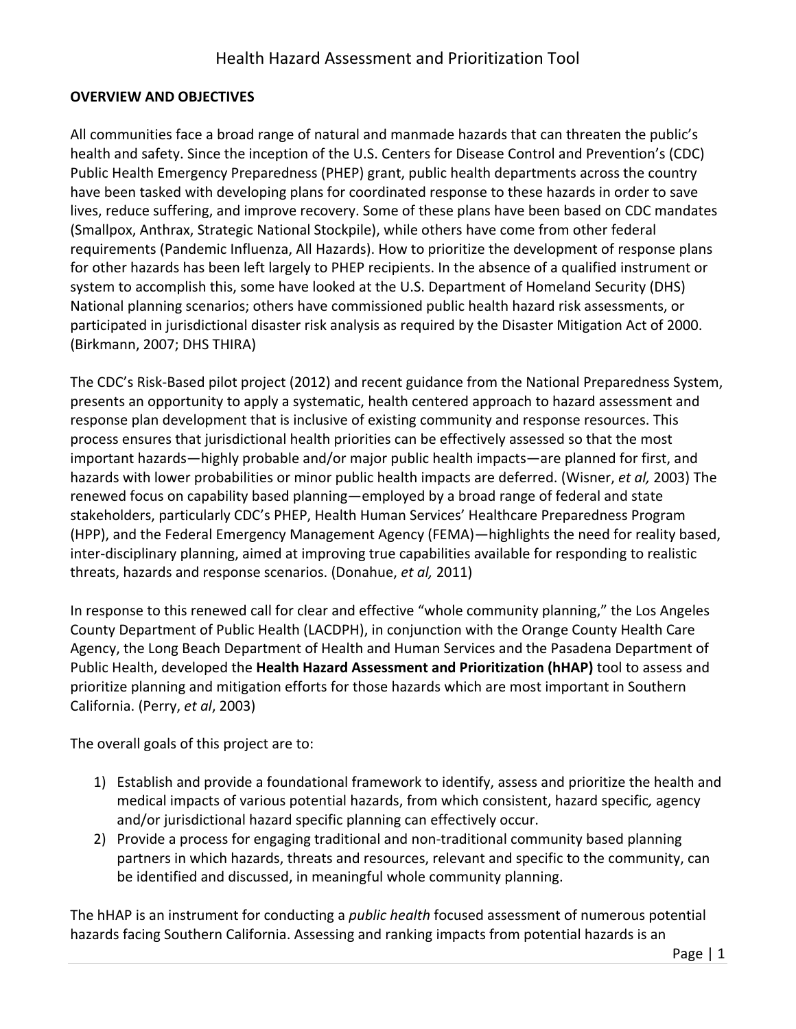## OVERVIEW AND OBJECTIVES

All communities face a broad range of natural and manmade hazards that can threaten the public's health and safety. Since the inception of the U.S. Centers for Disease Control and Prevention's (CDC) Public Health Emergency Preparedness (PHEP) grant, public health departments across the country have been tasked with developing plans for coordinated response to these hazards in order to save lives, reduce suffering, and improve recovery. Some of these plans have been based on CDC mandates (Smallpox, Anthrax, Strategic National Stockpile), while others have come from other federal requirements (Pandemic Influenza, All Hazards). How to prioritize the development of response plans for other hazards has been left largely to PHEP recipients. In the absence of a qualified instrument or system to accomplish this, some have looked at the U.S. Department of Homeland Security (DHS) National planning scenarios; others have commissioned public health hazard risk assessments, or participated in jurisdictional disaster risk analysis as required by the Disaster Mitigation Act of 2000. (Birkmann, 2007; DHS THIRA)

The CDC's Risk-Based pilot project (2012) and recent guidance from the National Preparedness System, presents an opportunity to apply a systematic, health centered approach to hazard assessment and response plan development that is inclusive of existing community and response resources. This process ensures that jurisdictional health priorities can be effectively assessed so that the most important hazards—highly probable and/or major public health impacts—are planned for first, and hazards with lower probabilities or minor public health impacts are deferred. (Wisner, *et al,* 2003) The renewed focus on capability based planning—employed by a broad range of federal and state stakeholders, particularly CDC's PHEP, Health Human Services' Healthcare Preparedness Program (HPP), and the Federal Emergency Management Agency (FEMA)—highlights the need for reality based, inter-disciplinary planning, aimed at improving true capabilities available for responding to realistic threats, hazards and response scenarios. (Donahue, *et al,* 2011)

In response to this renewed call for clear and effective "whole community planning," the Los Angeles County Department of Public Health (LACDPH), in conjunction with the Orange County Health Care Agency, the Long Beach Department of Health and Human Services and the Pasadena Department of Public Health, developed the **Health Hazard Assessment and Prioritization (hHAP)** tool to assess and prioritize planning and mitigation efforts for those hazards which are most important in Southern California. (Perry, *et al*, 2003)

The overall goals of this project are to:

1) Establish and provide a foundational framework to identify, assess and prioritize the health and medical impacts of various potential hazards, from which consistent, hazard specific*,* agency and/or jurisdictional hazard specific planning can effectively occur.
2) Provide a process for engaging traditional and non-traditional community based planning partners in which hazards, threats and resources, relevant and specific to the community, can be identified and discussed, in meaningful whole community planning.

The hHAP is an instrument for conducting a *public health* focused assessment of numerous potential hazards facing Southern California. Assessing and ranking impacts from potential hazards is an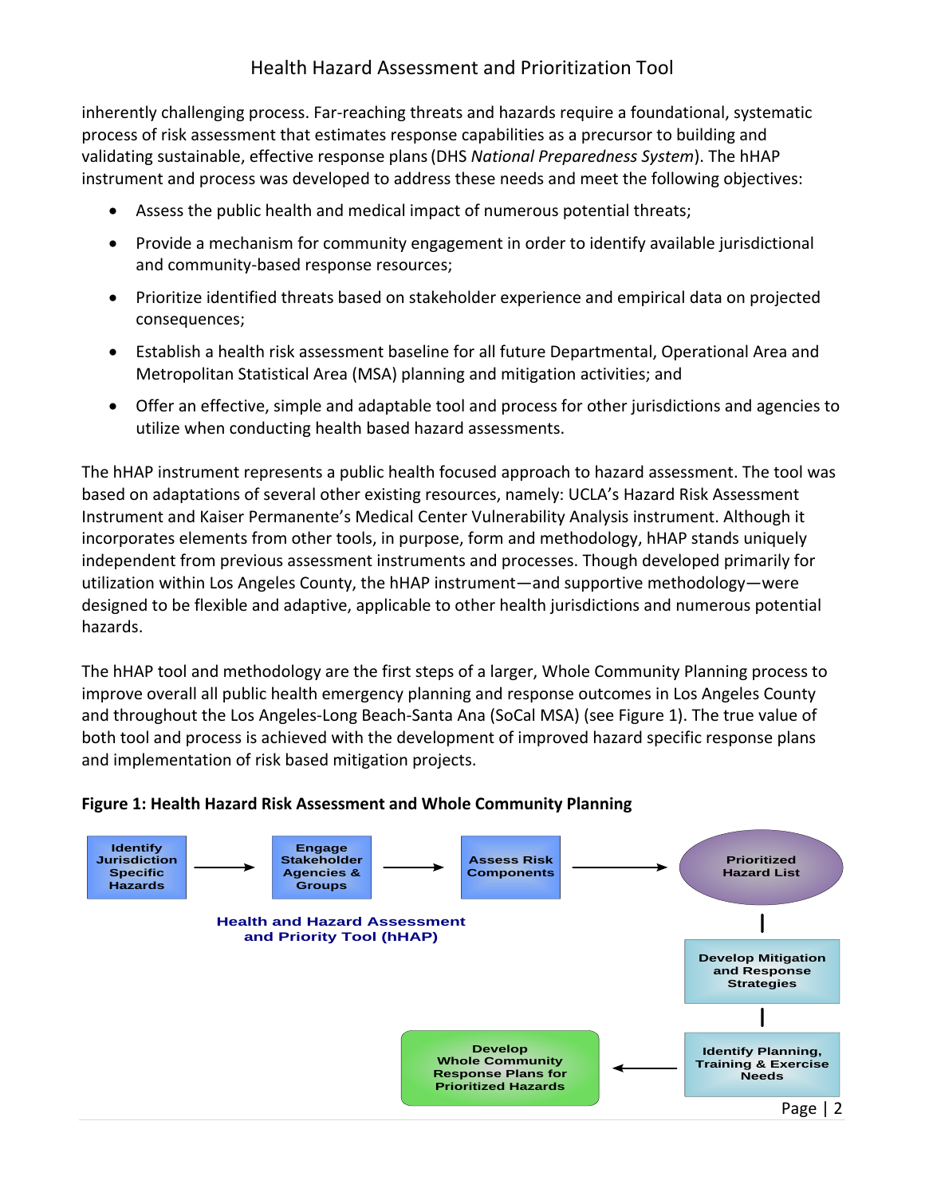inherently challenging process. Far-reaching threats and hazards require a foundational, systematic process of risk assessment that estimates response capabilities as a precursor to building and validating sustainable, effective response plans (DHS *National Preparedness System*). The hHAP instrument and process was developed to address these needs and meet the following objectives:

- Assess the public health and medical impact of numerous potential threats;
- Provide a mechanism for community engagement in order to identify available jurisdictional and community-based response resources;
- Prioritize identified threats based on stakeholder experience and empirical data on projected consequences;
- Establish a health risk assessment baseline for all future Departmental, Operational Area and Metropolitan Statistical Area (MSA) planning and mitigation activities; and
- Offer an effective, simple and adaptable tool and process for other jurisdictions and agencies to utilize when conducting health based hazard assessments.

The hHAP instrument represents a public health focused approach to hazard assessment. The tool was based on adaptations of several other existing resources, namely: UCLA's Hazard Risk Assessment Instrument and Kaiser Permanente's Medical Center Vulnerability Analysis instrument. Although it incorporates elements from other tools, in purpose, form and methodology, hHAP stands uniquely independent from previous assessment instruments and processes. Though developed primarily for utilization within Los Angeles County, the hHAP instrument—and supportive methodology—were designed to be flexible and adaptive, applicable to other health jurisdictions and numerous potential hazards.

The hHAP tool and methodology are the first steps of a larger, Whole Community Planning process to improve overall all public health emergency planning and response outcomes in Los Angeles County and throughout the Los Angeles-Long Beach-Santa Ana (SoCal MSA) (see Figure 1). The true value of both tool and process is achieved with the development of improved hazard specific response plans and implementation of risk based mitigation projects.

**Figure 1: Health Hazard Risk Assessment and Whole Community Planning**

Identify Jurisdiction Specific Hazards → Engage Stakeholder Agencies & Groups → Assess Risk Components → Prioritized Hazard List → Develop Mitigation and Response Strategies → Identify Planning, Training & Exercise Needs → Develop Whole Community Response Plans for Prioritized Hazards

Health and Hazard Assessment and Priority Tool (hHAP)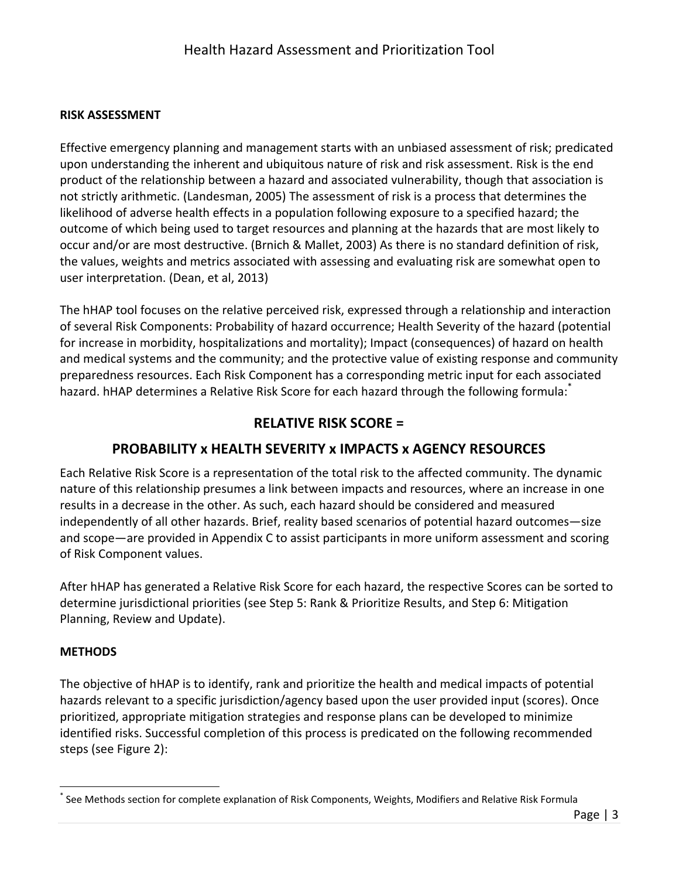**RISK ASSESSMENT**

Effective emergency planning and management starts with an unbiased assessment of risk; predicated upon understanding the inherent and ubiquitous nature of risk and risk assessment. Risk is the end product of the relationship between a hazard and associated vulnerability, though that association is not strictly arithmetic. (Landesman, 2005) The assessment of risk is a process that determines the likelihood of adverse health effects in a population following exposure to a specified hazard; the outcome of which being used to target resources and planning at the hazards that are most likely to occur and/or are most destructive. (Brnich & Mallet, 2003) As there is no standard definition of risk, the values, weights and metrics associated with assessing and evaluating risk are somewhat open to user interpretation. (Dean, et al, 2013)

The hHAP tool focuses on the relative perceived risk, expressed through a relationship and interaction of several Risk Components: Probability of hazard occurrence; Health Severity of the hazard (potential for increase in morbidity, hospitalizations and mortality); Impact (consequences) of hazard on health and medical systems and the community; and the protective value of existing response and community preparedness resources. Each Risk Component has a corresponding metric input for each associated hazard. hHAP determines a Relative Risk Score for each hazard through the following formula:*

## RELATIVE RISK SCORE =

## PROBABILITY x HEALTH SEVERITY x IMPACTS x AGENCY RESOURCES

Each Relative Risk Score is a representation of the total risk to the affected community. The dynamic nature of this relationship presumes a link between impacts and resources, where an increase in one results in a decrease in the other. As such, each hazard should be considered and measured independently of all other hazards. Brief, reality based scenarios of potential hazard outcomes—size and scope—are provided in Appendix C to assist participants in more uniform assessment and scoring of Risk Component values.

After hHAP has generated a Relative Risk Score for each hazard, the respective Scores can be sorted to determine jurisdictional priorities (see Step 5: Rank & Prioritize Results, and Step 6: Mitigation Planning, Review and Update).

**METHODS**

The objective of hHAP is to identify, rank and prioritize the health and medical impacts of potential hazards relevant to a specific jurisdiction/agency based upon the user provided input (scores). Once prioritized, appropriate mitigation strategies and response plans can be developed to minimize identified risks. Successful completion of this process is predicated on the following recommended steps (see Figure 2):

* See Methods section for complete explanation of Risk Components, Weights, Modifiers and Relative Risk Formula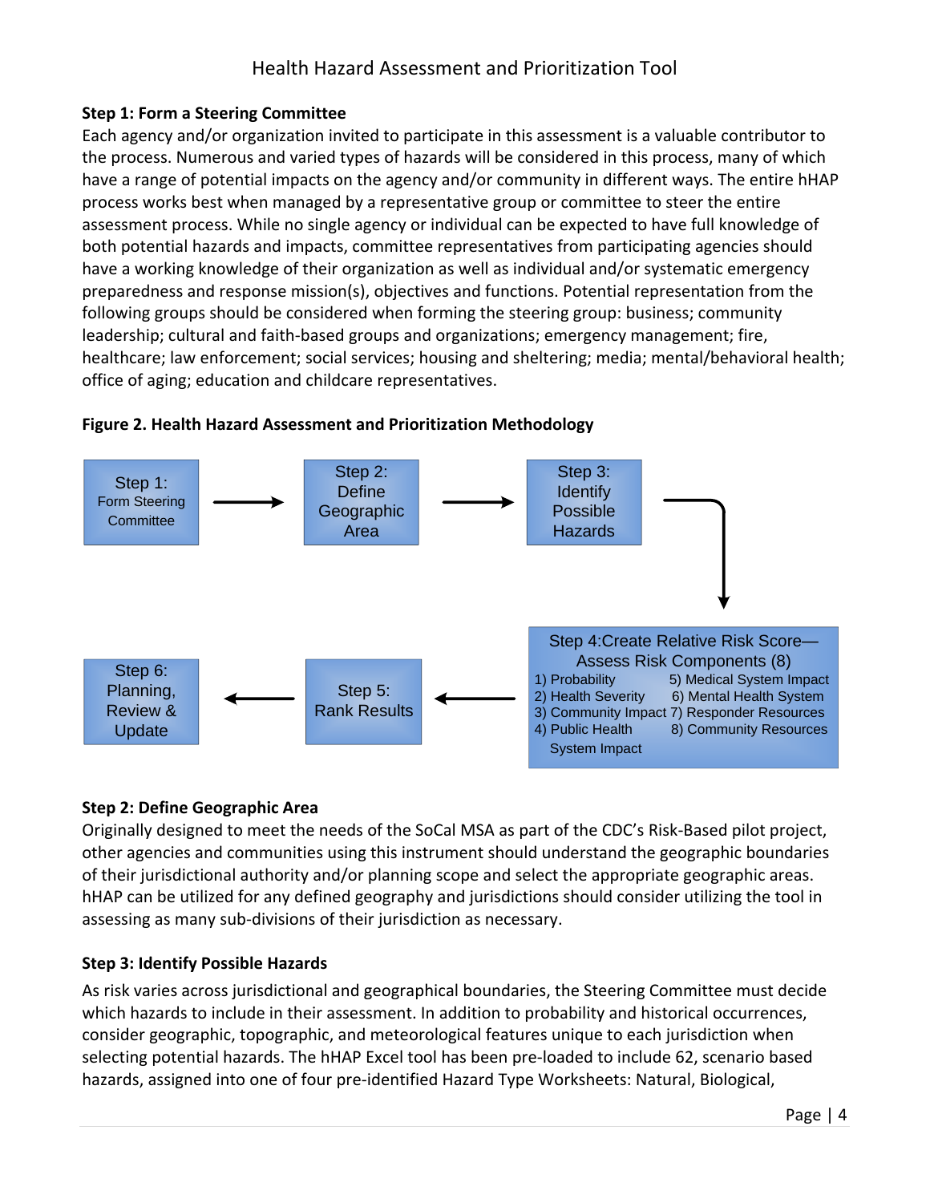### Step 1: Form a Steering Committee

Each agency and/or organization invited to participate in this assessment is a valuable contributor to the process. Numerous and varied types of hazards will be considered in this process, many of which have a range of potential impacts on the agency and/or community in different ways. The entire hHAP process works best when managed by a representative group or committee to steer the entire assessment process. While no single agency or individual can be expected to have full knowledge of both potential hazards and impacts, committee representatives from participating agencies should have a working knowledge of their organization as well as individual and/or systematic emergency preparedness and response mission(s), objectives and functions. Potential representation from the following groups should be considered when forming the steering group: business; community leadership; cultural and faith-based groups and organizations; emergency management; fire, healthcare; law enforcement; social services; housing and sheltering; media; mental/behavioral health; office of aging; education and childcare representatives.

**Figure 2. Health Hazard Assessment and Prioritization Methodology**

Step 1: Form Steering Committee → Step 2: Define Geographic Area → Step 3: Identify Possible Hazards → Step 4: Create Relative Risk Score—Assess Risk Components (8) → Step 5: Rank Results → Step 6: Planning, Review & Update

Step 4 Risk Components:
1) Probability
2) Health Severity
3) Community Impact
4) Public Health System Impact
5) Medical System Impact
6) Mental Health System
7) Responder Resources
8) Community Resources

### Step 2: Define Geographic Area

Originally designed to meet the needs of the SoCal MSA as part of the CDC's Risk-Based pilot project, other agencies and communities using this instrument should understand the geographic boundaries of their jurisdictional authority and/or planning scope and select the appropriate geographic areas. hHAP can be utilized for any defined geography and jurisdictions should consider utilizing the tool in assessing as many sub-divisions of their jurisdiction as necessary.

### Step 3: Identify Possible Hazards

As risk varies across jurisdictional and geographical boundaries, the Steering Committee must decide which hazards to include in their assessment. In addition to probability and historical occurrences, consider geographic, topographic, and meteorological features unique to each jurisdiction when selecting potential hazards. The hHAP Excel tool has been pre-loaded to include 62, scenario based hazards, assigned into one of four pre-identified Hazard Type Worksheets: Natural, Biological,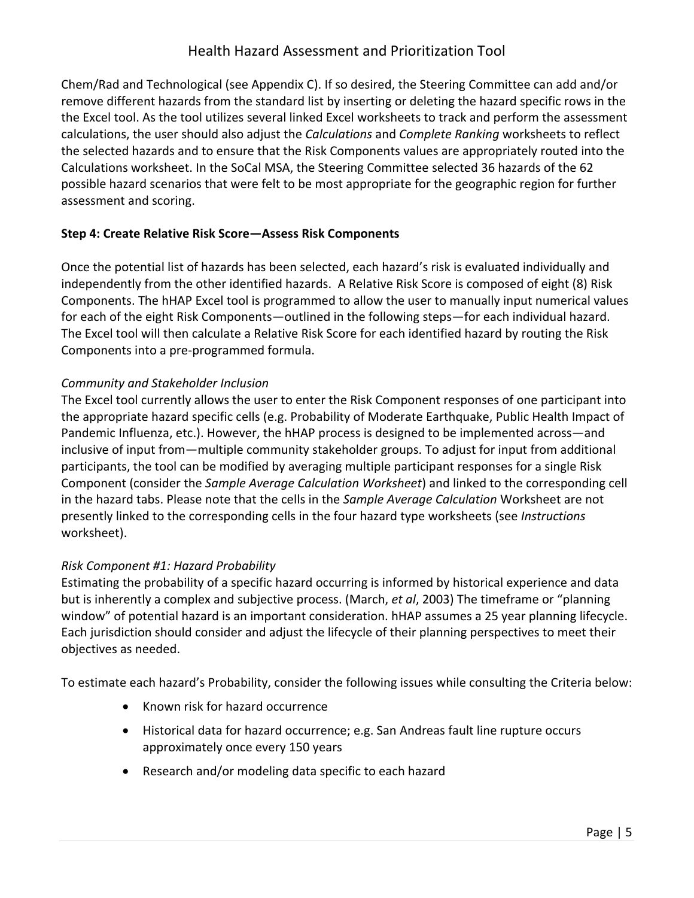Chem/Rad and Technological (see Appendix C). If so desired, the Steering Committee can add and/or remove different hazards from the standard list by inserting or deleting the hazard specific rows in the the Excel tool. As the tool utilizes several linked Excel worksheets to track and perform the assessment calculations, the user should also adjust the *Calculations* and *Complete Ranking* worksheets to reflect the selected hazards and to ensure that the Risk Components values are appropriately routed into the Calculations worksheet. In the SoCal MSA, the Steering Committee selected 36 hazards of the 62 possible hazard scenarios that were felt to be most appropriate for the geographic region for further assessment and scoring.

**Step 4: Create Relative Risk Score—Assess Risk Components**

Once the potential list of hazards has been selected, each hazard's risk is evaluated individually and independently from the other identified hazards. A Relative Risk Score is composed of eight (8) Risk Components. The hHAP Excel tool is programmed to allow the user to manually input numerical values for each of the eight Risk Components—outlined in the following steps—for each individual hazard. The Excel tool will then calculate a Relative Risk Score for each identified hazard by routing the Risk Components into a pre-programmed formula.

*Community and Stakeholder Inclusion*

The Excel tool currently allows the user to enter the Risk Component responses of one participant into the appropriate hazard specific cells (e.g. Probability of Moderate Earthquake, Public Health Impact of Pandemic Influenza, etc.). However, the hHAP process is designed to be implemented across—and inclusive of input from—multiple community stakeholder groups. To adjust for input from additional participants, the tool can be modified by averaging multiple participant responses for a single Risk Component (consider the *Sample Average Calculation Worksheet*) and linked to the corresponding cell in the hazard tabs. Please note that the cells in the *Sample Average Calculation* Worksheet are not presently linked to the corresponding cells in the four hazard type worksheets (see *Instructions* worksheet).

*Risk Component #1: Hazard Probability*

Estimating the probability of a specific hazard occurring is informed by historical experience and data but is inherently a complex and subjective process. (March, *et al*, 2003) The timeframe or "planning window" of potential hazard is an important consideration. hHAP assumes a 25 year planning lifecycle. Each jurisdiction should consider and adjust the lifecycle of their planning perspectives to meet their objectives as needed.

To estimate each hazard's Probability, consider the following issues while consulting the Criteria below:

- Known risk for hazard occurrence
- Historical data for hazard occurrence; e.g. San Andreas fault line rupture occurs approximately once every 150 years
- Research and/or modeling data specific to each hazard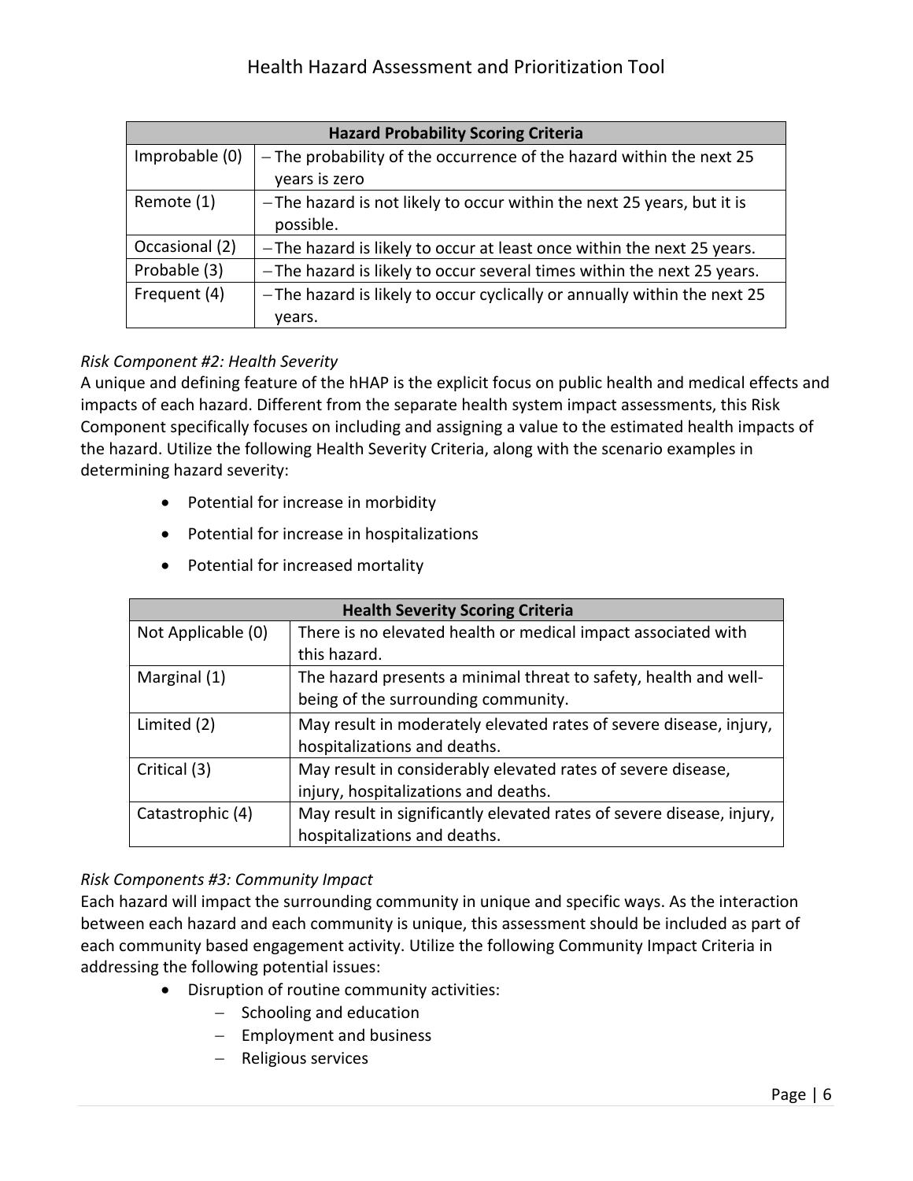| Hazard Probability Scoring Criteria | |
|---|---|
| Improbable (0) | – The probability of the occurrence of the hazard within the next 25 years is zero |
| Remote (1) | – The hazard is not likely to occur within the next 25 years, but it is possible. |
| Occasional (2) | – The hazard is likely to occur at least once within the next 25 years. |
| Probable (3) | – The hazard is likely to occur several times within the next 25 years. |
| Frequent (4) | – The hazard is likely to occur cyclically or annually within the next 25 years. |

*Risk Component #2: Health Severity*

A unique and defining feature of the hHAP is the explicit focus on public health and medical effects and impacts of each hazard. Different from the separate health system impact assessments, this Risk Component specifically focuses on including and assigning a value to the estimated health impacts of the hazard. Utilize the following Health Severity Criteria, along with the scenario examples in determining hazard severity:

- Potential for increase in morbidity
- Potential for increase in hospitalizations
- Potential for increased mortality

| Health Severity Scoring Criteria | |
|---|---|
| Not Applicable (0) | There is no elevated health or medical impact associated with this hazard. |
| Marginal (1) | The hazard presents a minimal threat to safety, health and well-being of the surrounding community. |
| Limited (2) | May result in moderately elevated rates of severe disease, injury, hospitalizations and deaths. |
| Critical (3) | May result in considerably elevated rates of severe disease, injury, hospitalizations and deaths. |
| Catastrophic (4) | May result in significantly elevated rates of severe disease, injury, hospitalizations and deaths. |

*Risk Components #3: Community Impact*

Each hazard will impact the surrounding community in unique and specific ways. As the interaction between each hazard and each community is unique, this assessment should be included as part of each community based engagement activity. Utilize the following Community Impact Criteria in addressing the following potential issues:

- Disruption of routine community activities:
  - Schooling and education
  - Employment and business
  - Religious services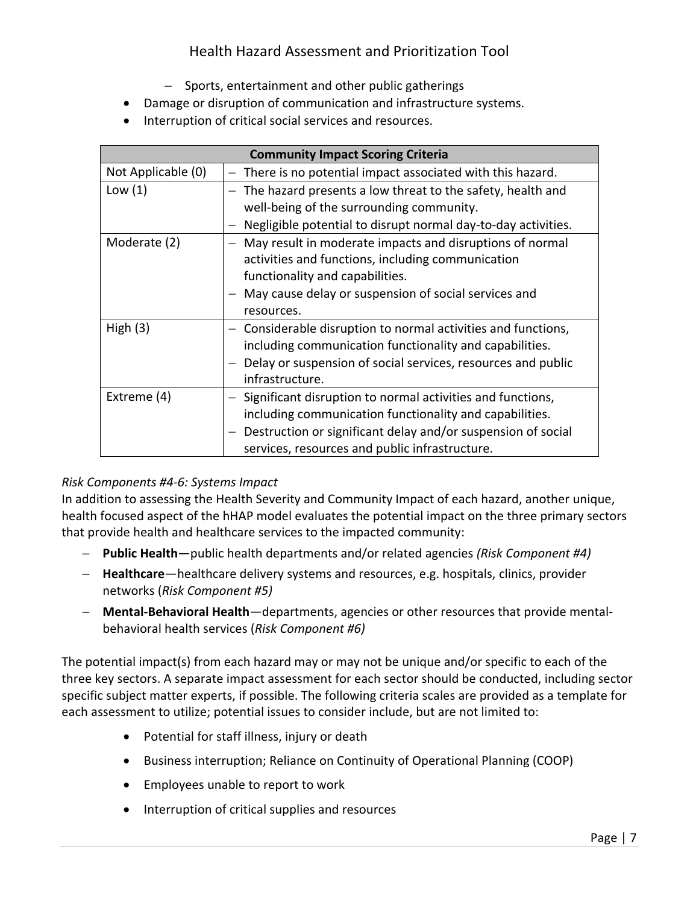- Sports, entertainment and other public gatherings
- Damage or disruption of communication and infrastructure systems.
- Interruption of critical social services and resources.

| Community Impact Scoring Criteria | |
|---|---|
| Not Applicable (0) | – There is no potential impact associated with this hazard. |
| Low (1) | – The hazard presents a low threat to the safety, health and well-being of the surrounding community.<br>– Negligible potential to disrupt normal day-to-day activities. |
| Moderate (2) | – May result in moderate impacts and disruptions of normal activities and functions, including communication functionality and capabilities.<br>– May cause delay or suspension of social services and resources. |
| High (3) | – Considerable disruption to normal activities and functions, including communication functionality and capabilities.<br>– Delay or suspension of social services, resources and public infrastructure. |
| Extreme (4) | – Significant disruption to normal activities and functions, including communication functionality and capabilities.<br>– Destruction or significant delay and/or suspension of social services, resources and public infrastructure. |

*Risk Components #4-6: Systems Impact*

In addition to assessing the Health Severity and Community Impact of each hazard, another unique, health focused aspect of the hHAP model evaluates the potential impact on the three primary sectors that provide health and healthcare services to the impacted community:

- **Public Health**—public health departments and/or related agencies *(Risk Component #4)*
- **Healthcare**—healthcare delivery systems and resources, e.g. hospitals, clinics, provider networks (*Risk Component #5)*
- **Mental-Behavioral Health**—departments, agencies or other resources that provide mental-behavioral health services (*Risk Component #6)*

The potential impact(s) from each hazard may or may not be unique and/or specific to each of the three key sectors. A separate impact assessment for each sector should be conducted, including sector specific subject matter experts, if possible. The following criteria scales are provided as a template for each assessment to utilize; potential issues to consider include, but are not limited to:

- Potential for staff illness, injury or death
- Business interruption; Reliance on Continuity of Operational Planning (COOP)
- Employees unable to report to work
- Interruption of critical supplies and resources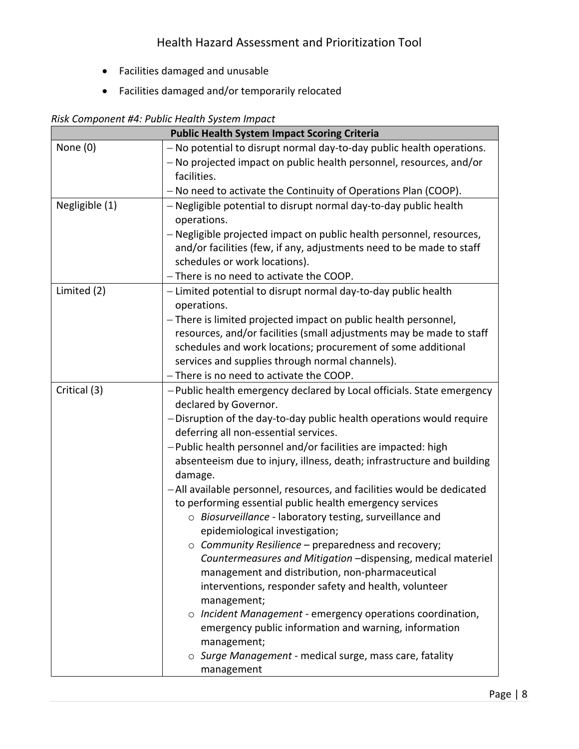- Facilities damaged and unusable
- Facilities damaged and/or temporarily relocated

*Risk Component #4: Public Health System Impact*

| Public Health System Impact Scoring Criteria | |
|---|---|
| None (0) | – No potential to disrupt normal day-to-day public health operations.<br>– No projected impact on public health personnel, resources, and/or facilities.<br>– No need to activate the Continuity of Operations Plan (COOP). |
| Negligible (1) | – Negligible potential to disrupt normal day-to-day public health operations.<br>– Negligible projected impact on public health personnel, resources, and/or facilities (few, if any, adjustments need to be made to staff schedules or work locations).<br>– There is no need to activate the COOP. |
| Limited (2) | – Limited potential to disrupt normal day-to-day public health operations.<br>– There is limited projected impact on public health personnel, resources, and/or facilities (small adjustments may be made to staff schedules and work locations; procurement of some additional services and supplies through normal channels).<br>– There is no need to activate the COOP. |
| Critical (3) | – Public health emergency declared by Local officials. State emergency declared by Governor.<br>– Disruption of the day-to-day public health operations would require deferring all non-essential services.<br>– Public health personnel and/or facilities are impacted: high absenteeism due to injury, illness, death; infrastructure and building damage.<br>– All available personnel, resources, and facilities would be dedicated to performing essential public health emergency services<br>○ *Biosurveillance* - laboratory testing, surveillance and epidemiological investigation;<br>○ *Community Resilience* – preparedness and recovery; *Countermeasures and Mitigation* –dispensing, medical materiel management and distribution, non-pharmaceutical interventions, responder safety and health, volunteer management;<br>○ *Incident Management* - emergency operations coordination, emergency public information and warning, information management;<br>○ *Surge Management* - medical surge, mass care, fatality management |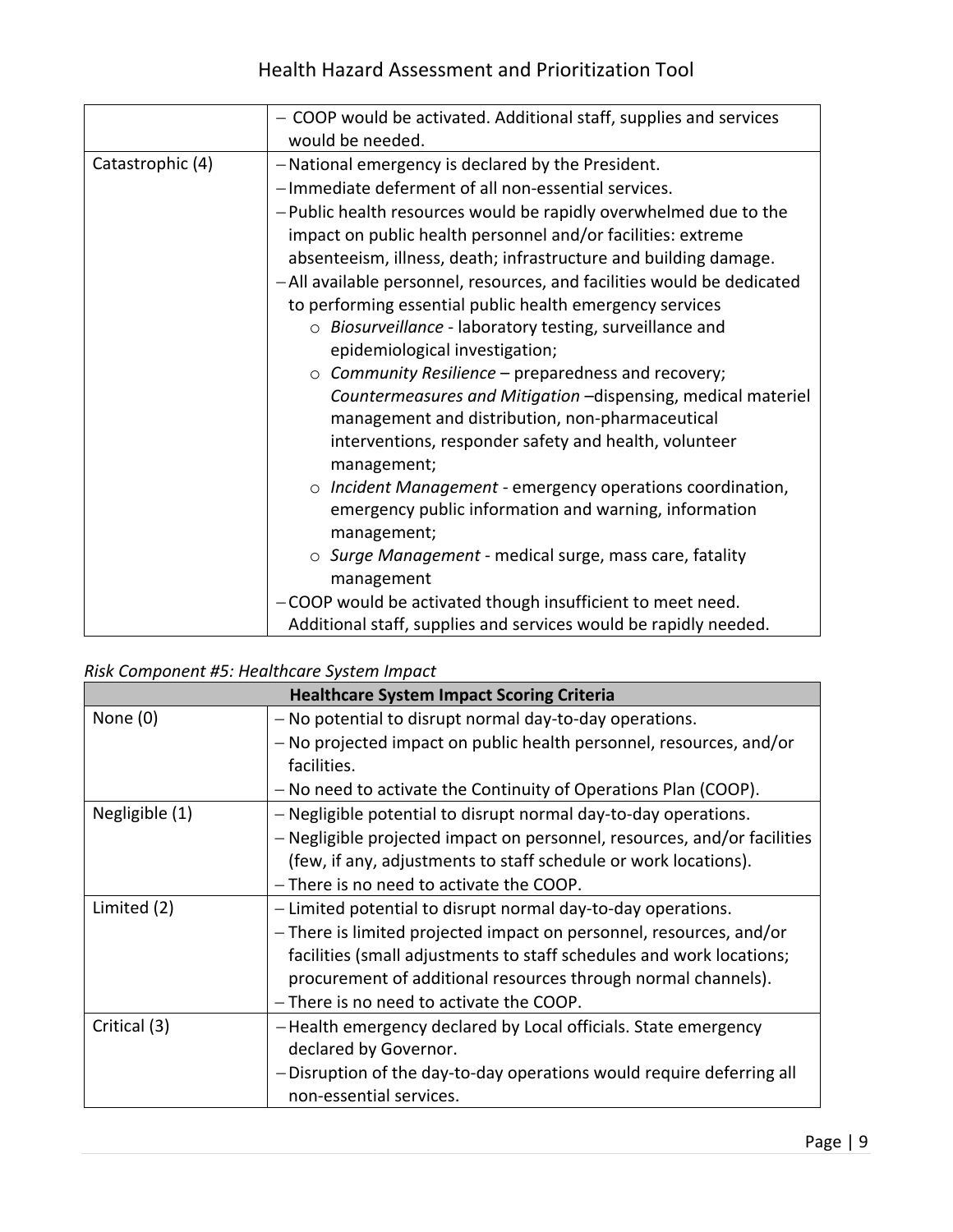| | |
|---|---|
| | – COOP would be activated. Additional staff, supplies and services would be needed. |
| Catastrophic (4) | – National emergency is declared by the President.<br>– Immediate deferment of all non-essential services.<br>– Public health resources would be rapidly overwhelmed due to the impact on public health personnel and/or facilities: extreme absenteeism, illness, death; infrastructure and building damage.<br>– All available personnel, resources, and facilities would be dedicated to performing essential public health emergency services<br>o *Biosurveillance* - laboratory testing, surveillance and epidemiological investigation;<br>o *Community Resilience* – preparedness and recovery; *Countermeasures and Mitigation* –dispensing, medical materiel management and distribution, non-pharmaceutical interventions, responder safety and health, volunteer management;<br>o *Incident Management* - emergency operations coordination, emergency public information and warning, information management;<br>o *Surge Management* - medical surge, mass care, fatality management<br>– COOP would be activated though insufficient to meet need. Additional staff, supplies and services would be rapidly needed. |

*Risk Component #5: Healthcare System Impact*

| **Healthcare System Impact Scoring Criteria** | |
|---|---|
| None (0) | – No potential to disrupt normal day-to-day operations.<br>– No projected impact on public health personnel, resources, and/or facilities.<br>– No need to activate the Continuity of Operations Plan (COOP). |
| Negligible (1) | – Negligible potential to disrupt normal day-to-day operations.<br>– Negligible projected impact on personnel, resources, and/or facilities (few, if any, adjustments to staff schedule or work locations).<br>– There is no need to activate the COOP. |
| Limited (2) | – Limited potential to disrupt normal day-to-day operations.<br>– There is limited projected impact on personnel, resources, and/or facilities (small adjustments to staff schedules and work locations; procurement of additional resources through normal channels).<br>– There is no need to activate the COOP. |
| Critical (3) | – Health emergency declared by Local officials. State emergency declared by Governor.<br>– Disruption of the day-to-day operations would require deferring all non-essential services. |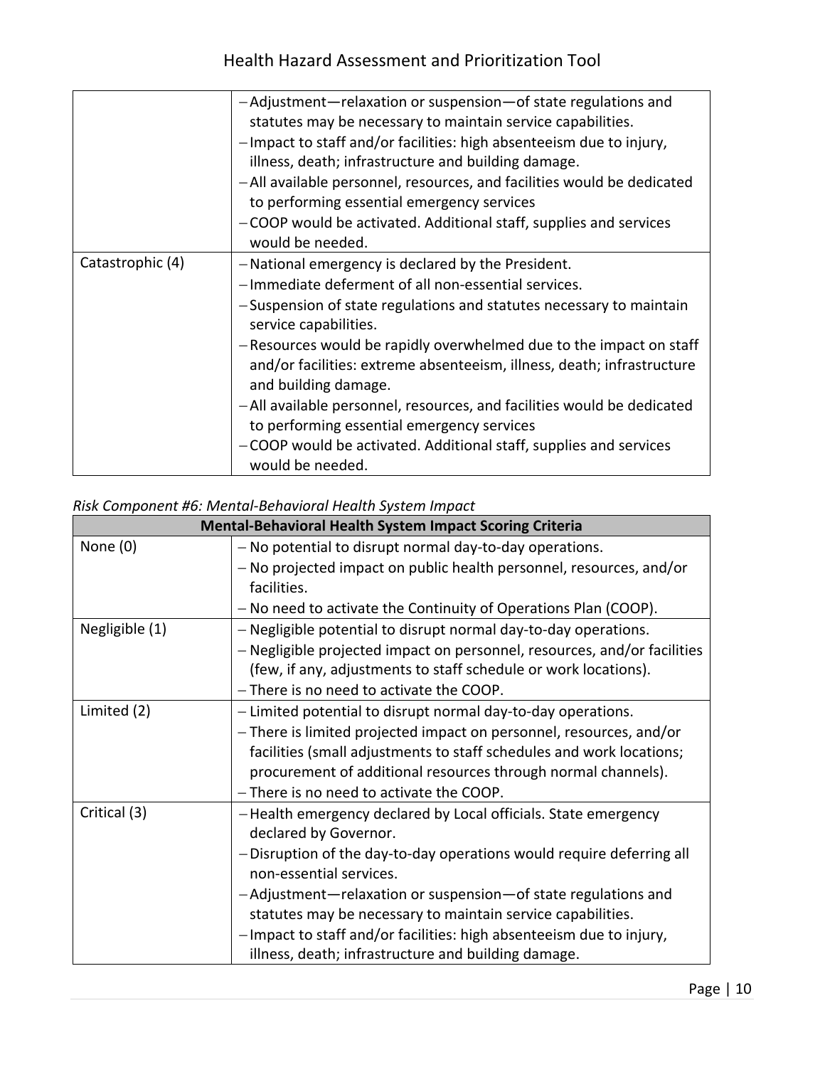| | |
|---|---|
| | – Adjustment—relaxation or suspension—of state regulations and statutes may be necessary to maintain service capabilities.<br>– Impact to staff and/or facilities: high absenteeism due to injury, illness, death; infrastructure and building damage.<br>– All available personnel, resources, and facilities would be dedicated to performing essential emergency services<br>– COOP would be activated. Additional staff, supplies and services would be needed. |
| Catastrophic (4) | – National emergency is declared by the President.<br>– Immediate deferment of all non-essential services.<br>– Suspension of state regulations and statutes necessary to maintain service capabilities.<br>– Resources would be rapidly overwhelmed due to the impact on staff and/or facilities: extreme absenteeism, illness, death; infrastructure and building damage.<br>– All available personnel, resources, and facilities would be dedicated to performing essential emergency services<br>– COOP would be activated. Additional staff, supplies and services would be needed. |

*Risk Component #6: Mental-Behavioral Health System Impact*

| **Mental-Behavioral Health System Impact Scoring Criteria** | |
|---|---|
| None (0) | – No potential to disrupt normal day-to-day operations.<br>– No projected impact on public health personnel, resources, and/or facilities.<br>– No need to activate the Continuity of Operations Plan (COOP). |
| Negligible (1) | – Negligible potential to disrupt normal day-to-day operations.<br>– Negligible projected impact on personnel, resources, and/or facilities (few, if any, adjustments to staff schedule or work locations).<br>– There is no need to activate the COOP. |
| Limited (2) | – Limited potential to disrupt normal day-to-day operations.<br>– There is limited projected impact on personnel, resources, and/or facilities (small adjustments to staff schedules and work locations; procurement of additional resources through normal channels).<br>– There is no need to activate the COOP. |
| Critical (3) | – Health emergency declared by Local officials. State emergency declared by Governor.<br>– Disruption of the day-to-day operations would require deferring all non-essential services.<br>– Adjustment—relaxation or suspension—of state regulations and statutes may be necessary to maintain service capabilities.<br>– Impact to staff and/or facilities: high absenteeism due to injury, illness, death; infrastructure and building damage. |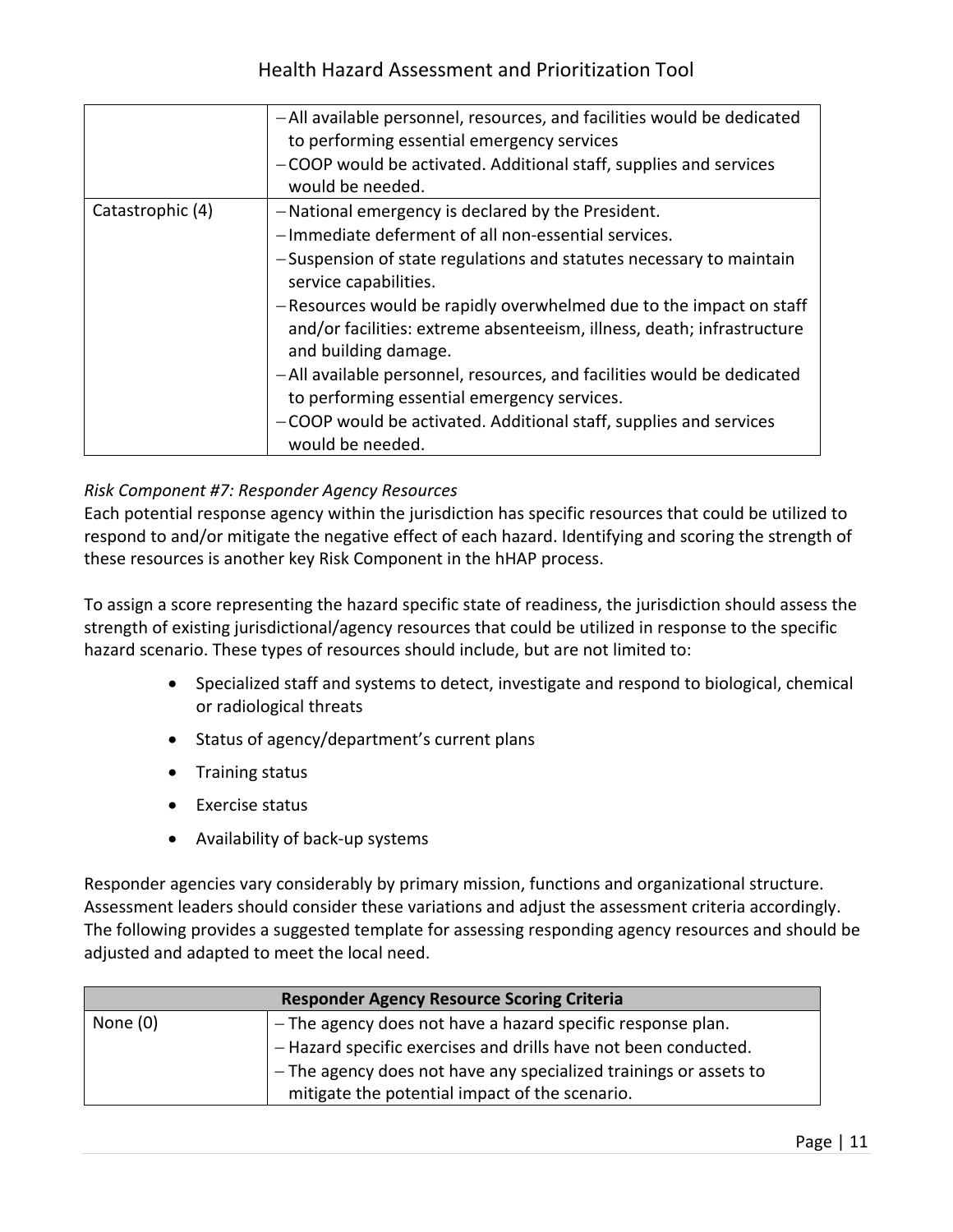| | |
|---|---|
| | – All available personnel, resources, and facilities would be dedicated to performing essential emergency services<br>– COOP would be activated. Additional staff, supplies and services would be needed. |
| Catastrophic (4) | – National emergency is declared by the President.<br>– Immediate deferment of all non-essential services.<br>– Suspension of state regulations and statutes necessary to maintain service capabilities.<br>– Resources would be rapidly overwhelmed due to the impact on staff and/or facilities: extreme absenteeism, illness, death; infrastructure and building damage.<br>– All available personnel, resources, and facilities would be dedicated to performing essential emergency services.<br>– COOP would be activated. Additional staff, supplies and services would be needed. |

*Risk Component #7: Responder Agency Resources*

Each potential response agency within the jurisdiction has specific resources that could be utilized to respond to and/or mitigate the negative effect of each hazard. Identifying and scoring the strength of these resources is another key Risk Component in the hHAP process.

To assign a score representing the hazard specific state of readiness, the jurisdiction should assess the strength of existing jurisdictional/agency resources that could be utilized in response to the specific hazard scenario. These types of resources should include, but are not limited to:

- Specialized staff and systems to detect, investigate and respond to biological, chemical or radiological threats
- Status of agency/department's current plans
- Training status
- Exercise status
- Availability of back-up systems

Responder agencies vary considerably by primary mission, functions and organizational structure. Assessment leaders should consider these variations and adjust the assessment criteria accordingly. The following provides a suggested template for assessing responding agency resources and should be adjusted and adapted to meet the local need.

| **Responder Agency Resource Scoring Criteria** | |
|---|---|
| None (0) | – The agency does not have a hazard specific response plan.<br>– Hazard specific exercises and drills have not been conducted.<br>– The agency does not have any specialized trainings or assets to mitigate the potential impact of the scenario. |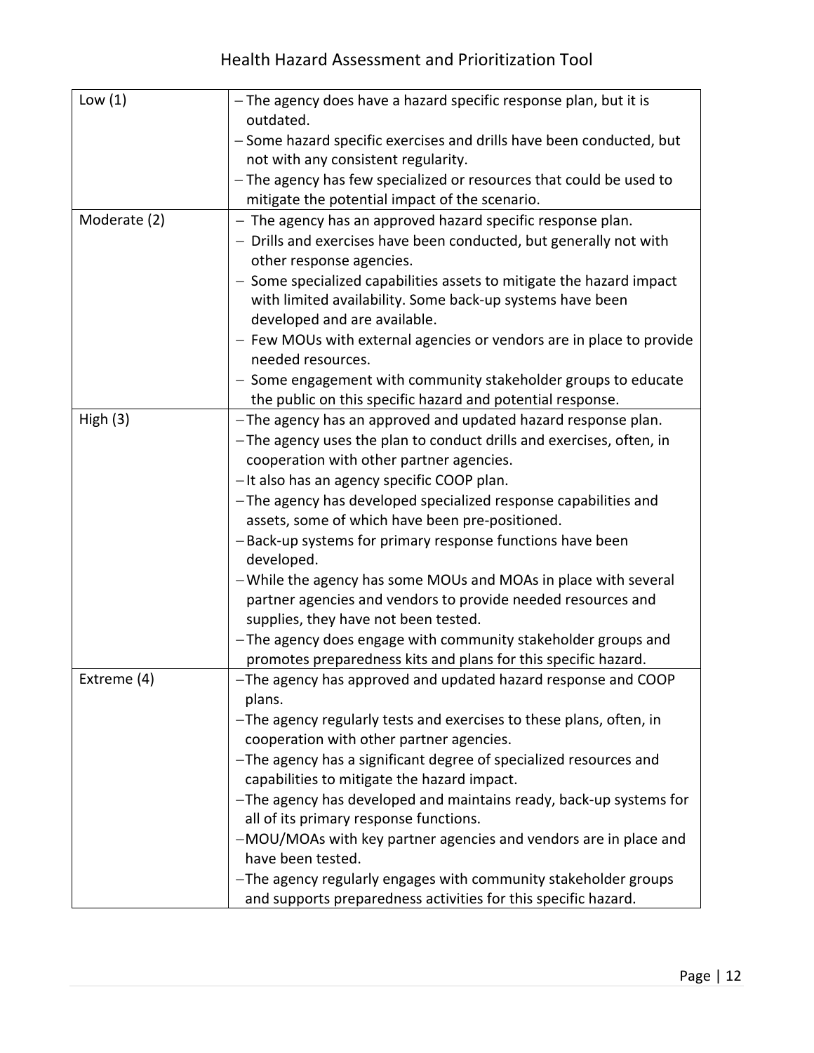| | |
|---|---|
| Low (1) | – The agency does have a hazard specific response plan, but it is outdated.<br>– Some hazard specific exercises and drills have been conducted, but not with any consistent regularity.<br>– The agency has few specialized or resources that could be used to mitigate the potential impact of the scenario. |
| Moderate (2) | – The agency has an approved hazard specific response plan.<br>– Drills and exercises have been conducted, but generally not with other response agencies.<br>– Some specialized capabilities assets to mitigate the hazard impact with limited availability. Some back-up systems have been developed and are available.<br>– Few MOUs with external agencies or vendors are in place to provide needed resources.<br>– Some engagement with community stakeholder groups to educate the public on this specific hazard and potential response. |
| High (3) | – The agency has an approved and updated hazard response plan.<br>– The agency uses the plan to conduct drills and exercises, often, in cooperation with other partner agencies.<br>– It also has an agency specific COOP plan.<br>– The agency has developed specialized response capabilities and assets, some of which have been pre-positioned.<br>– Back-up systems for primary response functions have been developed.<br>– While the agency has some MOUs and MOAs in place with several partner agencies and vendors to provide needed resources and supplies, they have not been tested.<br>– The agency does engage with community stakeholder groups and promotes preparedness kits and plans for this specific hazard. |
| Extreme (4) | – The agency has approved and updated hazard response and COOP plans.<br>– The agency regularly tests and exercises to these plans, often, in cooperation with other partner agencies.<br>– The agency has a significant degree of specialized resources and capabilities to mitigate the hazard impact.<br>– The agency has developed and maintains ready, back-up systems for all of its primary response functions.<br>– MOU/MOAs with key partner agencies and vendors are in place and have been tested.<br>– The agency regularly engages with community stakeholder groups and supports preparedness activities for this specific hazard. |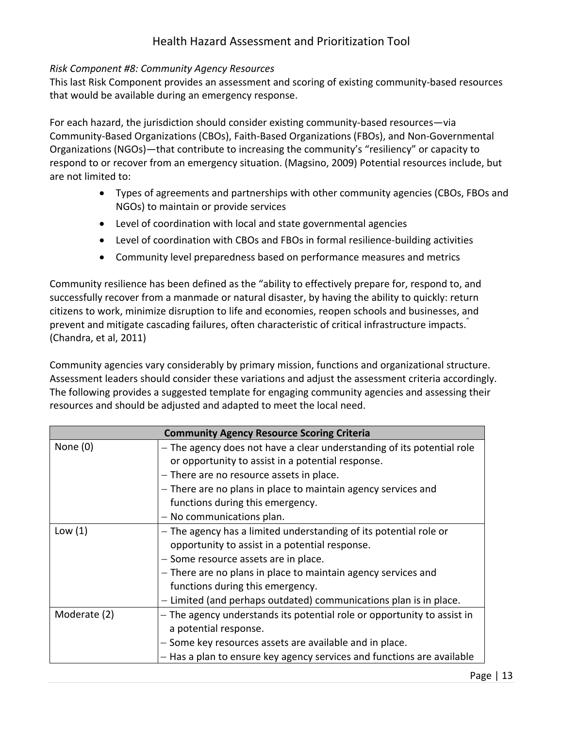*Risk Component #8: Community Agency Resources*

This last Risk Component provides an assessment and scoring of existing community-based resources that would be available during an emergency response.

For each hazard, the jurisdiction should consider existing community-based resources—via Community-Based Organizations (CBOs), Faith-Based Organizations (FBOs), and Non-Governmental Organizations (NGOs)—that contribute to increasing the community's "resiliency" or capacity to respond to or recover from an emergency situation. (Magsino, 2009) Potential resources include, but are not limited to:

- Types of agreements and partnerships with other community agencies (CBOs, FBOs and NGOs) to maintain or provide services
- Level of coordination with local and state governmental agencies
- Level of coordination with CBOs and FBOs in formal resilience-building activities
- Community level preparedness based on performance measures and metrics

Community resilience has been defined as the "ability to effectively prepare for, respond to, and successfully recover from a manmade or natural disaster, by having the ability to quickly: return citizens to work, minimize disruption to life and economies, reopen schools and businesses, and prevent and mitigate cascading failures, often characteristic of critical infrastructure impacts." (Chandra, et al, 2011)

Community agencies vary considerably by primary mission, functions and organizational structure. Assessment leaders should consider these variations and adjust the assessment criteria accordingly. The following provides a suggested template for engaging community agencies and assessing their resources and should be adjusted and adapted to meet the local need.

| Community Agency Resource Scoring Criteria | |
|---|---|
| None (0) | – The agency does not have a clear understanding of its potential role or opportunity to assist in a potential response.<br>– There are no resource assets in place.<br>– There are no plans in place to maintain agency services and functions during this emergency.<br>– No communications plan. |
| Low (1) | – The agency has a limited understanding of its potential role or opportunity to assist in a potential response.<br>– Some resource assets are in place.<br>– There are no plans in place to maintain agency services and functions during this emergency.<br>– Limited (and perhaps outdated) communications plan is in place. |
| Moderate (2) | – The agency understands its potential role or opportunity to assist in a potential response.<br>– Some key resources assets are available and in place.<br>– Has a plan to ensure key agency services and functions are available |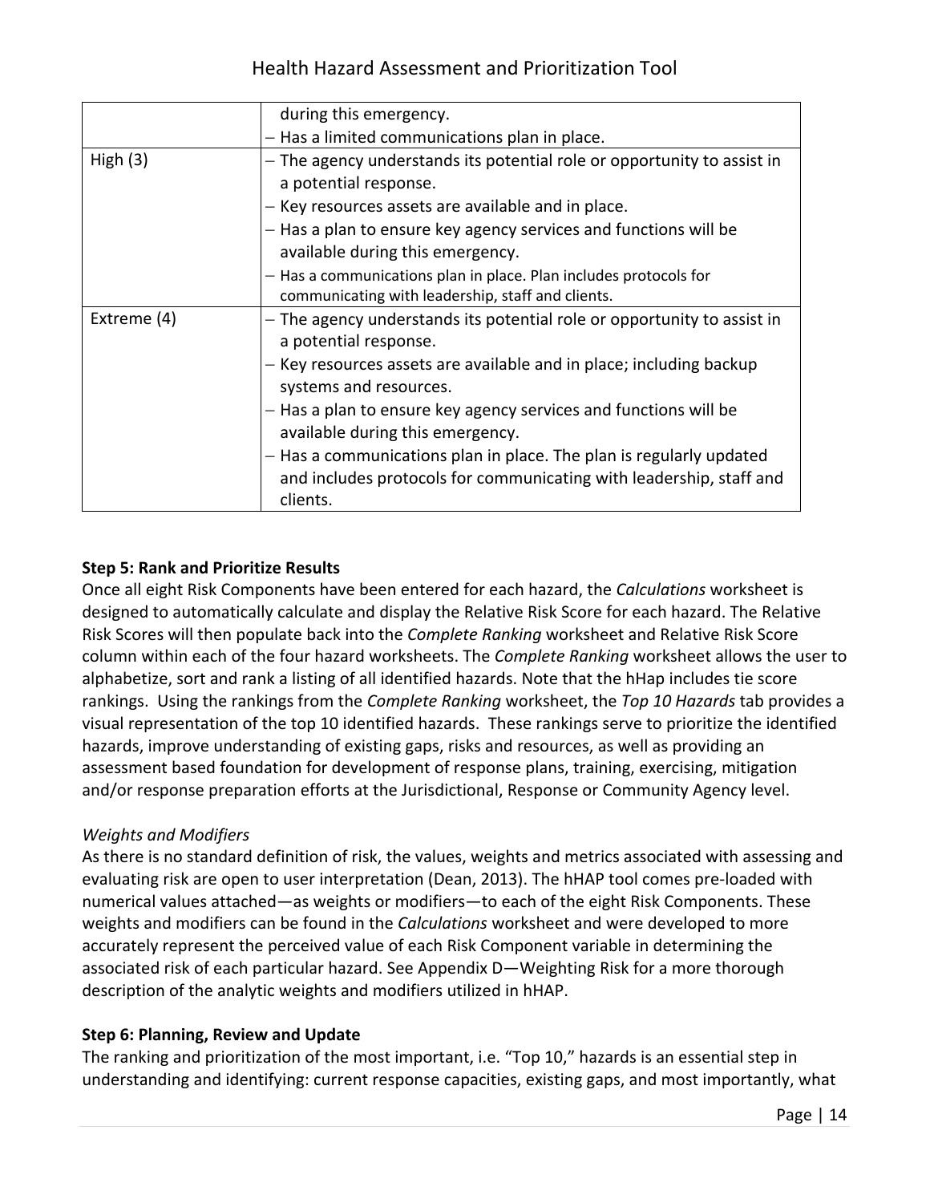| | |
|---|---|
| | during this emergency.<br>– Has a limited communications plan in place. |
| High (3) | – The agency understands its potential role or opportunity to assist in a potential response.<br>– Key resources assets are available and in place.<br>– Has a plan to ensure key agency services and functions will be available during this emergency.<br>– Has a communications plan in place. Plan includes protocols for communicating with leadership, staff and clients. |
| Extreme (4) | – The agency understands its potential role or opportunity to assist in a potential response.<br>– Key resources assets are available and in place; including backup systems and resources.<br>– Has a plan to ensure key agency services and functions will be available during this emergency.<br>– Has a communications plan in place. The plan is regularly updated and includes protocols for communicating with leadership, staff and clients. |

**Step 5: Rank and Prioritize Results**

Once all eight Risk Components have been entered for each hazard, the *Calculations* worksheet is designed to automatically calculate and display the Relative Risk Score for each hazard. The Relative Risk Scores will then populate back into the *Complete Ranking* worksheet and Relative Risk Score column within each of the four hazard worksheets. The *Complete Ranking* worksheet allows the user to alphabetize, sort and rank a listing of all identified hazards. Note that the hHap includes tie score rankings. Using the rankings from the *Complete Ranking* worksheet, the *Top 10 Hazards* tab provides a visual representation of the top 10 identified hazards. These rankings serve to prioritize the identified hazards, improve understanding of existing gaps, risks and resources, as well as providing an assessment based foundation for development of response plans, training, exercising, mitigation and/or response preparation efforts at the Jurisdictional, Response or Community Agency level.

*Weights and Modifiers*

As there is no standard definition of risk, the values, weights and metrics associated with assessing and evaluating risk are open to user interpretation (Dean, 2013). The hHAP tool comes pre-loaded with numerical values attached—as weights or modifiers—to each of the eight Risk Components. These weights and modifiers can be found in the *Calculations* worksheet and were developed to more accurately represent the perceived value of each Risk Component variable in determining the associated risk of each particular hazard. See Appendix D—Weighting Risk for a more thorough description of the analytic weights and modifiers utilized in hHAP.

**Step 6: Planning, Review and Update**

The ranking and prioritization of the most important, i.e. "Top 10," hazards is an essential step in understanding and identifying: current response capacities, existing gaps, and most importantly, what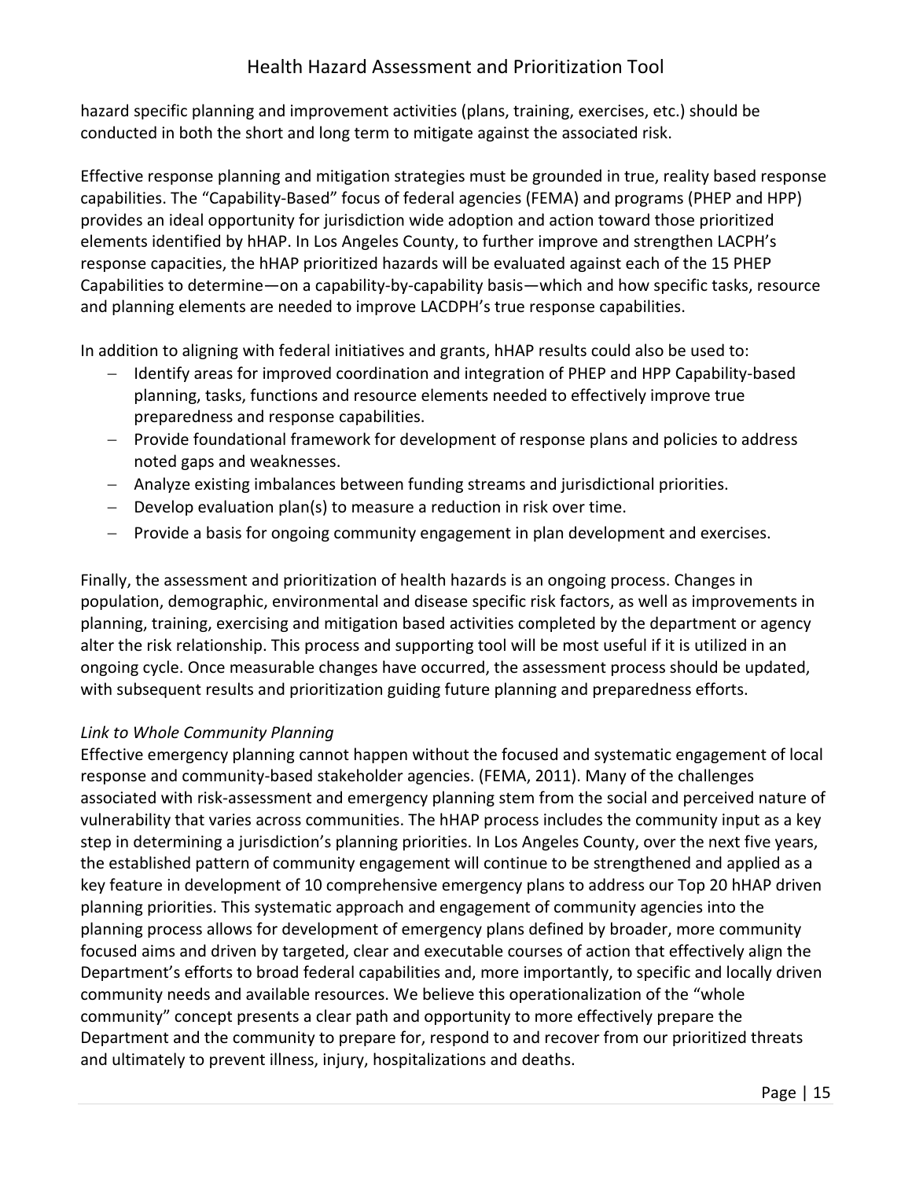hazard specific planning and improvement activities (plans, training, exercises, etc.) should be conducted in both the short and long term to mitigate against the associated risk.

Effective response planning and mitigation strategies must be grounded in true, reality based response capabilities. The "Capability-Based" focus of federal agencies (FEMA) and programs (PHEP and HPP) provides an ideal opportunity for jurisdiction wide adoption and action toward those prioritized elements identified by hHAP. In Los Angeles County, to further improve and strengthen LACPH's response capacities, the hHAP prioritized hazards will be evaluated against each of the 15 PHEP Capabilities to determine—on a capability-by-capability basis—which and how specific tasks, resource and planning elements are needed to improve LACDPH's true response capabilities.

In addition to aligning with federal initiatives and grants, hHAP results could also be used to:

- Identify areas for improved coordination and integration of PHEP and HPP Capability-based planning, tasks, functions and resource elements needed to effectively improve true preparedness and response capabilities.
- Provide foundational framework for development of response plans and policies to address noted gaps and weaknesses.
- Analyze existing imbalances between funding streams and jurisdictional priorities.
- Develop evaluation plan(s) to measure a reduction in risk over time.
- Provide a basis for ongoing community engagement in plan development and exercises.

Finally, the assessment and prioritization of health hazards is an ongoing process. Changes in population, demographic, environmental and disease specific risk factors, as well as improvements in planning, training, exercising and mitigation based activities completed by the department or agency alter the risk relationship. This process and supporting tool will be most useful if it is utilized in an ongoing cycle. Once measurable changes have occurred, the assessment process should be updated, with subsequent results and prioritization guiding future planning and preparedness efforts.

*Link to Whole Community Planning*

Effective emergency planning cannot happen without the focused and systematic engagement of local response and community-based stakeholder agencies. (FEMA, 2011). Many of the challenges associated with risk-assessment and emergency planning stem from the social and perceived nature of vulnerability that varies across communities. The hHAP process includes the community input as a key step in determining a jurisdiction's planning priorities. In Los Angeles County, over the next five years, the established pattern of community engagement will continue to be strengthened and applied as a key feature in development of 10 comprehensive emergency plans to address our Top 20 hHAP driven planning priorities. This systematic approach and engagement of community agencies into the planning process allows for development of emergency plans defined by broader, more community focused aims and driven by targeted, clear and executable courses of action that effectively align the Department's efforts to broad federal capabilities and, more importantly, to specific and locally driven community needs and available resources. We believe this operationalization of the "whole community" concept presents a clear path and opportunity to more effectively prepare the Department and the community to prepare for, respond to and recover from our prioritized threats and ultimately to prevent illness, injury, hospitalizations and deaths.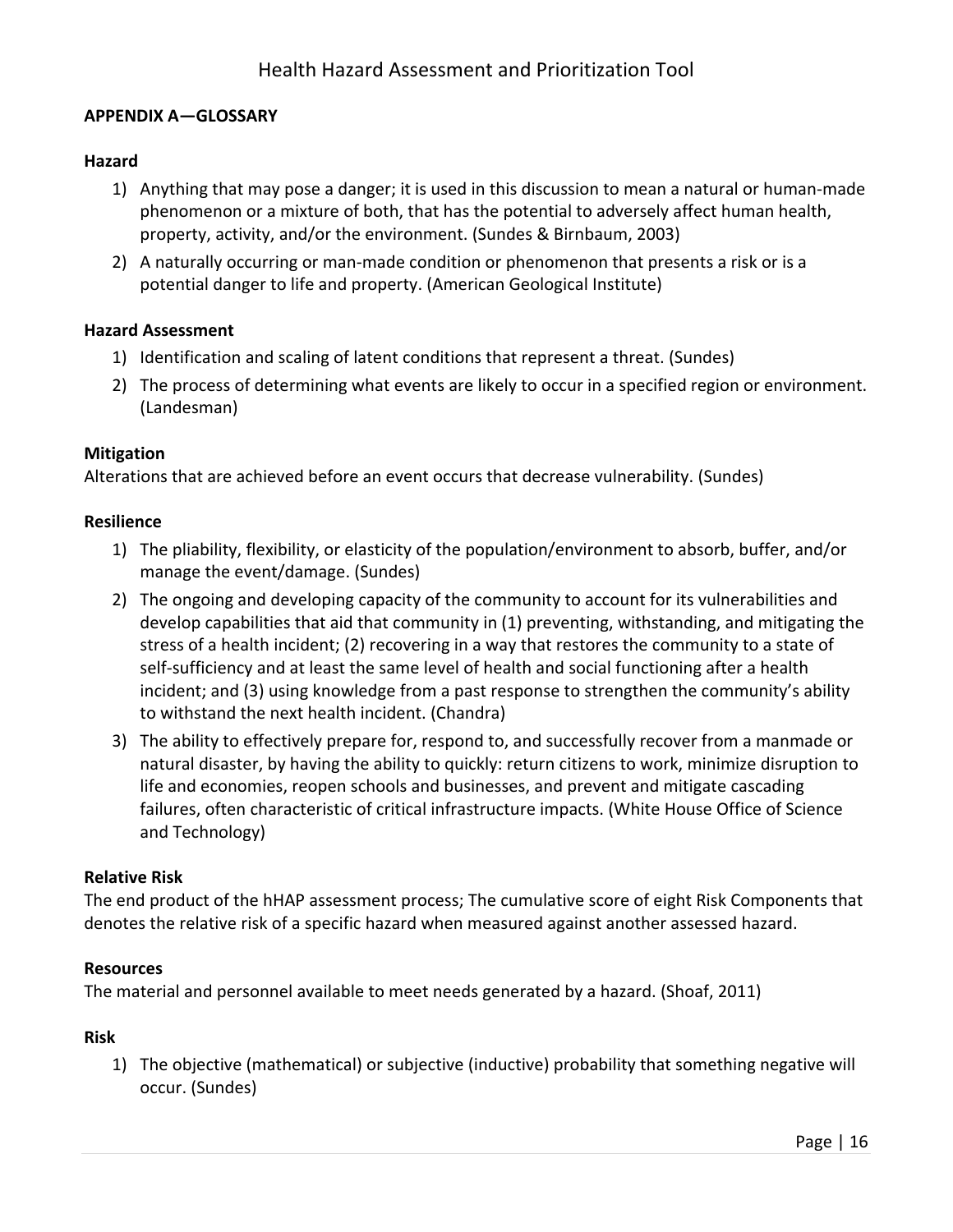## APPENDIX A—GLOSSARY

### Hazard

1) Anything that may pose a danger; it is used in this discussion to mean a natural or human-made phenomenon or a mixture of both, that has the potential to adversely affect human health, property, activity, and/or the environment. (Sundes & Birnbaum, 2003)
2) A naturally occurring or man-made condition or phenomenon that presents a risk or is a potential danger to life and property. (American Geological Institute)

### Hazard Assessment

1) Identification and scaling of latent conditions that represent a threat. (Sundes)
2) The process of determining what events are likely to occur in a specified region or environment. (Landesman)

### Mitigation

Alterations that are achieved before an event occurs that decrease vulnerability. (Sundes)

### Resilience

1) The pliability, flexibility, or elasticity of the population/environment to absorb, buffer, and/or manage the event/damage. (Sundes)
2) The ongoing and developing capacity of the community to account for its vulnerabilities and develop capabilities that aid that community in (1) preventing, withstanding, and mitigating the stress of a health incident; (2) recovering in a way that restores the community to a state of self-sufficiency and at least the same level of health and social functioning after a health incident; and (3) using knowledge from a past response to strengthen the community's ability to withstand the next health incident. (Chandra)
3) The ability to effectively prepare for, respond to, and successfully recover from a manmade or natural disaster, by having the ability to quickly: return citizens to work, minimize disruption to life and economies, reopen schools and businesses, and prevent and mitigate cascading failures, often characteristic of critical infrastructure impacts. (White House Office of Science and Technology)

### Relative Risk

The end product of the hHAP assessment process; The cumulative score of eight Risk Components that denotes the relative risk of a specific hazard when measured against another assessed hazard.

### Resources

The material and personnel available to meet needs generated by a hazard. (Shoaf, 2011)

### Risk

1) The objective (mathematical) or subjective (inductive) probability that something negative will occur. (Sundes)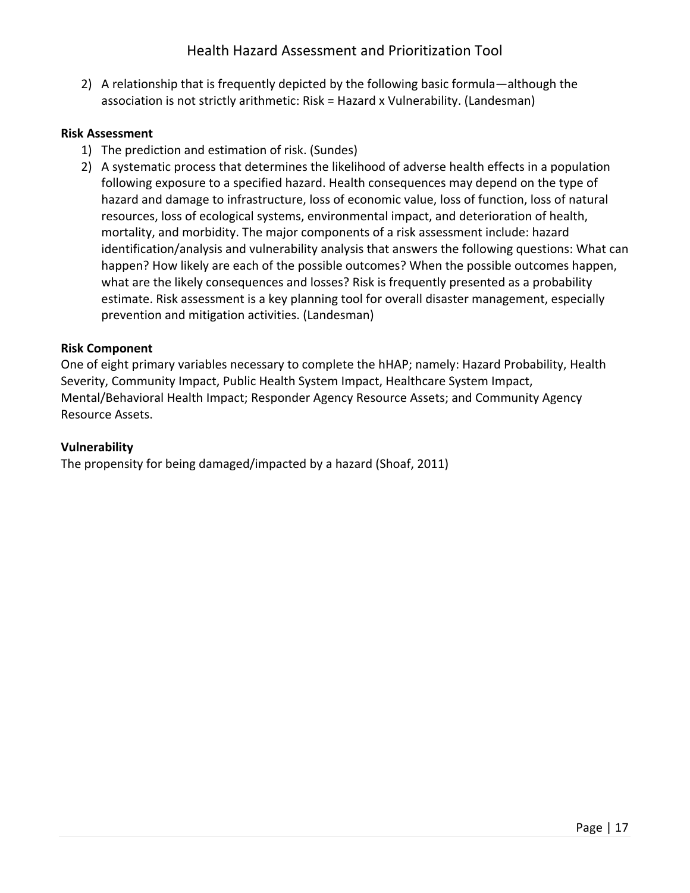2) A relationship that is frequently depicted by the following basic formula—although the association is not strictly arithmetic: Risk = Hazard x Vulnerability. (Landesman)

**Risk Assessment**

1) The prediction and estimation of risk. (Sundes)
2) A systematic process that determines the likelihood of adverse health effects in a population following exposure to a specified hazard. Health consequences may depend on the type of hazard and damage to infrastructure, loss of economic value, loss of function, loss of natural resources, loss of ecological systems, environmental impact, and deterioration of health, mortality, and morbidity. The major components of a risk assessment include: hazard identification/analysis and vulnerability analysis that answers the following questions: What can happen? How likely are each of the possible outcomes? When the possible outcomes happen, what are the likely consequences and losses? Risk is frequently presented as a probability estimate. Risk assessment is a key planning tool for overall disaster management, especially prevention and mitigation activities. (Landesman)

**Risk Component**

One of eight primary variables necessary to complete the hHAP; namely: Hazard Probability, Health Severity, Community Impact, Public Health System Impact, Healthcare System Impact, Mental/Behavioral Health Impact; Responder Agency Resource Assets; and Community Agency Resource Assets.

**Vulnerability**

The propensity for being damaged/impacted by a hazard (Shoaf, 2011)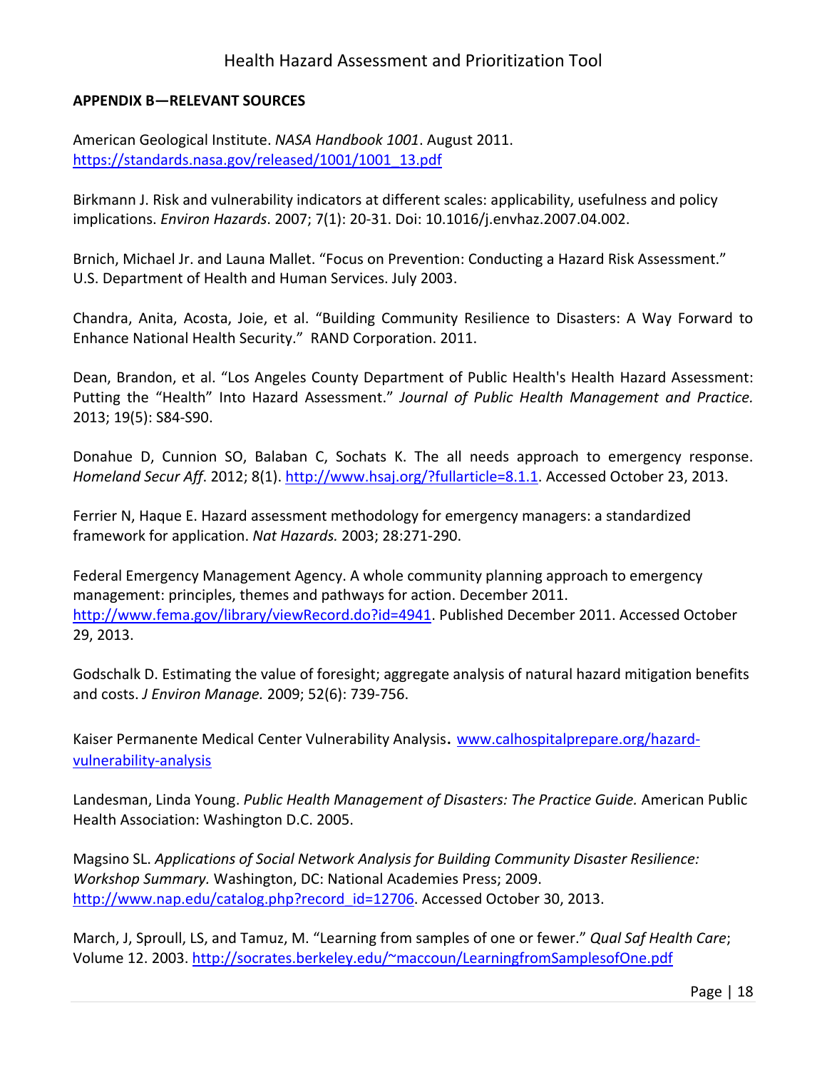**APPENDIX B—RELEVANT SOURCES**

American Geological Institute. *NASA Handbook 1001*. August 2011. https://standards.nasa.gov/released/1001/1001_13.pdf

Birkmann J. Risk and vulnerability indicators at different scales: applicability, usefulness and policy implications. *Environ Hazards*. 2007; 7(1): 20-31. Doi: 10.1016/j.envhaz.2007.04.002.

Brnich, Michael Jr. and Launa Mallet. "Focus on Prevention: Conducting a Hazard Risk Assessment." U.S. Department of Health and Human Services. July 2003.

Chandra, Anita, Acosta, Joie, et al. "Building Community Resilience to Disasters: A Way Forward to Enhance National Health Security." RAND Corporation. 2011.

Dean, Brandon, et al. "Los Angeles County Department of Public Health's Health Hazard Assessment: Putting the "Health" Into Hazard Assessment." *Journal of Public Health Management and Practice.* 2013; 19(5): S84-S90.

Donahue D, Cunnion SO, Balaban C, Sochats K. The all needs approach to emergency response. *Homeland Secur Aff*. 2012; 8(1). http://www.hsaj.org/?fullarticle=8.1.1. Accessed October 23, 2013.

Ferrier N, Haque E. Hazard assessment methodology for emergency managers: a standardized framework for application. *Nat Hazards.* 2003; 28:271-290.

Federal Emergency Management Agency. A whole community planning approach to emergency management: principles, themes and pathways for action. December 2011. http://www.fema.gov/library/viewRecord.do?id=4941. Published December 2011. Accessed October 29, 2013.

Godschalk D. Estimating the value of foresight; aggregate analysis of natural hazard mitigation benefits and costs. *J Environ Manage.* 2009; 52(6): 739-756.

Kaiser Permanente Medical Center Vulnerability Analysis**.** www.calhospitalprepare.org/hazard-vulnerability-analysis

Landesman, Linda Young. *Public Health Management of Disasters: The Practice Guide.* American Public Health Association: Washington D.C. 2005.

Magsino SL. *Applications of Social Network Analysis for Building Community Disaster Resilience: Workshop Summary.* Washington, DC: National Academies Press; 2009. http://www.nap.edu/catalog.php?record_id=12706. Accessed October 30, 2013.

March, J, Sproull, LS, and Tamuz, M. "Learning from samples of one or fewer." *Qual Saf Health Care*; Volume 12. 2003. http://socrates.berkeley.edu/~maccoun/LearningfromSamplesofOne.pdf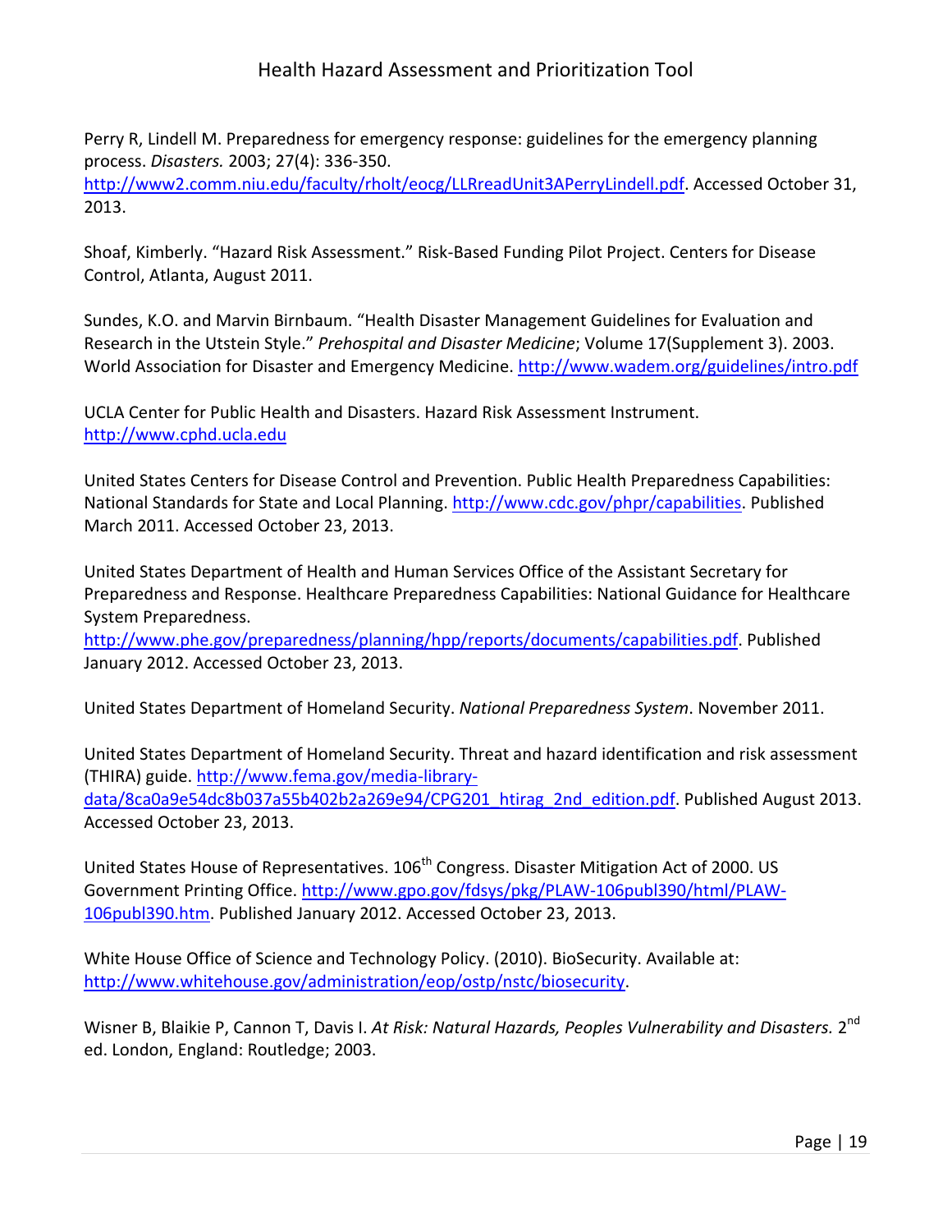Perry R, Lindell M. Preparedness for emergency response: guidelines for the emergency planning process. *Disasters.* 2003; 27(4): 336-350. http://www2.comm.niu.edu/faculty/rholt/eocg/LLRreadUnit3APerryLindell.pdf. Accessed October 31, 2013.

Shoaf, Kimberly. "Hazard Risk Assessment." Risk-Based Funding Pilot Project. Centers for Disease Control, Atlanta, August 2011.

Sundes, K.O. and Marvin Birnbaum. "Health Disaster Management Guidelines for Evaluation and Research in the Utstein Style." *Prehospital and Disaster Medicine*; Volume 17(Supplement 3). 2003. World Association for Disaster and Emergency Medicine. http://www.wadem.org/guidelines/intro.pdf

UCLA Center for Public Health and Disasters. Hazard Risk Assessment Instrument. http://www.cphd.ucla.edu

United States Centers for Disease Control and Prevention. Public Health Preparedness Capabilities: National Standards for State and Local Planning. http://www.cdc.gov/phpr/capabilities. Published March 2011. Accessed October 23, 2013.

United States Department of Health and Human Services Office of the Assistant Secretary for Preparedness and Response. Healthcare Preparedness Capabilities: National Guidance for Healthcare System Preparedness. http://www.phe.gov/preparedness/planning/hpp/reports/documents/capabilities.pdf. Published January 2012. Accessed October 23, 2013.

United States Department of Homeland Security. *National Preparedness System*. November 2011.

United States Department of Homeland Security. Threat and hazard identification and risk assessment (THIRA) guide. http://www.fema.gov/media-library-data/8ca0a9e54dc8b037a55b402b2a269e94/CPG201_htirag_2nd_edition.pdf. Published August 2013. Accessed October 23, 2013.

United States House of Representatives. 106th Congress. Disaster Mitigation Act of 2000. US Government Printing Office. http://www.gpo.gov/fdsys/pkg/PLAW-106publ390/html/PLAW-106publ390.htm. Published January 2012. Accessed October 23, 2013.

White House Office of Science and Technology Policy. (2010). BioSecurity. Available at: http://www.whitehouse.gov/administration/eop/ostp/nstc/biosecurity.

Wisner B, Blaikie P, Cannon T, Davis I. *At Risk: Natural Hazards, Peoples Vulnerability and Disasters.* 2nd ed. London, England: Routledge; 2003.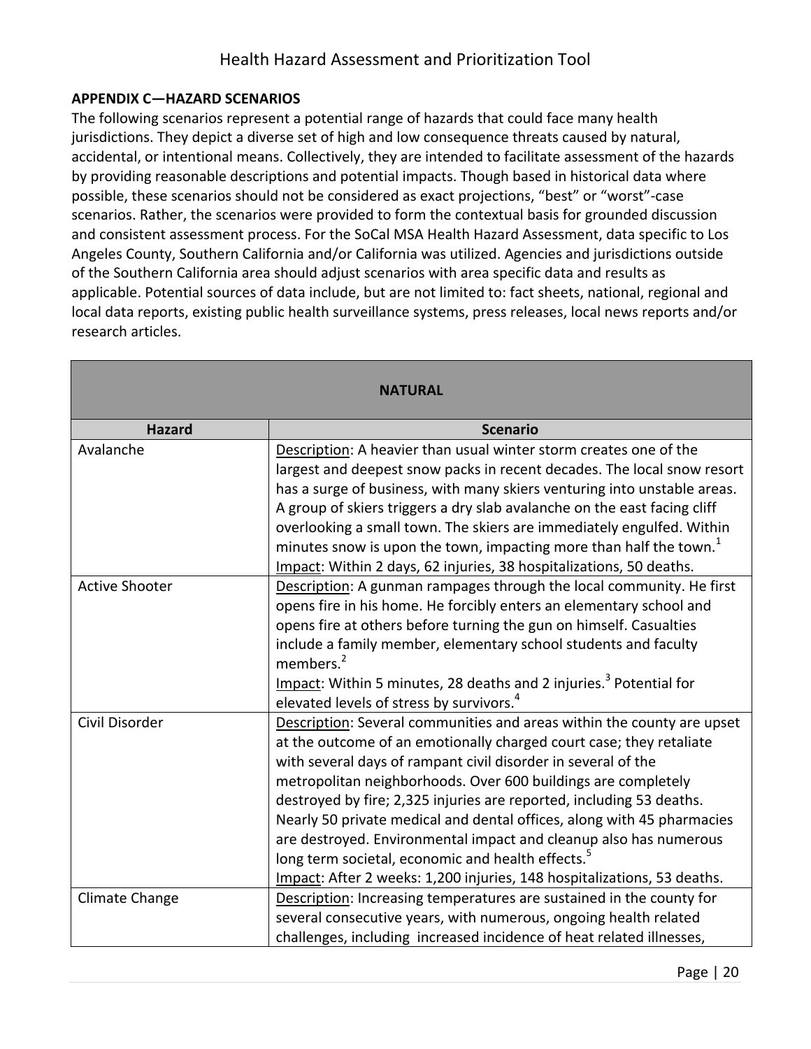## APPENDIX C—HAZARD SCENARIOS

The following scenarios represent a potential range of hazards that could face many health jurisdictions. They depict a diverse set of high and low consequence threats caused by natural, accidental, or intentional means. Collectively, they are intended to facilitate assessment of the hazards by providing reasonable descriptions and potential impacts. Though based in historical data where possible, these scenarios should not be considered as exact projections, "best" or "worst"-case scenarios. Rather, the scenarios were provided to form the contextual basis for grounded discussion and consistent assessment process. For the SoCal MSA Health Hazard Assessment, data specific to Los Angeles County, Southern California and/or California was utilized. Agencies and jurisdictions outside of the Southern California area should adjust scenarios with area specific data and results as applicable. Potential sources of data include, but are not limited to: fact sheets, national, regional and local data reports, existing public health surveillance systems, press releases, local news reports and/or research articles.

| NATURAL | |
|---|---|
| **Hazard** | **Scenario** |
| Avalanche | Description: A heavier than usual winter storm creates one of the largest and deepest snow packs in recent decades. The local snow resort has a surge of business, with many skiers venturing into unstable areas. A group of skiers triggers a dry slab avalanche on the east facing cliff overlooking a small town. The skiers are immediately engulfed. Within minutes snow is upon the town, impacting more than half the town.[1]<br>Impact: Within 2 days, 62 injuries, 38 hospitalizations, 50 deaths. |
| Active Shooter | Description: A gunman rampages through the local community. He first opens fire in his home. He forcibly enters an elementary school and opens fire at others before turning the gun on himself. Casualties include a family member, elementary school students and faculty members.[2]<br>Impact: Within 5 minutes, 28 deaths and 2 injuries.[3] Potential for elevated levels of stress by survivors.[4] |
| Civil Disorder | Description: Several communities and areas within the county are upset at the outcome of an emotionally charged court case; they retaliate with several days of rampant civil disorder in several of the metropolitan neighborhoods. Over 600 buildings are completely destroyed by fire; 2,325 injuries are reported, including 53 deaths. Nearly 50 private medical and dental offices, along with 45 pharmacies are destroyed. Environmental impact and cleanup also has numerous long term societal, economic and health effects.[5]<br>Impact: After 2 weeks: 1,200 injuries, 148 hospitalizations, 53 deaths. |
| Climate Change | Description: Increasing temperatures are sustained in the county for several consecutive years, with numerous, ongoing health related challenges, including increased incidence of heat related illnesses, |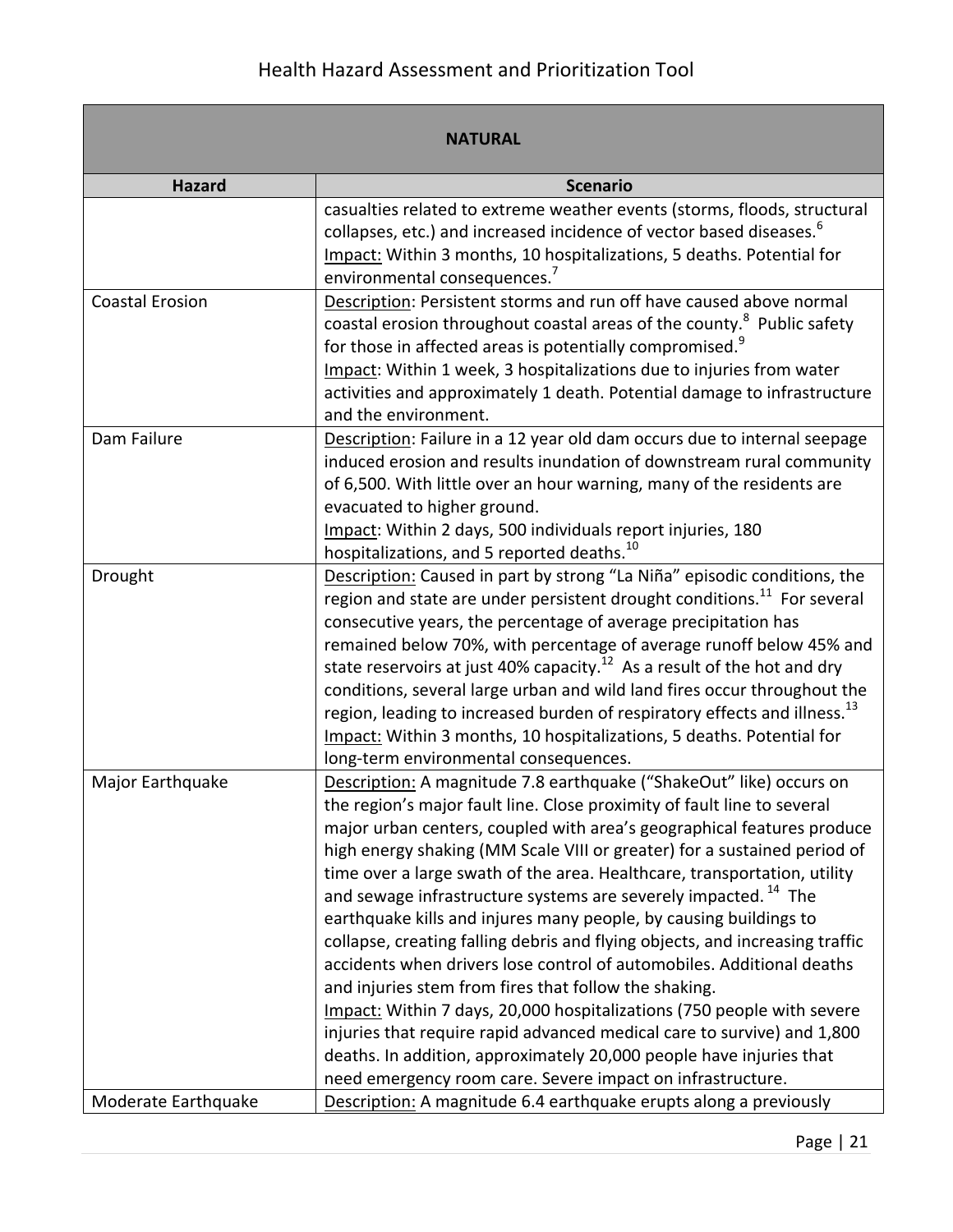| NATURAL | |
|---|---|
| **Hazard** | **Scenario** |
| | casualties related to extreme weather events (storms, floods, structural collapses, etc.) and increased incidence of vector based diseases.[6]<br>Impact: Within 3 months, 10 hospitalizations, 5 deaths. Potential for environmental consequences.[7] |
| Coastal Erosion | Description: Persistent storms and run off have caused above normal coastal erosion throughout coastal areas of the county.[8] Public safety for those in affected areas is potentially compromised.[9]<br>Impact: Within 1 week, 3 hospitalizations due to injuries from water activities and approximately 1 death. Potential damage to infrastructure and the environment. |
| Dam Failure | Description: Failure in a 12 year old dam occurs due to internal seepage induced erosion and results inundation of downstream rural community of 6,500. With little over an hour warning, many of the residents are evacuated to higher ground.<br>Impact: Within 2 days, 500 individuals report injuries, 180 hospitalizations, and 5 reported deaths.[10] |
| Drought | Description: Caused in part by strong "La Niña" episodic conditions, the region and state are under persistent drought conditions.[11] For several consecutive years, the percentage of average precipitation has remained below 70%, with percentage of average runoff below 45% and state reservoirs at just 40% capacity.[12] As a result of the hot and dry conditions, several large urban and wild land fires occur throughout the region, leading to increased burden of respiratory effects and illness.[13]<br>Impact: Within 3 months, 10 hospitalizations, 5 deaths. Potential for long-term environmental consequences. |
| Major Earthquake | Description: A magnitude 7.8 earthquake ("ShakeOut" like) occurs on the region's major fault line. Close proximity of fault line to several major urban centers, coupled with area's geographical features produce high energy shaking (MM Scale VIII or greater) for a sustained period of time over a large swath of the area. Healthcare, transportation, utility and sewage infrastructure systems are severely impacted.[14] The earthquake kills and injures many people, by causing buildings to collapse, creating falling debris and flying objects, and increasing traffic accidents when drivers lose control of automobiles. Additional deaths and injuries stem from fires that follow the shaking.<br>Impact: Within 7 days, 20,000 hospitalizations (750 people with severe injuries that require rapid advanced medical care to survive) and 1,800 deaths. In addition, approximately 20,000 people have injuries that need emergency room care. Severe impact on infrastructure. |
| Moderate Earthquake | Description: A magnitude 6.4 earthquake erupts along a previously |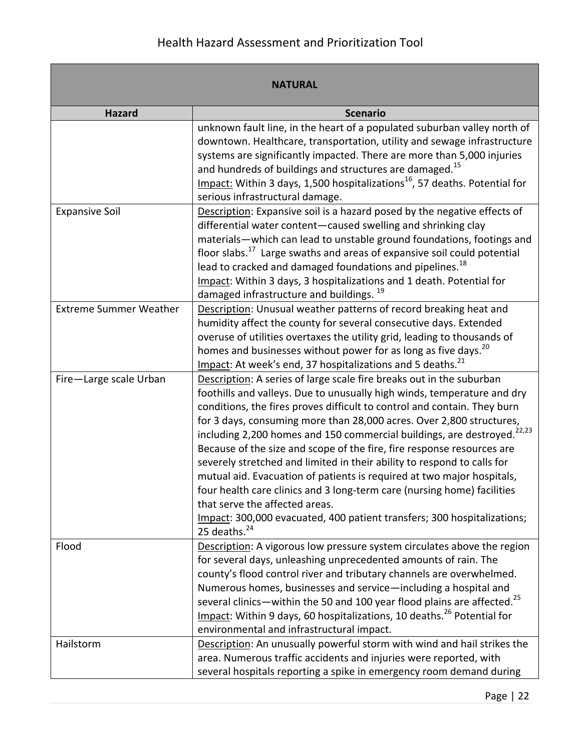| NATURAL | |
|---|---|
| **Hazard** | **Scenario** |
| | unknown fault line, in the heart of a populated suburban valley north of downtown. Healthcare, transportation, utility and sewage infrastructure systems are significantly impacted. There are more than 5,000 injuries and hundreds of buildings and structures are damaged.[15]<br>Impact: Within 3 days, 1,500 hospitalizations[16], 57 deaths. Potential for serious infrastructural damage. |
| Expansive Soil | Description: Expansive soil is a hazard posed by the negative effects of differential water content—caused swelling and shrinking clay materials—which can lead to unstable ground foundations, footings and floor slabs.[17] Large swaths and areas of expansive soil could potential lead to cracked and damaged foundations and pipelines.[18]<br>Impact: Within 3 days, 3 hospitalizations and 1 death. Potential for damaged infrastructure and buildings. [19] |
| Extreme Summer Weather | Description: Unusual weather patterns of record breaking heat and humidity affect the county for several consecutive days. Extended overuse of utilities overtaxes the utility grid, leading to thousands of homes and businesses without power for as long as five days.[20]<br>Impact: At week's end, 37 hospitalizations and 5 deaths.[21] |
| Fire—Large scale Urban | Description: A series of large scale fire breaks out in the suburban foothills and valleys. Due to unusually high winds, temperature and dry conditions, the fires proves difficult to control and contain. They burn for 3 days, consuming more than 28,000 acres. Over 2,800 structures, including 2,200 homes and 150 commercial buildings, are destroyed.[22,23] Because of the size and scope of the fire, fire response resources are severely stretched and limited in their ability to respond to calls for mutual aid. Evacuation of patients is required at two major hospitals, four health care clinics and 3 long-term care (nursing home) facilities that serve the affected areas.<br>Impact: 300,000 evacuated, 400 patient transfers; 300 hospitalizations; 25 deaths.[24] |
| Flood | Description: A vigorous low pressure system circulates above the region for several days, unleashing unprecedented amounts of rain. The county's flood control river and tributary channels are overwhelmed. Numerous homes, businesses and service—including a hospital and several clinics—within the 50 and 100 year flood plains are affected.[25]<br>Impact: Within 9 days, 60 hospitalizations, 10 deaths.[26] Potential for environmental and infrastructural impact. |
| Hailstorm | Description: An unusually powerful storm with wind and hail strikes the area. Numerous traffic accidents and injuries were reported, with several hospitals reporting a spike in emergency room demand during |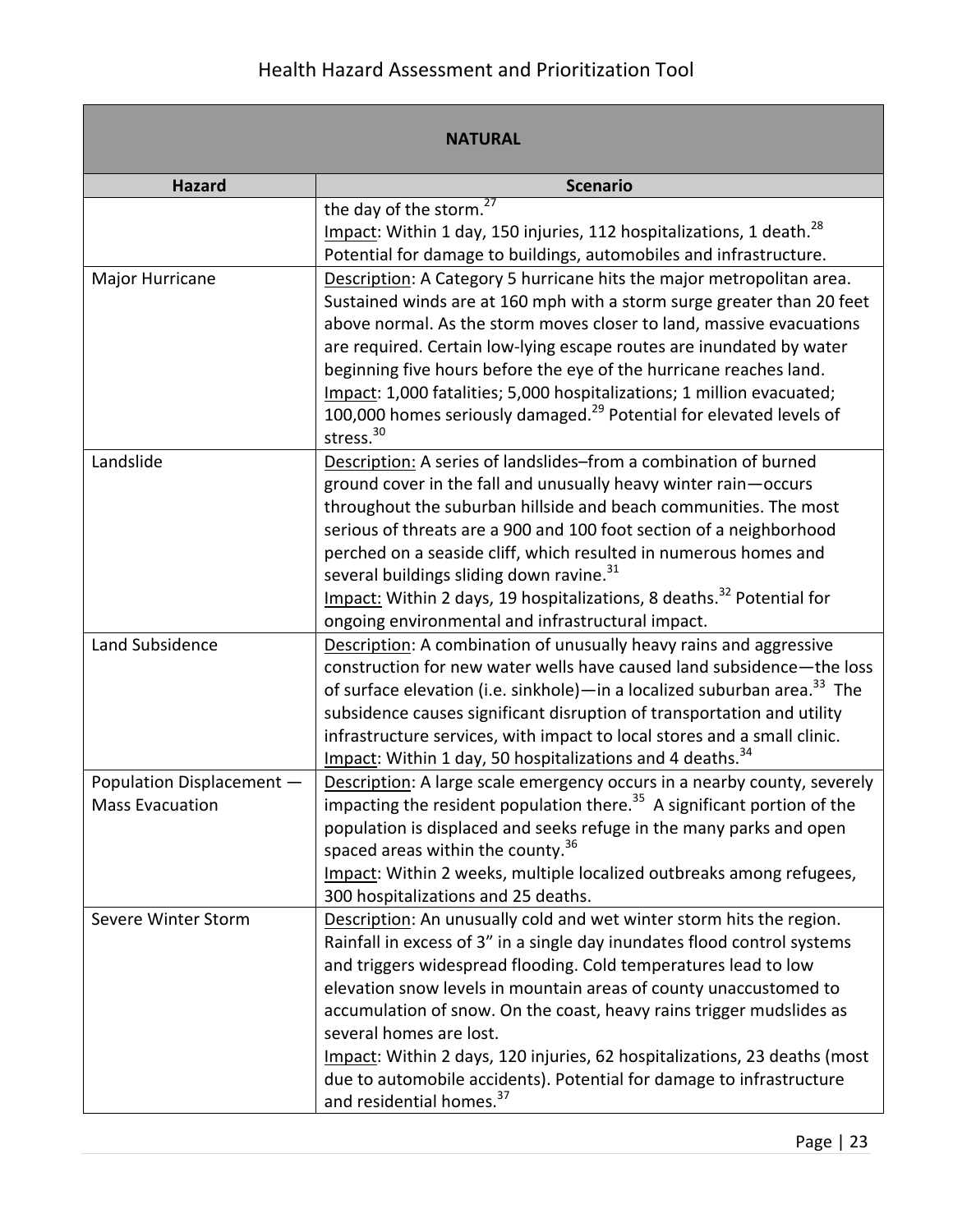| NATURAL | |
|---|---|
| **Hazard** | **Scenario** |
| | the day of the storm.[27] Impact: Within 1 day, 150 injuries, 112 hospitalizations, 1 death.[28] Potential for damage to buildings, automobiles and infrastructure. |
| Major Hurricane | Description: A Category 5 hurricane hits the major metropolitan area. Sustained winds are at 160 mph with a storm surge greater than 20 feet above normal. As the storm moves closer to land, massive evacuations are required. Certain low-lying escape routes are inundated by water beginning five hours before the eye of the hurricane reaches land. Impact: 1,000 fatalities; 5,000 hospitalizations; 1 million evacuated; 100,000 homes seriously damaged.[29] Potential for elevated levels of stress.[30] |
| Landslide | Description: A series of landslides–from a combination of burned ground cover in the fall and unusually heavy winter rain—occurs throughout the suburban hillside and beach communities. The most serious of threats are a 900 and 100 foot section of a neighborhood perched on a seaside cliff, which resulted in numerous homes and several buildings sliding down ravine.[31] Impact: Within 2 days, 19 hospitalizations, 8 deaths.[32] Potential for ongoing environmental and infrastructural impact. |
| Land Subsidence | Description: A combination of unusually heavy rains and aggressive construction for new water wells have caused land subsidence—the loss of surface elevation (i.e. sinkhole)—in a localized suburban area.[33] The subsidence causes significant disruption of transportation and utility infrastructure services, with impact to local stores and a small clinic. Impact: Within 1 day, 50 hospitalizations and 4 deaths.[34] |
| Population Displacement — Mass Evacuation | Description: A large scale emergency occurs in a nearby county, severely impacting the resident population there.[35] A significant portion of the population is displaced and seeks refuge in the many parks and open spaced areas within the county.[36] Impact: Within 2 weeks, multiple localized outbreaks among refugees, 300 hospitalizations and 25 deaths. |
| Severe Winter Storm | Description: An unusually cold and wet winter storm hits the region. Rainfall in excess of 3" in a single day inundates flood control systems and triggers widespread flooding. Cold temperatures lead to low elevation snow levels in mountain areas of county unaccustomed to accumulation of snow. On the coast, heavy rains trigger mudslides as several homes are lost. Impact: Within 2 days, 120 injuries, 62 hospitalizations, 23 deaths (most due to automobile accidents). Potential for damage to infrastructure and residential homes.[37] |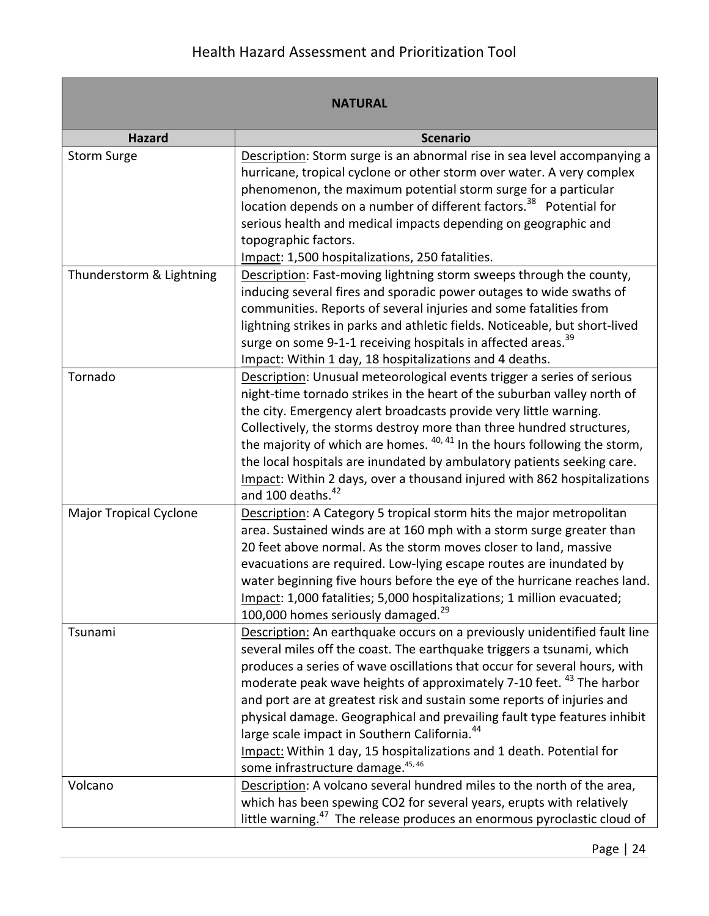| NATURAL | |
|---|---|
| **Hazard** | **Scenario** |
| Storm Surge | Description: Storm surge is an abnormal rise in sea level accompanying a hurricane, tropical cyclone or other storm over water. A very complex phenomenon, the maximum potential storm surge for a particular location depends on a number of different factors.[38] Potential for serious health and medical impacts depending on geographic and topographic factors.<br>Impact: 1,500 hospitalizations, 250 fatalities. |
| Thunderstorm & Lightning | Description: Fast-moving lightning storm sweeps through the county, inducing several fires and sporadic power outages to wide swaths of communities. Reports of several injuries and some fatalities from lightning strikes in parks and athletic fields. Noticeable, but short-lived surge on some 9-1-1 receiving hospitals in affected areas.[39]<br>Impact: Within 1 day, 18 hospitalizations and 4 deaths. |
| Tornado | Description: Unusual meteorological events trigger a series of serious night-time tornado strikes in the heart of the suburban valley north of the city. Emergency alert broadcasts provide very little warning. Collectively, the storms destroy more than three hundred structures, the majority of which are homes. [40, 41] In the hours following the storm, the local hospitals are inundated by ambulatory patients seeking care.<br>Impact: Within 2 days, over a thousand injured with 862 hospitalizations and 100 deaths.[42] |
| Major Tropical Cyclone | Description: A Category 5 tropical storm hits the major metropolitan area. Sustained winds are at 160 mph with a storm surge greater than 20 feet above normal. As the storm moves closer to land, massive evacuations are required. Low-lying escape routes are inundated by water beginning five hours before the eye of the hurricane reaches land.<br>Impact: 1,000 fatalities; 5,000 hospitalizations; 1 million evacuated; 100,000 homes seriously damaged.[29] |
| Tsunami | Description: An earthquake occurs on a previously unidentified fault line several miles off the coast. The earthquake triggers a tsunami, which produces a series of wave oscillations that occur for several hours, with moderate peak wave heights of approximately 7-10 feet. [43] The harbor and port are at greatest risk and sustain some reports of injuries and physical damage. Geographical and prevailing fault type features inhibit large scale impact in Southern California.[44]<br>Impact: Within 1 day, 15 hospitalizations and 1 death. Potential for some infrastructure damage.[45, 46] |
| Volcano | Description: A volcano several hundred miles to the north of the area, which has been spewing $CO_2$ for several years, erupts with relatively little warning.[47] The release produces an enormous pyroclastic cloud of |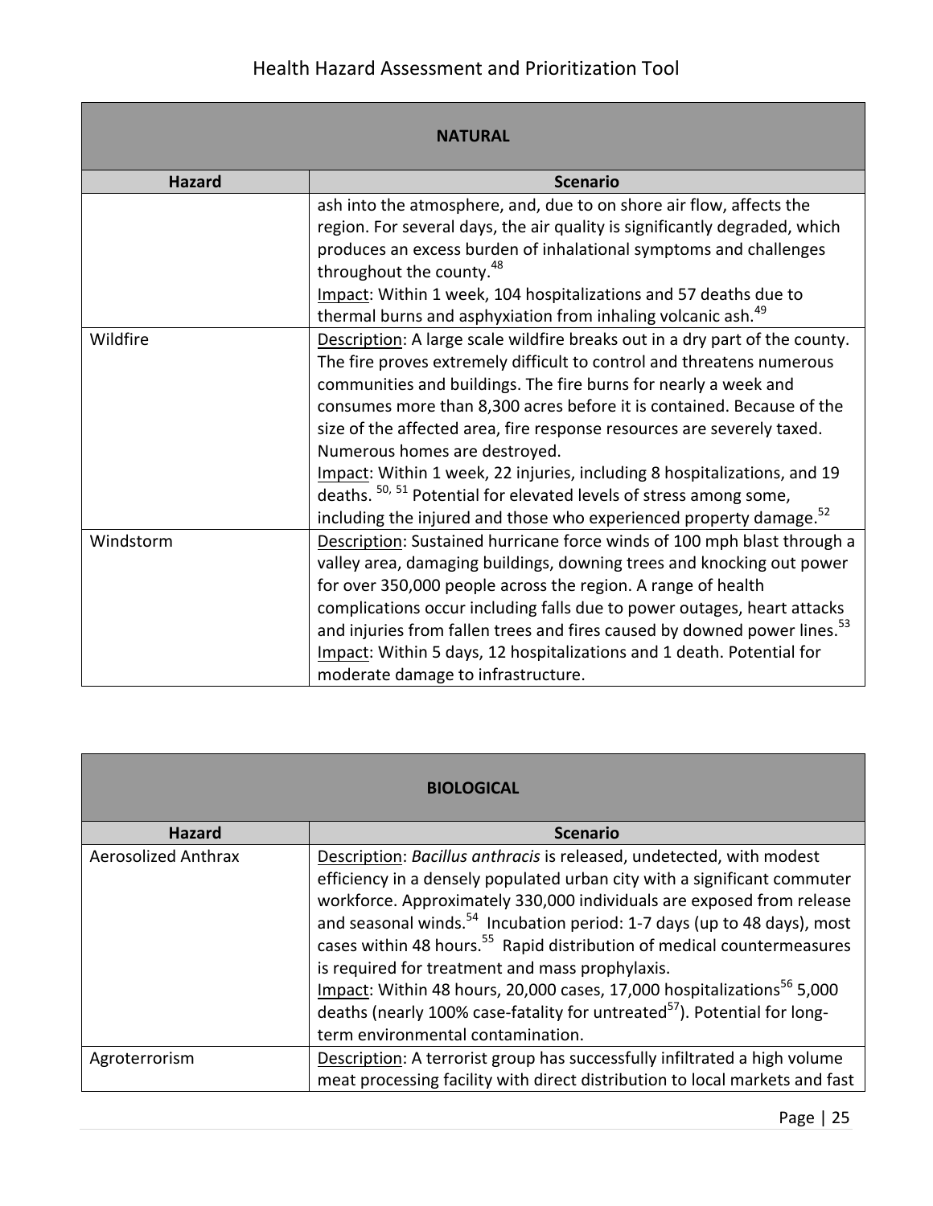| NATURAL | |
|---|---|
| **Hazard** | **Scenario** |
| | ash into the atmosphere, and, due to on shore air flow, affects the region. For several days, the air quality is significantly degraded, which produces an excess burden of inhalational symptoms and challenges throughout the county.[48]<br>Impact: Within 1 week, 104 hospitalizations and 57 deaths due to thermal burns and asphyxiation from inhaling volcanic ash.[49] |
| Wildfire | Description: A large scale wildfire breaks out in a dry part of the county. The fire proves extremely difficult to control and threatens numerous communities and buildings. The fire burns for nearly a week and consumes more than 8,300 acres before it is contained. Because of the size of the affected area, fire response resources are severely taxed. Numerous homes are destroyed.<br>Impact: Within 1 week, 22 injuries, including 8 hospitalizations, and 19 deaths. [50, 51] Potential for elevated levels of stress among some, including the injured and those who experienced property damage.[52] |
| Windstorm | Description: Sustained hurricane force winds of 100 mph blast through a valley area, damaging buildings, downing trees and knocking out power for over 350,000 people across the region. A range of health complications occur including falls due to power outages, heart attacks and injuries from fallen trees and fires caused by downed power lines.[53]<br>Impact: Within 5 days, 12 hospitalizations and 1 death. Potential for moderate damage to infrastructure. |

| BIOLOGICAL | |
|---|---|
| **Hazard** | **Scenario** |
| Aerosolized Anthrax | Description: *Bacillus anthracis* is released, undetected, with modest efficiency in a densely populated urban city with a significant commuter workforce. Approximately 330,000 individuals are exposed from release and seasonal winds.[54] Incubation period: 1-7 days (up to 48 days), most cases within 48 hours.[55] Rapid distribution of medical countermeasures is required for treatment and mass prophylaxis.<br>Impact: Within 48 hours, 20,000 cases, 17,000 hospitalizations[56] 5,000 deaths (nearly 100% case-fatality for untreated[57]). Potential for long-term environmental contamination. |
| Agroterrorism | Description: A terrorist group has successfully infiltrated a high volume meat processing facility with direct distribution to local markets and fast |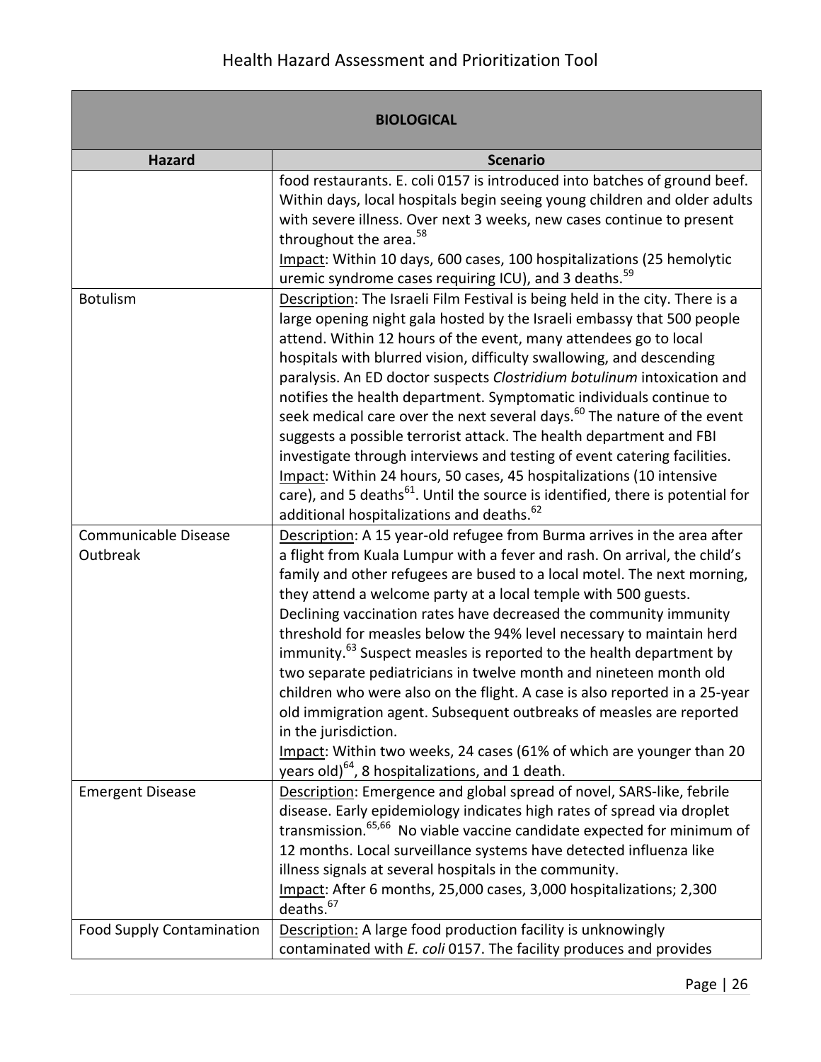| BIOLOGICAL | |
|---|---|
| **Hazard** | **Scenario** |
| | food restaurants. E. coli 0157 is introduced into batches of ground beef. Within days, local hospitals begin seeing young children and older adults with severe illness. Over next 3 weeks, new cases continue to present throughout the area.[58]<br>Impact: Within 10 days, 600 cases, 100 hospitalizations (25 hemolytic uremic syndrome cases requiring ICU), and 3 deaths.[59] |
| Botulism | Description: The Israeli Film Festival is being held in the city. There is a large opening night gala hosted by the Israeli embassy that 500 people attend. Within 12 hours of the event, many attendees go to local hospitals with blurred vision, difficulty swallowing, and descending paralysis. An ED doctor suspects *Clostridium botulinum* intoxication and notifies the health department. Symptomatic individuals continue to seek medical care over the next several days.[60] The nature of the event suggests a possible terrorist attack. The health department and FBI investigate through interviews and testing of event catering facilities.<br>Impact: Within 24 hours, 50 cases, 45 hospitalizations (10 intensive care), and 5 deaths[61]. Until the source is identified, there is potential for additional hospitalizations and deaths.[62] |
| Communicable Disease Outbreak | Description: A 15 year-old refugee from Burma arrives in the area after a flight from Kuala Lumpur with a fever and rash. On arrival, the child's family and other refugees are bused to a local motel. The next morning, they attend a welcome party at a local temple with 500 guests. Declining vaccination rates have decreased the community immunity threshold for measles below the 94% level necessary to maintain herd immunity.[63] Suspect measles is reported to the health department by two separate pediatricians in twelve month and nineteen month old children who were also on the flight. A case is also reported in a 25-year old immigration agent. Subsequent outbreaks of measles are reported in the jurisdiction.<br>Impact: Within two weeks, 24 cases (61% of which are younger than 20 years old)[64], 8 hospitalizations, and 1 death. |
| Emergent Disease | Description: Emergence and global spread of novel, SARS-like, febrile disease. Early epidemiology indicates high rates of spread via droplet transmission.[65,66] No viable vaccine candidate expected for minimum of 12 months. Local surveillance systems have detected influenza like illness signals at several hospitals in the community.<br>Impact: After 6 months, 25,000 cases, 3,000 hospitalizations; 2,300 deaths.[67] |
| Food Supply Contamination | Description: A large food production facility is unknowingly contaminated with *E. coli* 0157. The facility produces and provides |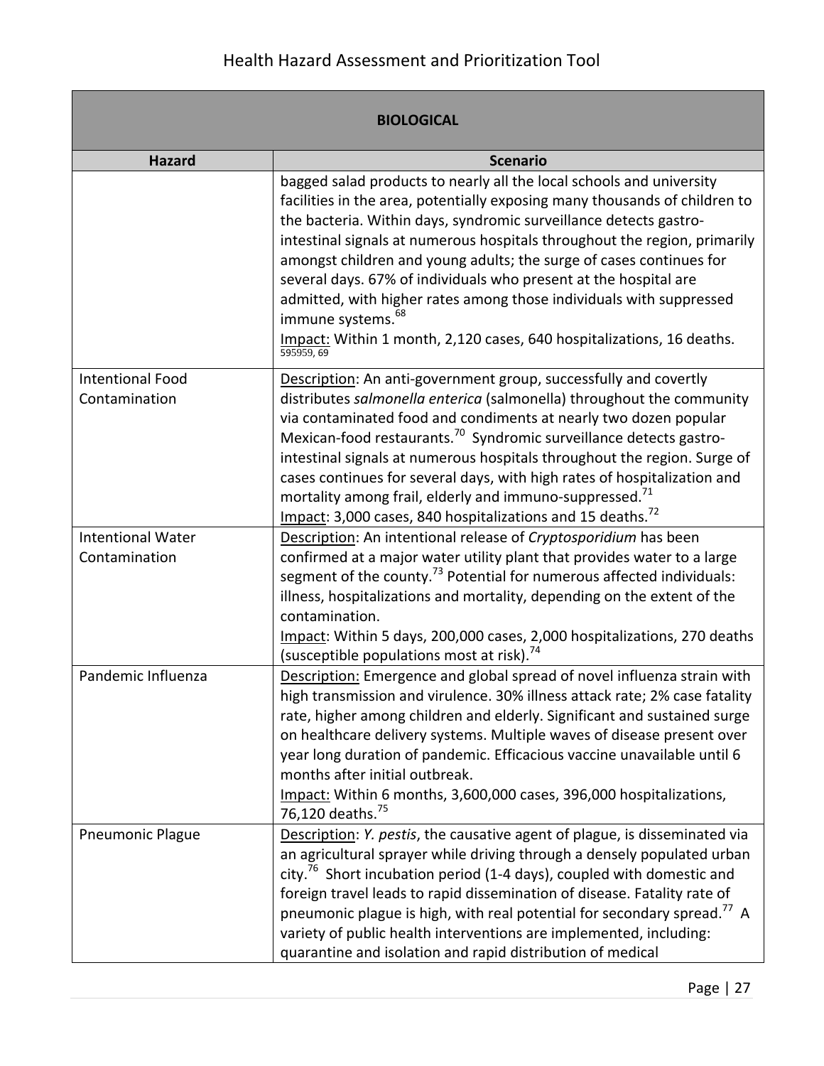| BIOLOGICAL | |
|---|---|
| **Hazard** | **Scenario** |
| | bagged salad products to nearly all the local schools and university facilities in the area, potentially exposing many thousands of children to the bacteria. Within days, syndromic surveillance detects gastro-intestinal signals at numerous hospitals throughout the region, primarily amongst children and young adults; the surge of cases continues for several days. 67% of individuals who present at the hospital are admitted, with higher rates among those individuals with suppressed immune systems.[68] <br>Impact: Within 1 month, 2,120 cases, 640 hospitalizations, 16 deaths.[595959, 69] |
| Intentional Food Contamination | Description: An anti-government group, successfully and covertly distributes *salmonella enterica* (salmonella) throughout the community via contaminated food and condiments at nearly two dozen popular Mexican-food restaurants.[70] Syndromic surveillance detects gastro-intestinal signals at numerous hospitals throughout the region. Surge of cases continues for several days, with high rates of hospitalization and mortality among frail, elderly and immuno-suppressed.[71] <br>Impact: 3,000 cases, 840 hospitalizations and 15 deaths.[72] |
| Intentional Water Contamination | Description: An intentional release of *Cryptosporidium* has been confirmed at a major water utility plant that provides water to a large segment of the county.[73] Potential for numerous affected individuals: illness, hospitalizations and mortality, depending on the extent of the contamination. <br>Impact: Within 5 days, 200,000 cases, 2,000 hospitalizations, 270 deaths (susceptible populations most at risk).[74] |
| Pandemic Influenza | Description: Emergence and global spread of novel influenza strain with high transmission and virulence. 30% illness attack rate; 2% case fatality rate, higher among children and elderly. Significant and sustained surge on healthcare delivery systems. Multiple waves of disease present over year long duration of pandemic. Efficacious vaccine unavailable until 6 months after initial outbreak. <br>Impact: Within 6 months, 3,600,000 cases, 396,000 hospitalizations, 76,120 deaths.[75] |
| Pneumonic Plague | Description: *Y. pestis*, the causative agent of plague, is disseminated via an agricultural sprayer while driving through a densely populated urban city.[76] Short incubation period (1-4 days), coupled with domestic and foreign travel leads to rapid dissemination of disease. Fatality rate of pneumonic plague is high, with real potential for secondary spread.[77] A variety of public health interventions are implemented, including: quarantine and isolation and rapid distribution of medical |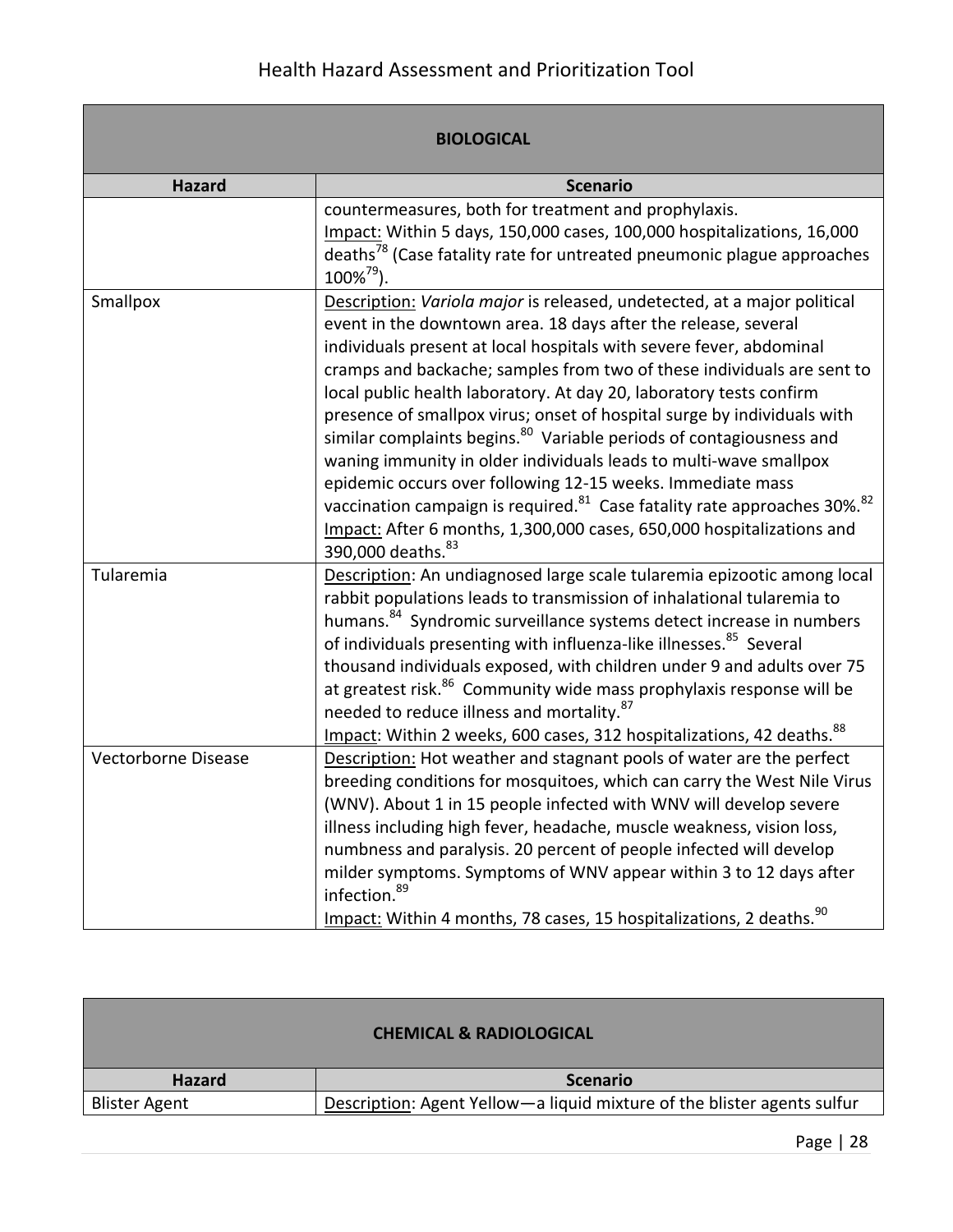| BIOLOGICAL | |
|---|---|
| **Hazard** | **Scenario** |
| | countermeasures, both for treatment and prophylaxis.<br>Impact: Within 5 days, 150,000 cases, 100,000 hospitalizations, 16,000 deaths[78] (Case fatality rate for untreated pneumonic plague approaches 100%[79]). |
| Smallpox | Description: *Variola major* is released, undetected, at a major political event in the downtown area. 18 days after the release, several individuals present at local hospitals with severe fever, abdominal cramps and backache; samples from two of these individuals are sent to local public health laboratory. At day 20, laboratory tests confirm presence of smallpox virus; onset of hospital surge by individuals with similar complaints begins.[80] Variable periods of contagiousness and waning immunity in older individuals leads to multi-wave smallpox epidemic occurs over following 12-15 weeks. Immediate mass vaccination campaign is required.[81] Case fatality rate approaches 30%.[82]<br>Impact: After 6 months, 1,300,000 cases, 650,000 hospitalizations and 390,000 deaths.[83] |
| Tularemia | Description: An undiagnosed large scale tularemia epizootic among local rabbit populations leads to transmission of inhalational tularemia to humans.[84] Syndromic surveillance systems detect increase in numbers of individuals presenting with influenza-like illnesses.[85] Several thousand individuals exposed, with children under 9 and adults over 75 at greatest risk.[86] Community wide mass prophylaxis response will be needed to reduce illness and mortality.[87]<br>Impact: Within 2 weeks, 600 cases, 312 hospitalizations, 42 deaths.[88] |
| Vectorborne Disease | Description: Hot weather and stagnant pools of water are the perfect breeding conditions for mosquitoes, which can carry the West Nile Virus (WNV). About 1 in 15 people infected with WNV will develop severe illness including high fever, headache, muscle weakness, vision loss, numbness and paralysis. 20 percent of people infected will develop milder symptoms. Symptoms of WNV appear within 3 to 12 days after infection.[89]<br>Impact: Within 4 months, 78 cases, 15 hospitalizations, 2 deaths.[90] |

| CHEMICAL & RADIOLOGICAL | |
|---|---|
| **Hazard** | **Scenario** |
| Blister Agent | Description: Agent Yellow—a liquid mixture of the blister agents sulfur |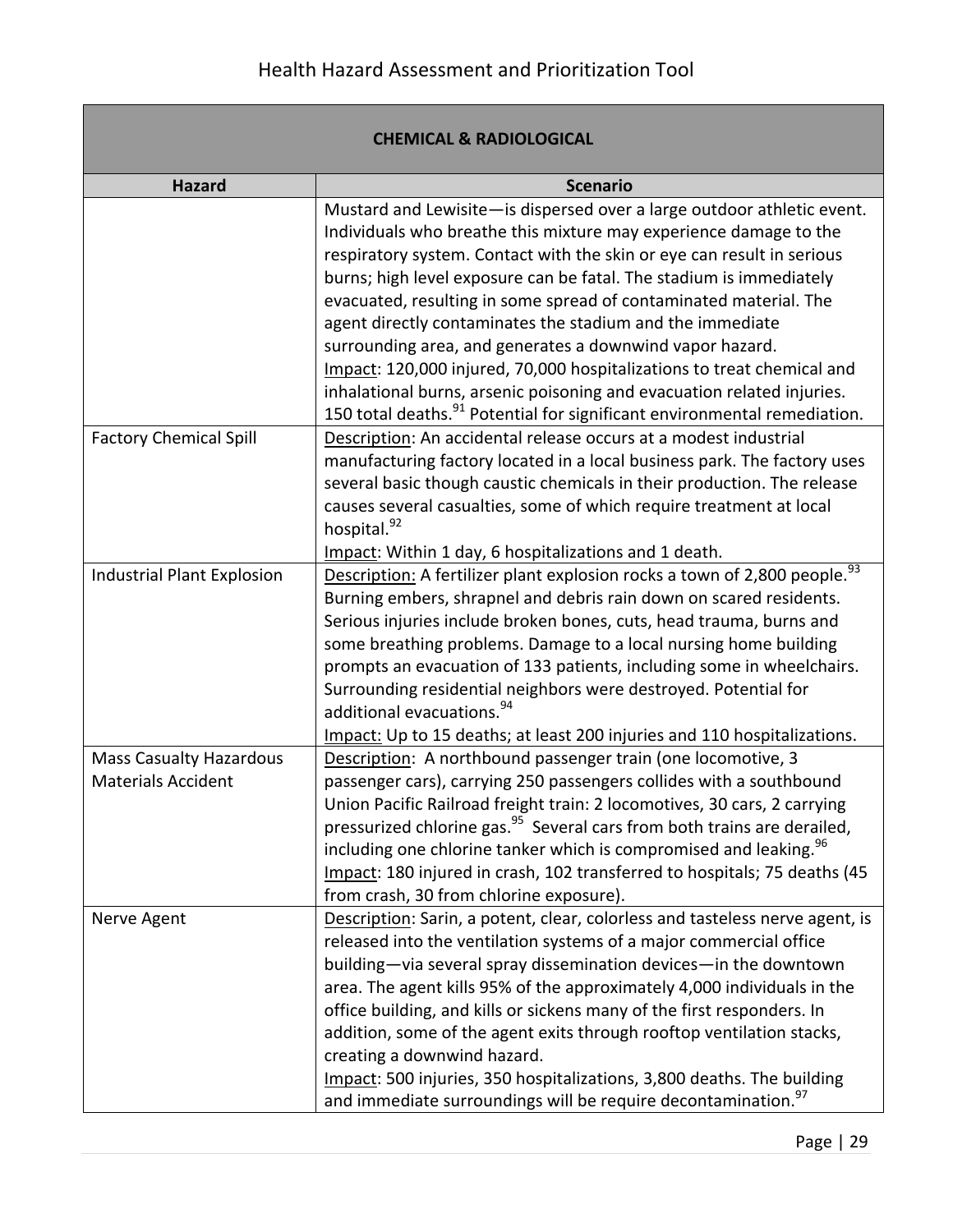| CHEMICAL & RADIOLOGICAL | |
|---|---|
| **Hazard** | **Scenario** |
| | Mustard and Lewisite—is dispersed over a large outdoor athletic event. Individuals who breathe this mixture may experience damage to the respiratory system. Contact with the skin or eye can result in serious burns; high level exposure can be fatal. The stadium is immediately evacuated, resulting in some spread of contaminated material. The agent directly contaminates the stadium and the immediate surrounding area, and generates a downwind vapor hazard.<br>Impact: 120,000 injured, 70,000 hospitalizations to treat chemical and inhalational burns, arsenic poisoning and evacuation related injuries. 150 total deaths.[91] Potential for significant environmental remediation. |
| Factory Chemical Spill | Description: An accidental release occurs at a modest industrial manufacturing factory located in a local business park. The factory uses several basic though caustic chemicals in their production. The release causes several casualties, some of which require treatment at local hospital.[92]<br>Impact: Within 1 day, 6 hospitalizations and 1 death. |
| Industrial Plant Explosion | Description: A fertilizer plant explosion rocks a town of 2,800 people.[93] Burning embers, shrapnel and debris rain down on scared residents. Serious injuries include broken bones, cuts, head trauma, burns and some breathing problems. Damage to a local nursing home building prompts an evacuation of 133 patients, including some in wheelchairs. Surrounding residential neighbors were destroyed. Potential for additional evacuations.[94]<br>Impact: Up to 15 deaths; at least 200 injuries and 110 hospitalizations. |
| Mass Casualty Hazardous Materials Accident | Description: A northbound passenger train (one locomotive, 3 passenger cars), carrying 250 passengers collides with a southbound Union Pacific Railroad freight train: 2 locomotives, 30 cars, 2 carrying pressurized chlorine gas.[95] Several cars from both trains are derailed, including one chlorine tanker which is compromised and leaking.[96]<br>Impact: 180 injured in crash, 102 transferred to hospitals; 75 deaths (45 from crash, 30 from chlorine exposure). |
| Nerve Agent | Description: Sarin, a potent, clear, colorless and tasteless nerve agent, is released into the ventilation systems of a major commercial office building—via several spray dissemination devices—in the downtown area. The agent kills 95% of the approximately 4,000 individuals in the office building, and kills or sickens many of the first responders. In addition, some of the agent exits through rooftop ventilation stacks, creating a downwind hazard.<br>Impact: 500 injuries, 350 hospitalizations, 3,800 deaths. The building and immediate surroundings will be require decontamination.[97] |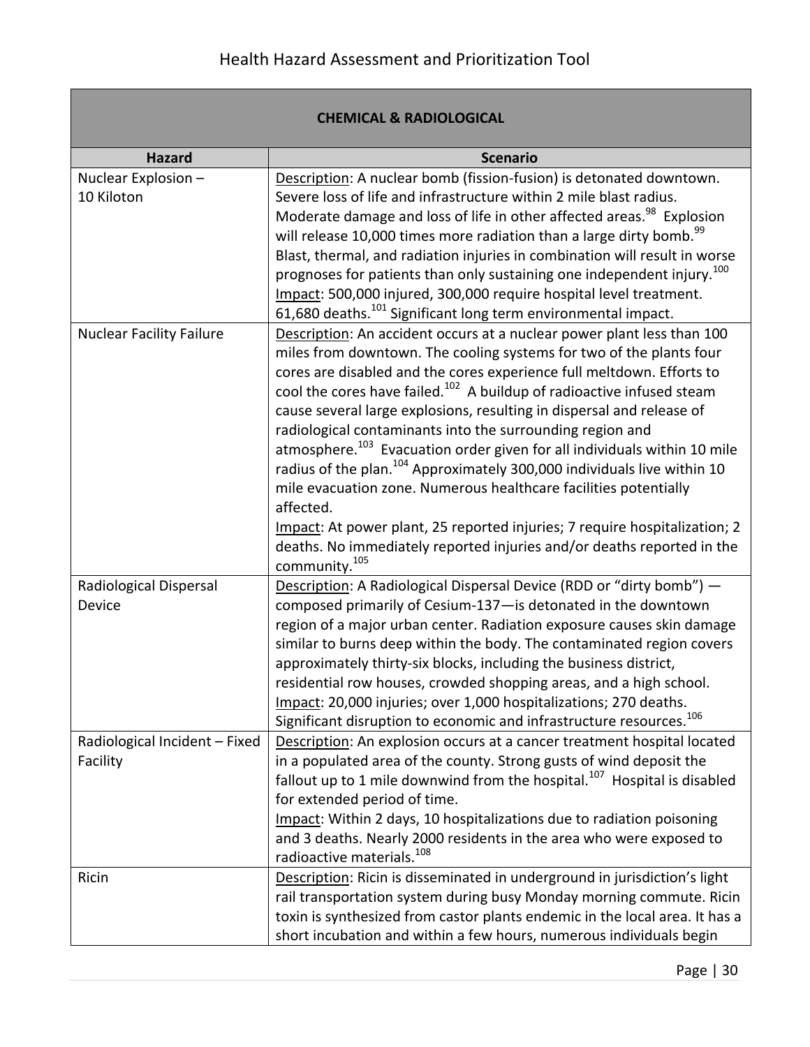| CHEMICAL & RADIOLOGICAL | |
|---|---|
| **Hazard** | **Scenario** |
| Nuclear Explosion – 10 Kiloton | Description: A nuclear bomb (fission-fusion) is detonated downtown. Severe loss of life and infrastructure within 2 mile blast radius. Moderate damage and loss of life in other affected areas.[98] Explosion will release 10,000 times more radiation than a large dirty bomb.[99] Blast, thermal, and radiation injuries in combination will result in worse prognoses for patients than only sustaining one independent injury.[100] Impact: 500,000 injured, 300,000 require hospital level treatment. 61,680 deaths.[101] Significant long term environmental impact. |
| Nuclear Facility Failure | Description: An accident occurs at a nuclear power plant less than 100 miles from downtown. The cooling systems for two of the plants four cores are disabled and the cores experience full meltdown. Efforts to cool the cores have failed.[102] A buildup of radioactive infused steam cause several large explosions, resulting in dispersal and release of radiological contaminants into the surrounding region and atmosphere.[103] Evacuation order given for all individuals within 10 mile radius of the plan.[104] Approximately 300,000 individuals live within 10 mile evacuation zone. Numerous healthcare facilities potentially affected. Impact: At power plant, 25 reported injuries; 7 require hospitalization; 2 deaths. No immediately reported injuries and/or deaths reported in the community.[105] |
| Radiological Dispersal Device | Description: A Radiological Dispersal Device (RDD or "dirty bomb") — composed primarily of Cesium-137—is detonated in the downtown region of a major urban center. Radiation exposure causes skin damage similar to burns deep within the body. The contaminated region covers approximately thirty-six blocks, including the business district, residential row houses, crowded shopping areas, and a high school. Impact: 20,000 injuries; over 1,000 hospitalizations; 270 deaths. Significant disruption to economic and infrastructure resources.[106] |
| Radiological Incident – Fixed Facility | Description: An explosion occurs at a cancer treatment hospital located in a populated area of the county. Strong gusts of wind deposit the fallout up to 1 mile downwind from the hospital.[107] Hospital is disabled for extended period of time. Impact: Within 2 days, 10 hospitalizations due to radiation poisoning and 3 deaths. Nearly 2000 residents in the area who were exposed to radioactive materials.[108] |
| Ricin | Description: Ricin is disseminated in underground in jurisdiction's light rail transportation system during busy Monday morning commute. Ricin toxin is synthesized from castor plants endemic in the local area. It has a short incubation and within a few hours, numerous individuals begin |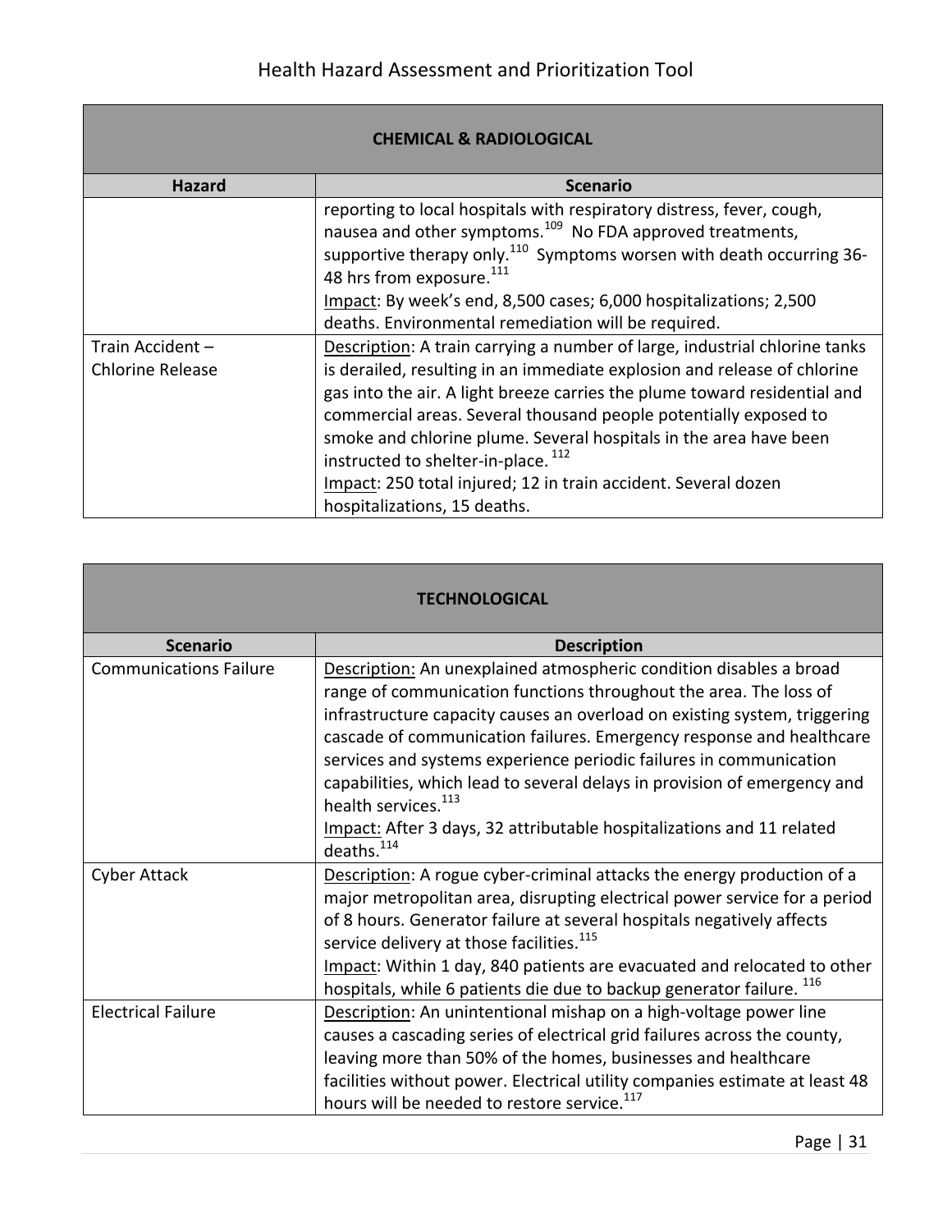| CHEMICAL & RADIOLOGICAL | |
|---|---|
| **Hazard** | **Scenario** |
| | reporting to local hospitals with respiratory distress, fever, cough, nausea and other symptoms.[109] No FDA approved treatments, supportive therapy only.[110] Symptoms worsen with death occurring 36-48 hrs from exposure.[111]<br>Impact: By week's end, 8,500 cases; 6,000 hospitalizations; 2,500 deaths. Environmental remediation will be required. |
| Train Accident – Chlorine Release | Description: A train carrying a number of large, industrial chlorine tanks is derailed, resulting in an immediate explosion and release of chlorine gas into the air. A light breeze carries the plume toward residential and commercial areas. Several thousand people potentially exposed to smoke and chlorine plume. Several hospitals in the area have been instructed to shelter-in-place.[112]<br>Impact: 250 total injured; 12 in train accident. Several dozen hospitalizations, 15 deaths. |

| TECHNOLOGICAL | |
|---|---|
| **Scenario** | **Description** |
| Communications Failure | Description: An unexplained atmospheric condition disables a broad range of communication functions throughout the area. The loss of infrastructure capacity causes an overload on existing system, triggering cascade of communication failures. Emergency response and healthcare services and systems experience periodic failures in communication capabilities, which lead to several delays in provision of emergency and health services.[113]<br>Impact: After 3 days, 32 attributable hospitalizations and 11 related deaths.[114] |
| Cyber Attack | Description: A rogue cyber-criminal attacks the energy production of a major metropolitan area, disrupting electrical power service for a period of 8 hours. Generator failure at several hospitals negatively affects service delivery at those facilities.[115]<br>Impact: Within 1 day, 840 patients are evacuated and relocated to other hospitals, while 6 patients die due to backup generator failure.[116] |
| Electrical Failure | Description: An unintentional mishap on a high-voltage power line causes a cascading series of electrical grid failures across the county, leaving more than 50% of the homes, businesses and healthcare facilities without power. Electrical utility companies estimate at least 48 hours will be needed to restore service.[117] |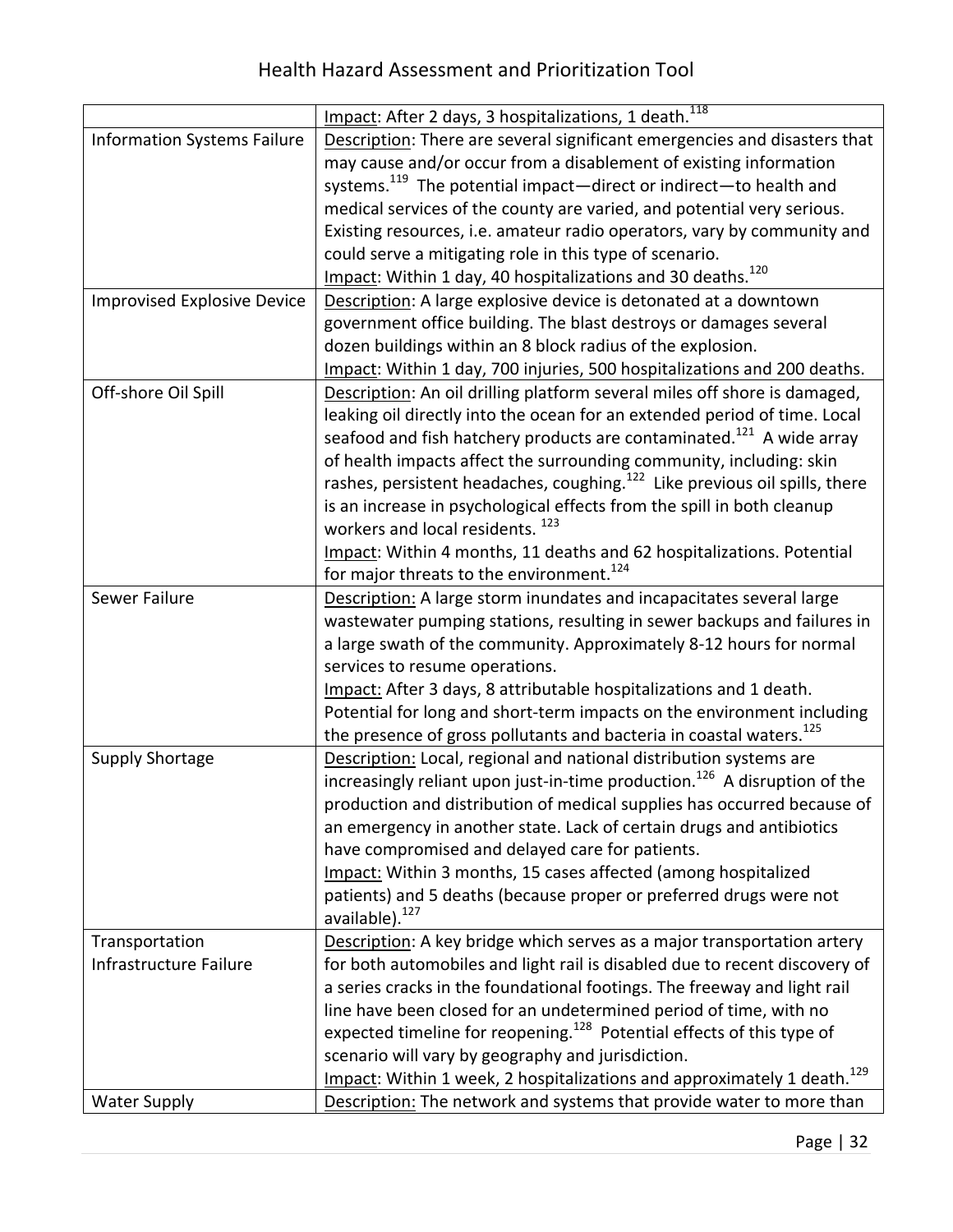| | |
|---|---|
| | Impact: After 2 days, 3 hospitalizations, 1 death.[118] |
| Information Systems Failure | Description: There are several significant emergencies and disasters that may cause and/or occur from a disablement of existing information systems.[119] The potential impact—direct or indirect—to health and medical services of the county are varied, and potential very serious. Existing resources, i.e. amateur radio operators, vary by community and could serve a mitigating role in this type of scenario.<br>Impact: Within 1 day, 40 hospitalizations and 30 deaths.[120] |
| Improvised Explosive Device | Description: A large explosive device is detonated at a downtown government office building. The blast destroys or damages several dozen buildings within an 8 block radius of the explosion.<br>Impact: Within 1 day, 700 injuries, 500 hospitalizations and 200 deaths. |
| Off-shore Oil Spill | Description: An oil drilling platform several miles off shore is damaged, leaking oil directly into the ocean for an extended period of time. Local seafood and fish hatchery products are contaminated.[121] A wide array of health impacts affect the surrounding community, including: skin rashes, persistent headaches, coughing.[122] Like previous oil spills, there is an increase in psychological effects from the spill in both cleanup workers and local residents.[123]<br>Impact: Within 4 months, 11 deaths and 62 hospitalizations. Potential for major threats to the environment.[124] |
| Sewer Failure | Description: A large storm inundates and incapacitates several large wastewater pumping stations, resulting in sewer backups and failures in a large swath of the community. Approximately 8-12 hours for normal services to resume operations.<br>Impact: After 3 days, 8 attributable hospitalizations and 1 death. Potential for long and short-term impacts on the environment including the presence of gross pollutants and bacteria in coastal waters.[125] |
| Supply Shortage | Description: Local, regional and national distribution systems are increasingly reliant upon just-in-time production.[126] A disruption of the production and distribution of medical supplies has occurred because of an emergency in another state. Lack of certain drugs and antibiotics have compromised and delayed care for patients.<br>Impact: Within 3 months, 15 cases affected (among hospitalized patients) and 5 deaths (because proper or preferred drugs were not available).[127] |
| Transportation Infrastructure Failure | Description: A key bridge which serves as a major transportation artery for both automobiles and light rail is disabled due to recent discovery of a series cracks in the foundational footings. The freeway and light rail line have been closed for an undetermined period of time, with no expected timeline for reopening.[128] Potential effects of this type of scenario will vary by geography and jurisdiction.<br>Impact: Within 1 week, 2 hospitalizations and approximately 1 death.[129] |
| Water Supply | Description: The network and systems that provide water to more than |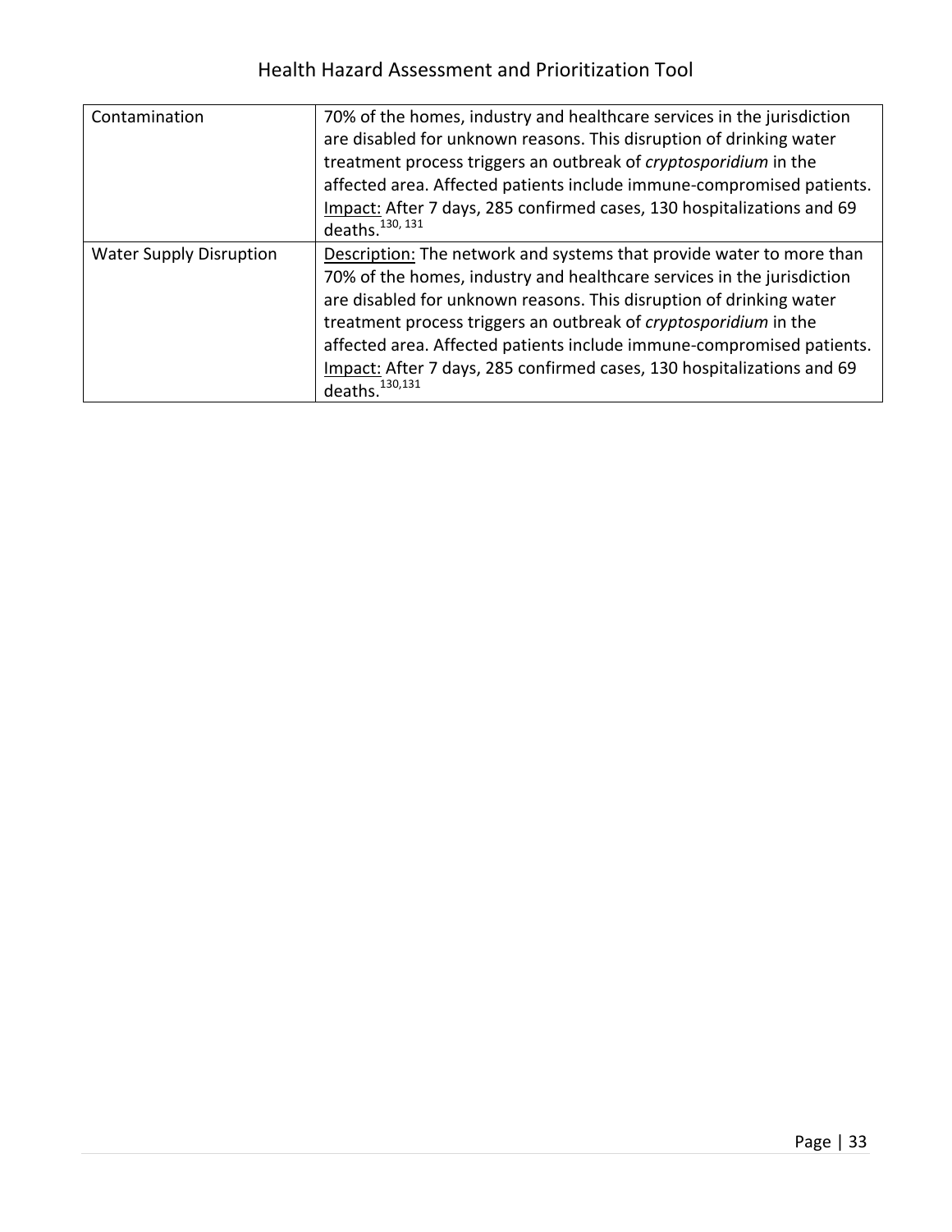| | |
|---|---|
| Contamination | 70% of the homes, industry and healthcare services in the jurisdiction are disabled for unknown reasons. This disruption of drinking water treatment process triggers an outbreak of *cryptosporidium* in the affected area. Affected patients include immune-compromised patients. Impact: After 7 days, 285 confirmed cases, 130 hospitalizations and 69 deaths.[130, 131] |
| Water Supply Disruption | Description: The network and systems that provide water to more than 70% of the homes, industry and healthcare services in the jurisdiction are disabled for unknown reasons. This disruption of drinking water treatment process triggers an outbreak of *cryptosporidium* in the affected area. Affected patients include immune-compromised patients. Impact: After 7 days, 285 confirmed cases, 130 hospitalizations and 69 deaths.[130,131] |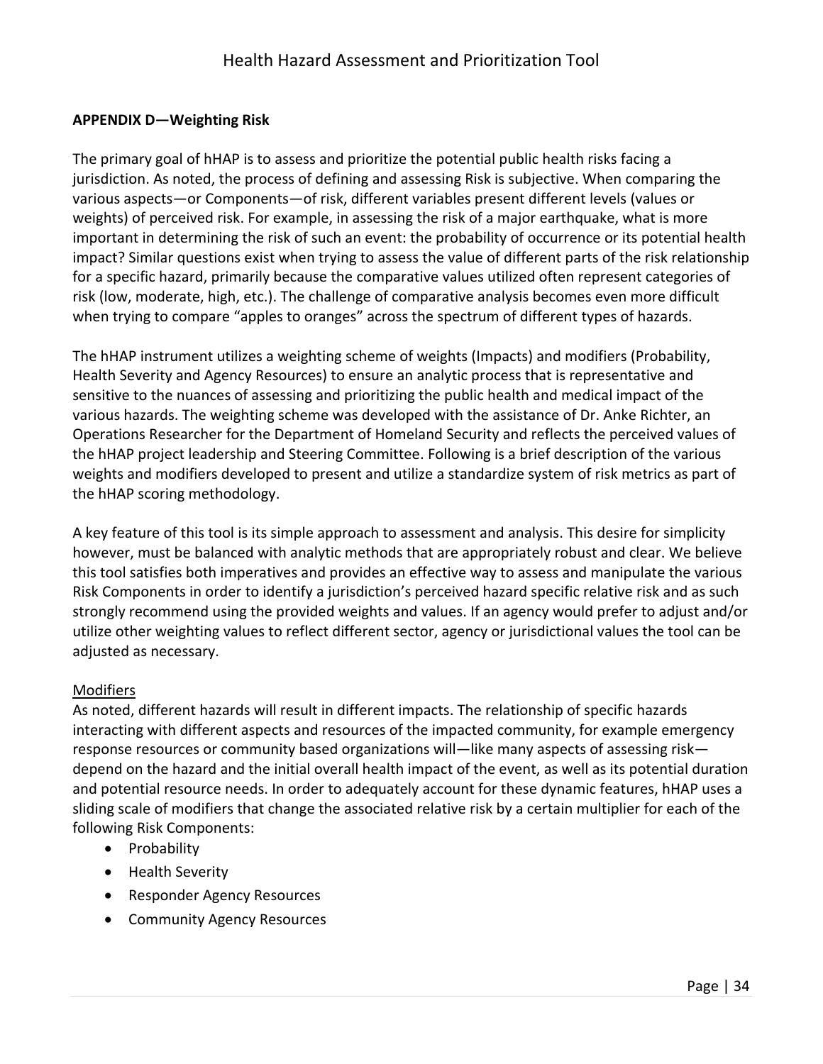**APPENDIX D—Weighting Risk**

The primary goal of hHAP is to assess and prioritize the potential public health risks facing a jurisdiction. As noted, the process of defining and assessing Risk is subjective. When comparing the various aspects—or Components—of risk, different variables present different levels (values or weights) of perceived risk. For example, in assessing the risk of a major earthquake, what is more important in determining the risk of such an event: the probability of occurrence or its potential health impact? Similar questions exist when trying to assess the value of different parts of the risk relationship for a specific hazard, primarily because the comparative values utilized often represent categories of risk (low, moderate, high, etc.). The challenge of comparative analysis becomes even more difficult when trying to compare "apples to oranges" across the spectrum of different types of hazards.

The hHAP instrument utilizes a weighting scheme of weights (Impacts) and modifiers (Probability, Health Severity and Agency Resources) to ensure an analytic process that is representative and sensitive to the nuances of assessing and prioritizing the public health and medical impact of the various hazards. The weighting scheme was developed with the assistance of Dr. Anke Richter, an Operations Researcher for the Department of Homeland Security and reflects the perceived values of the hHAP project leadership and Steering Committee. Following is a brief description of the various weights and modifiers developed to present and utilize a standardize system of risk metrics as part of the hHAP scoring methodology.

A key feature of this tool is its simple approach to assessment and analysis. This desire for simplicity however, must be balanced with analytic methods that are appropriately robust and clear. We believe this tool satisfies both imperatives and provides an effective way to assess and manipulate the various Risk Components in order to identify a jurisdiction's perceived hazard specific relative risk and as such strongly recommend using the provided weights and values. If an agency would prefer to adjust and/or utilize other weighting values to reflect different sector, agency or jurisdictional values the tool can be adjusted as necessary.

<u>Modifiers</u>

As noted, different hazards will result in different impacts. The relationship of specific hazards interacting with different aspects and resources of the impacted community, for example emergency response resources or community based organizations will—like many aspects of assessing risk—depend on the hazard and the initial overall health impact of the event, as well as its potential duration and potential resource needs. In order to adequately account for these dynamic features, hHAP uses a sliding scale of modifiers that change the associated relative risk by a certain multiplier for each of the following Risk Components:

- Probability
- Health Severity
- Responder Agency Resources
- Community Agency Resources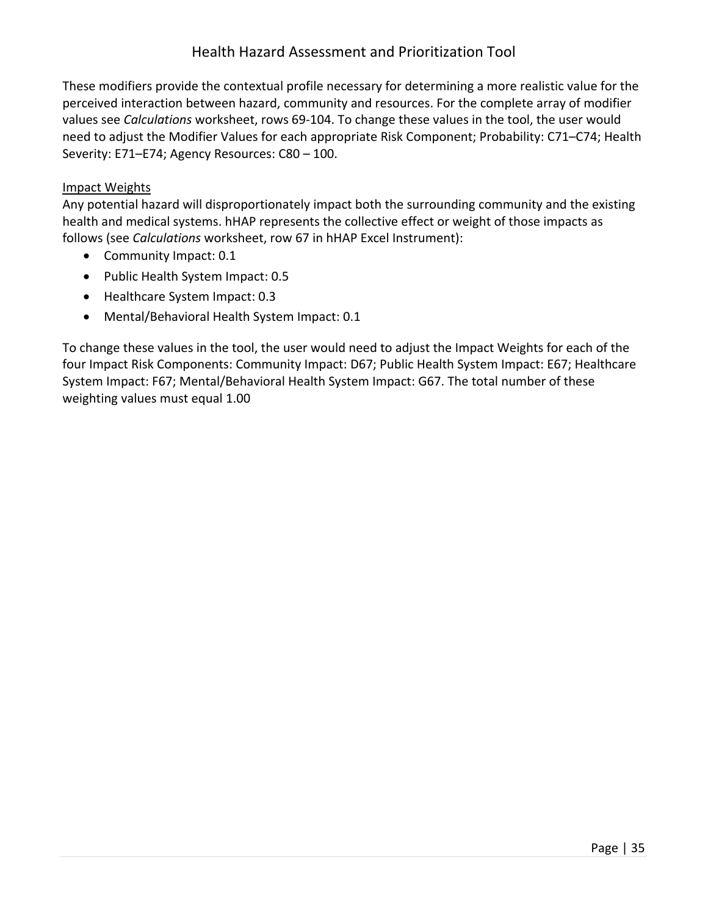These modifiers provide the contextual profile necessary for determining a more realistic value for the perceived interaction between hazard, community and resources. For the complete array of modifier values see *Calculations* worksheet, rows 69-104. To change these values in the tool, the user would need to adjust the Modifier Values for each appropriate Risk Component; Probability: C71–C74; Health Severity: E71–E74; Agency Resources: C80 – 100.

<u>Impact Weights</u>

Any potential hazard will disproportionately impact both the surrounding community and the existing health and medical systems. hHAP represents the collective effect or weight of those impacts as follows (see *Calculations* worksheet, row 67 in hHAP Excel Instrument):

- Community Impact: 0.1
- Public Health System Impact: 0.5
- Healthcare System Impact: 0.3
- Mental/Behavioral Health System Impact: 0.1

To change these values in the tool, the user would need to adjust the Impact Weights for each of the four Impact Risk Components: Community Impact: D67; Public Health System Impact: E67; Healthcare System Impact: F67; Mental/Behavioral Health System Impact: G67. The total number of these weighting values must equal 1.00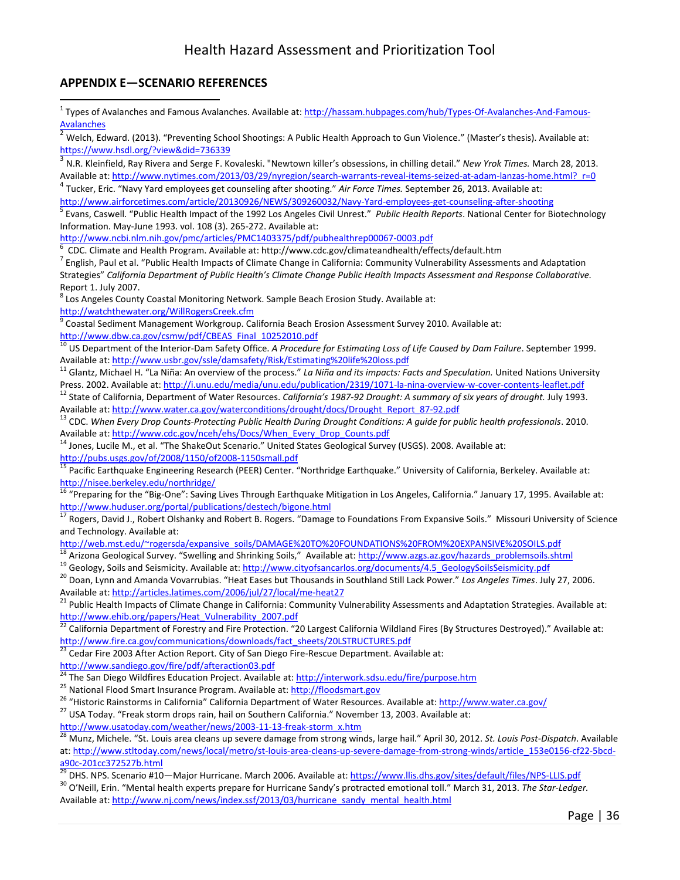## APPENDIX E—SCENARIO REFERENCES

[1] Types of Avalanches and Famous Avalanches. Available at: http://hassam.hubpages.com/hub/Types-Of-Avalanches-And-Famous-Avalanches

[2] Welch, Edward. (2013). "Preventing School Shootings: A Public Health Approach to Gun Violence." (Master's thesis). Available at: https://www.hsdl.org/?view&did=736339

[3] N.R. Kleinfield, Ray Rivera and Serge F. Kovaleski. "Newtown killer's obsessions, in chilling detail." *New Yrok Times.* March 28, 2013. Available at: http://www.nytimes.com/2013/03/29/nyregion/search-warrants-reveal-items-seized-at-adam-lanzas-home.html?_r=0

[4] Tucker, Eric. "Navy Yard employees get counseling after shooting." *Air Force Times.* September 26, 2013. Available at: http://www.airforcetimes.com/article/20130926/NEWS/309260032/Navy-Yard-employees-get-counseling-after-shooting

[5] Evans, Caswell. "Public Health Impact of the 1992 Los Angeles Civil Unrest." *Public Health Reports*. National Center for Biotechnology Information. May-June 1993. vol. 108 (3). 265-272. Available at: http://www.ncbi.nlm.nih.gov/pmc/articles/PMC1403375/pdf/pubhealthrep00067-0003.pdf

[6] CDC. Climate and Health Program. Available at: http://www.cdc.gov/climateandhealth/effects/default.htm

[7] English, Paul et al. "Public Health Impacts of Climate Change in California: Community Vulnerability Assessments and Adaptation Strategies" *California Department of Public Health's Climate Change Public Health Impacts Assessment and Response Collaborative.* Report 1. July 2007.

[8] Los Angeles County Coastal Monitoring Network. Sample Beach Erosion Study. Available at: http://watchthewater.org/WillRogersCreek.cfm

[9] Coastal Sediment Management Workgroup. California Beach Erosion Assessment Survey 2010. Available at: http://www.dbw.ca.gov/csmw/pdf/CBEAS_Final_10252010.pdf

[10] US Department of the Interior-Dam Safety Office. *A Procedure for Estimating Loss of Life Caused by Dam Failure*. September 1999. Available at: http://www.usbr.gov/ssle/damsafety/Risk/Estimating%20life%20loss.pdf

[11] Glantz, Michael H. "La Niña: An overview of the process." *La Niña and its impacts: Facts and Speculation.* United Nations University Press. 2002. Available at: http://i.unu.edu/media/unu.edu/publication/2319/1071-la-nina-overview-w-cover-contents-leaflet.pdf

[12] State of California, Department of Water Resources. *California's 1987-92 Drought: A summary of six years of drought.* July 1993. Available at: http://www.water.ca.gov/waterconditions/drought/docs/Drought_Report_87-92.pdf

[13] CDC. *When Every Drop Counts-Protecting Public Health During Drought Conditions: A guide for public health professionals*. 2010. Available at: http://www.cdc.gov/nceh/ehs/Docs/When_Every_Drop_Counts.pdf

[14] Jones, Lucile M., et al. "The ShakeOut Scenario." United States Geological Survey (USGS). 2008. Available at: http://pubs.usgs.gov/of/2008/1150/of2008-1150small.pdf

[15] Pacific Earthquake Engineering Research (PEER) Center. "Northridge Earthquake." University of California, Berkeley. Available at: http://nisee.berkeley.edu/northridge/

[16] "Preparing for the "Big-One": Saving Lives Through Earthquake Mitigation in Los Angeles, California." January 17, 1995. Available at: http://www.huduser.org/portal/publications/destech/bigone.html

[17] Rogers, David J., Robert Olshanky and Robert B. Rogers. "Damage to Foundations From Expansive Soils." Missouri University of Science and Technology. Available at: http://web.mst.edu/~rogersda/expansive_soils/DAMAGE%20TO%20FOUNDATIONS%20FROM%20EXPANSIVE%20SOILS.pdf

[18] Arizona Geological Survey. "Swelling and Shrinking Soils," Available at: http://www.azgs.az.gov/hazards_problemsoils.shtml

[19] Geology, Soils and Seismicity. Available at: http://www.cityofsancarlos.org/documents/4.5_GeologySoilsSeismicity.pdf

[20] Doan, Lynn and Amanda Vovarrubias. "Heat Eases but Thousands in Southland Still Lack Power." *Los Angeles Times*. July 27, 2006. Available at: http://articles.latimes.com/2006/jul/27/local/me-heat27

[21] Public Health Impacts of Climate Change in California: Community Vulnerability Assessments and Adaptation Strategies. Available at: http://www.ehib.org/papers/Heat_Vulnerability_2007.pdf

[22] California Department of Forestry and Fire Protection. "20 Largest California Wildland Fires (By Structures Destroyed)." Available at: http://www.fire.ca.gov/communications/downloads/fact_sheets/20LSTRUCTURES.pdf

[23] Cedar Fire 2003 After Action Report. City of San Diego Fire-Rescue Department. Available at: http://www.sandiego.gov/fire/pdf/afteraction03.pdf

[24] The San Diego Wildfires Education Project. Available at: http://interwork.sdsu.edu/fire/purpose.htm

[25] National Flood Smart Insurance Program. Available at: http://floodsmart.gov

[26] "Historic Rainstorms in California" California Department of Water Resources. Available at: http://www.water.ca.gov/

[27] USA Today. "Freak storm drops rain, hail on Southern California." November 13, 2003. Available at: http://www.usatoday.com/weather/news/2003-11-13-freak-storm_x.htm

[28] Munz, Michele. "St. Louis area cleans up severe damage from strong winds, large hail." April 30, 2012. *St. Louis Post-Dispatch*. Available at: http://www.stltoday.com/news/local/metro/st-louis-area-cleans-up-severe-damage-from-strong-winds/article_153e0156-cf22-5bcd-a90c-201cc372527b.html

[29] DHS. NPS. Scenario #10—Major Hurricane. March 2006. Available at: https://www.llis.dhs.gov/sites/default/files/NPS-LLIS.pdf

[30] O'Neill, Erin. "Mental health experts prepare for Hurricane Sandy's protracted emotional toll." March 31, 2013. *The Star-Ledger.* Available at: http://www.nj.com/news/index.ssf/2013/03/hurricane_sandy_mental_health.html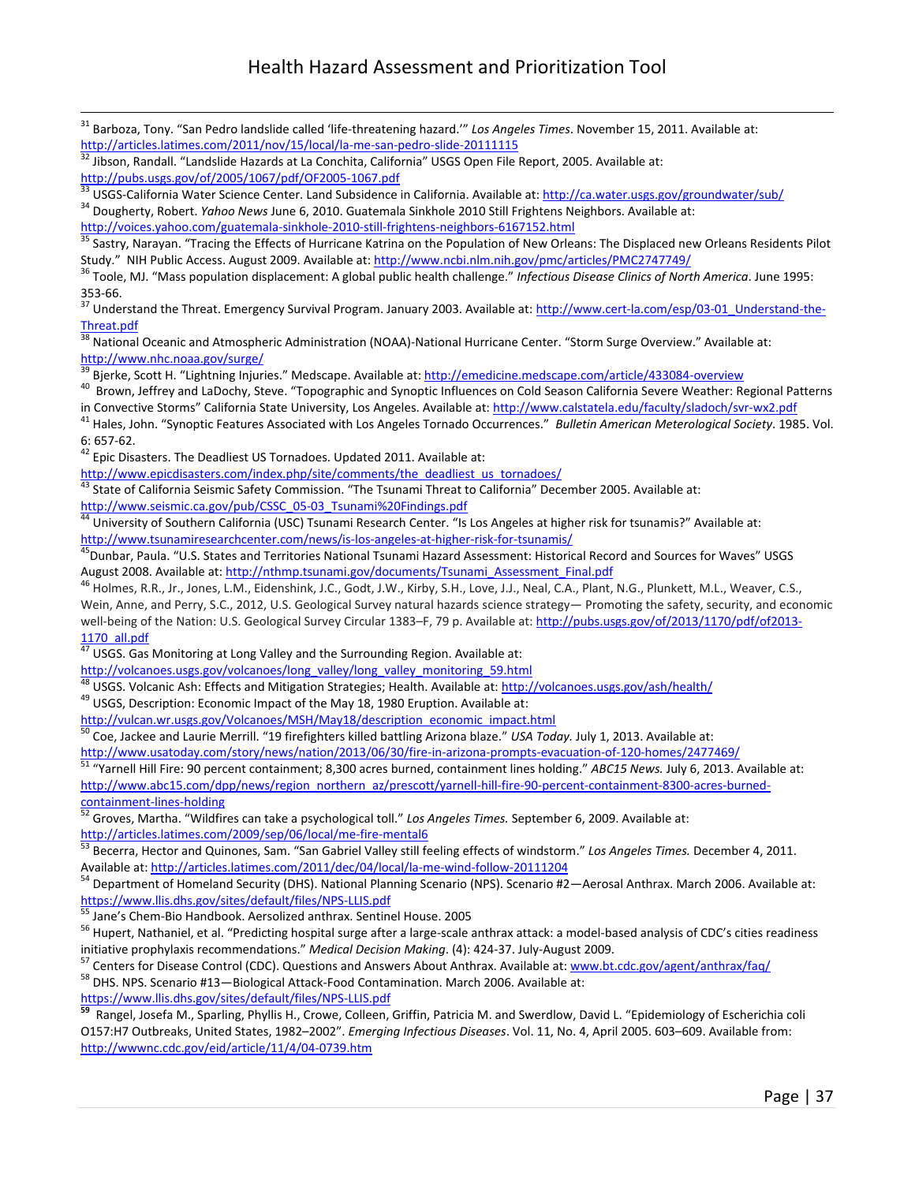[31] Barboza, Tony. "San Pedro landslide called 'life-threatening hazard.'" *Los Angeles Times*. November 15, 2011. Available at: http://articles.latimes.com/2011/nov/15/local/la-me-san-pedro-slide-20111115

[32] Jibson, Randall. "Landslide Hazards at La Conchita, California" USGS Open File Report, 2005. Available at: http://pubs.usgs.gov/of/2005/1067/pdf/OF2005-1067.pdf

[33] USGS-California Water Science Center. Land Subsidence in California. Available at: http://ca.water.usgs.gov/groundwater/sub/

[34] Dougherty, Robert. *Yahoo News* June 6, 2010. Guatemala Sinkhole 2010 Still Frightens Neighbors. Available at: http://voices.yahoo.com/guatemala-sinkhole-2010-still-frightens-neighbors-6167152.html

[35] Sastry, Narayan. "Tracing the Effects of Hurricane Katrina on the Population of New Orleans: The Displaced new Orleans Residents Pilot Study." NIH Public Access. August 2009. Available at: http://www.ncbi.nlm.nih.gov/pmc/articles/PMC2747749/

[36] Toole, MJ. "Mass population displacement: A global public health challenge." *Infectious Disease Clinics of North America*. June 1995: 353-66.

[37] Understand the Threat. Emergency Survival Program. January 2003. Available at: http://www.cert-la.com/esp/03-01_Understand-the-Threat.pdf

[38] National Oceanic and Atmospheric Administration (NOAA)-National Hurricane Center. "Storm Surge Overview." Available at: http://www.nhc.noaa.gov/surge/

[39] Bjerke, Scott H. "Lightning Injuries." Medscape. Available at: http://emedicine.medscape.com/article/433084-overview

[40] Brown, Jeffrey and LaDochy, Steve. "Topographic and Synoptic Influences on Cold Season California Severe Weather: Regional Patterns in Convective Storms" California State University, Los Angeles. Available at: http://www.calstatela.edu/faculty/sladoch/svr-wx2.pdf

[41] Hales, John. "Synoptic Features Associated with Los Angeles Tornado Occurrences." *Bulletin American Meterological Society*. 1985. Vol. 6: 657-62.

[42] Epic Disasters. The Deadliest US Tornadoes. Updated 2011. Available at: http://www.epicdisasters.com/index.php/site/comments/the_deadliest_us_tornadoes/

[43] State of California Seismic Safety Commission. "The Tsunami Threat to California" December 2005. Available at: http://www.seismic.ca.gov/pub/CSSC_05-03_Tsunami%20Findings.pdf

[44] University of Southern California (USC) Tsunami Research Center. "Is Los Angeles at higher risk for tsunamis?" Available at: http://www.tsunamiresearchcenter.com/news/is-los-angeles-at-higher-risk-for-tsunamis/

[45] Dunbar, Paula. "U.S. States and Territories National Tsunami Hazard Assessment: Historical Record and Sources for Waves" USGS August 2008. Available at: http://nthmp.tsunami.gov/documents/Tsunami_Assessment_Final.pdf

[46] Holmes, R.R., Jr., Jones, L.M., Eidenshink, J.C., Godt, J.W., Kirby, S.H., Love, J.J., Neal, C.A., Plant, N.G., Plunkett, M.L., Weaver, C.S., Wein, Anne, and Perry, S.C., 2012, U.S. Geological Survey natural hazards science strategy— Promoting the safety, security, and economic well-being of the Nation: U.S. Geological Survey Circular 1383–F, 79 p. Available at: http://pubs.usgs.gov/of/2013/1170/pdf/of2013-1170_all.pdf

[47] USGS. Gas Monitoring at Long Valley and the Surrounding Region. Available at: http://volcanoes.usgs.gov/volcanoes/long_valley/long_valley_monitoring_59.html

[48] USGS. Volcanic Ash: Effects and Mitigation Strategies; Health. Available at: http://volcanoes.usgs.gov/ash/health/

[49] USGS, Description: Economic Impact of the May 18, 1980 Eruption. Available at: http://vulcan.wr.usgs.gov/Volcanoes/MSH/May18/description_economic_impact.html

[50] Coe, Jackee and Laurie Merrill. "19 firefighters killed battling Arizona blaze." *USA Today*. July 1, 2013. Available at: http://www.usatoday.com/story/news/nation/2013/06/30/fire-in-arizona-prompts-evacuation-of-120-homes/2477469/

[51] "Yarnell Hill Fire: 90 percent containment; 8,300 acres burned, containment lines holding." *ABC15 News*. July 6, 2013. Available at: http://www.abc15.com/dpp/news/region_northern_az/prescott/yarnell-hill-fire-90-percent-containment-8300-acres-burned-containment-lines-holding

[52] Groves, Martha. "Wildfires can take a psychological toll." *Los Angeles Times*. September 6, 2009. Available at: http://articles.latimes.com/2009/sep/06/local/me-fire-mental6

[53] Becerra, Hector and Quinones, Sam. "San Gabriel Valley still feeling effects of windstorm." *Los Angeles Times*. December 4, 2011. Available at: http://articles.latimes.com/2011/dec/04/local/la-me-wind-follow-20111204

[54] Department of Homeland Security (DHS). National Planning Scenario (NPS). Scenario #2—Aerosal Anthrax. March 2006. Available at: https://www.llis.dhs.gov/sites/default/files/NPS-LLIS.pdf

[55] Jane's Chem-Bio Handbook. Aersolized anthrax. Sentinel House. 2005

[56] Hupert, Nathaniel, et al. "Predicting hospital surge after a large-scale anthrax attack: a model-based analysis of CDC's cities readiness initiative prophylaxis recommendations." *Medical Decision Making*. (4): 424-37. July-August 2009.

[57] Centers for Disease Control (CDC). Questions and Answers About Anthrax. Available at: www.bt.cdc.gov/agent/anthrax/faq/

[58] DHS. NPS. Scenario #13—Biological Attack-Food Contamination. March 2006. Available at: https://www.llis.dhs.gov/sites/default/files/NPS-LLIS.pdf

[59] Rangel, Josefa M., Sparling, Phyllis H., Crowe, Colleen, Griffin, Patricia M. and Swerdlow, David L. "Epidemiology of Escherichia coli O157:H7 Outbreaks, United States, 1982–2002". *Emerging Infectious Diseases*. Vol. 11, No. 4, April 2005. 603–609. Available from: http://wwwnc.cdc.gov/eid/article/11/4/04-0739.htm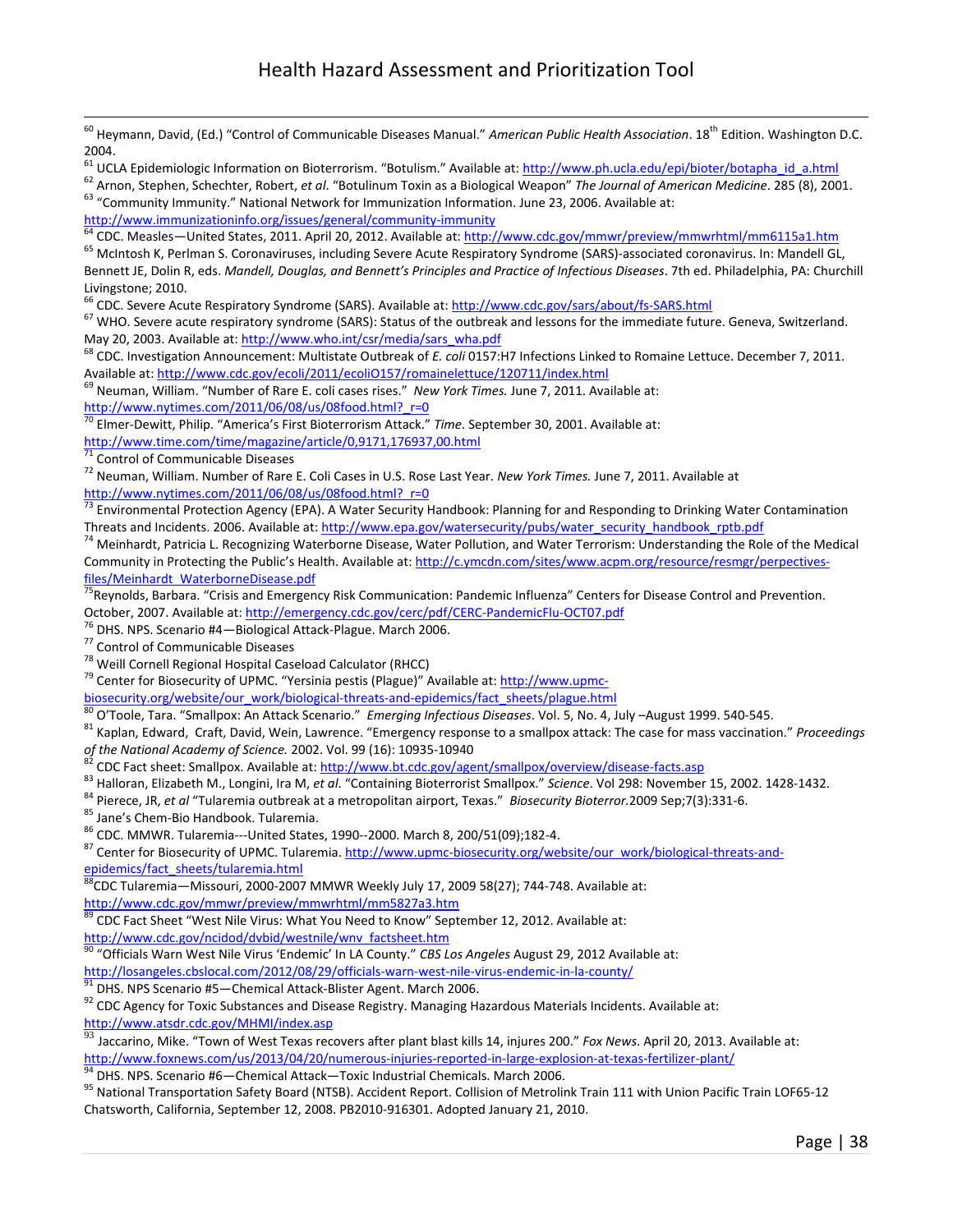[60] Heymann, David, (Ed.) "Control of Communicable Diseases Manual." *American Public Health Association*. 18th Edition. Washington D.C. 2004.

[61] UCLA Epidemiologic Information on Bioterrorism. "Botulism." Available at: http://www.ph.ucla.edu/epi/bioter/botapha_id_a.html

[62] Arnon, Stephen, Schechter, Robert, *et al*. "Botulinum Toxin as a Biological Weapon" *The Journal of American Medicine*. 285 (8), 2001.

[63] "Community Immunity." National Network for Immunization Information. June 23, 2006. Available at: http://www.immunizationinfo.org/issues/general/community-immunity

[64] CDC. Measles—United States, 2011. April 20, 2012. Available at: http://www.cdc.gov/mmwr/preview/mmwrhtml/mm6115a1.htm

[65] McIntosh K, Perlman S. Coronaviruses, including Severe Acute Respiratory Syndrome (SARS)-associated coronavirus. In: Mandell GL, Bennett JE, Dolin R, eds. *Mandell, Douglas, and Bennett's Principles and Practice of Infectious Diseases*. 7th ed. Philadelphia, PA: Churchill Livingstone; 2010.

[66] CDC. Severe Acute Respiratory Syndrome (SARS). Available at: http://www.cdc.gov/sars/about/fs-SARS.html

[67] WHO. Severe acute respiratory syndrome (SARS): Status of the outbreak and lessons for the immediate future. Geneva, Switzerland. May 20, 2003. Available at: http://www.who.int/csr/media/sars_wha.pdf

[68] CDC. Investigation Announcement: Multistate Outbreak of *E. coli* 0157:H7 Infections Linked to Romaine Lettuce. December 7, 2011. Available at: http://www.cdc.gov/ecoli/2011/ecoliO157/romainelettuce/120711/index.html

[69] Neuman, William. "Number of Rare E. coli cases rises." *New York Times.* June 7, 2011. Available at: http://www.nytimes.com/2011/06/08/us/08food.html?_r=0

[70] Elmer-Dewitt, Philip. "America's First Bioterrorism Attack." *Time*. September 30, 2001. Available at: http://www.time.com/time/magazine/article/0,9171,176937,00.html

[71] Control of Communicable Diseases

[72] Neuman, William. Number of Rare E. Coli Cases in U.S. Rose Last Year. *New York Times.* June 7, 2011. Available at http://www.nytimes.com/2011/06/08/us/08food.html?_r=0

[73] Environmental Protection Agency (EPA). A Water Security Handbook: Planning for and Responding to Drinking Water Contamination Threats and Incidents. 2006. Available at: http://www.epa.gov/watersecurity/pubs/water_security_handbook_rptb.pdf

[74] Meinhardt, Patricia L. Recognizing Waterborne Disease, Water Pollution, and Water Terrorism: Understanding the Role of the Medical Community in Protecting the Public's Health. Available at: http://c.ymcdn.com/sites/www.acpm.org/resource/resmgr/perpectives-files/Meinhardt_WaterborneDisease.pdf

[75] Reynolds, Barbara. "Crisis and Emergency Risk Communication: Pandemic Influenza" Centers for Disease Control and Prevention. October, 2007. Available at: http://emergency.cdc.gov/cerc/pdf/CERC-PandemicFlu-OCT07.pdf

[76] DHS. NPS. Scenario #4—Biological Attack-Plague. March 2006.

[77] Control of Communicable Diseases

[78] Weill Cornell Regional Hospital Caseload Calculator (RHCC)

[79] Center for Biosecurity of UPMC. "Yersinia pestis (Plague)" Available at: http://www.upmc-biosecurity.org/website/our_work/biological-threats-and-epidemics/fact_sheets/plague.html

[80] O'Toole, Tara. "Smallpox: An Attack Scenario." *Emerging Infectious Diseases*. Vol. 5, No. 4, July –August 1999. 540-545.

[81] Kaplan, Edward, Craft, David, Wein, Lawrence. "Emergency response to a smallpox attack: The case for mass vaccination." *Proceedings of the National Academy of Science.* 2002. Vol. 99 (16): 10935-10940

[82] CDC Fact sheet: Smallpox. Available at: http://www.bt.cdc.gov/agent/smallpox/overview/disease-facts.asp

[83] Halloran, Elizabeth M., Longini, Ira M, *et al*. "Containing Bioterrorist Smallpox." *Science*. Vol 298: November 15, 2002. 1428-1432.

[84] Pierece, JR, *et al* "Tularemia outbreak at a metropolitan airport, Texas." *Biosecurity Bioterror.*2009 Sep;7(3):331-6.

[85] Jane's Chem-Bio Handbook. Tularemia.

[86] CDC. MMWR. Tularemia---United States, 1990--2000. March 8, 200/51(09);182-4.

[87] Center for Biosecurity of UPMC. Tularemia. http://www.upmc-biosecurity.org/website/our_work/biological-threats-and-epidemics/fact_sheets/tularemia.html

[88] CDC Tularemia—Missouri, 2000-2007 MMWR Weekly July 17, 2009 58(27); 744-748. Available at: http://www.cdc.gov/mmwr/preview/mmwrhtml/mm5827a3.htm

[89] CDC Fact Sheet "West Nile Virus: What You Need to Know" September 12, 2012. Available at: http://www.cdc.gov/ncidod/dvbid/westnile/wnv_factsheet.htm

[90] "Officials Warn West Nile Virus 'Endemic' In LA County." *CBS Los Angeles* August 29, 2012 Available at: http://losangeles.cbslocal.com/2012/08/29/officials-warn-west-nile-virus-endemic-in-la-county/

[91] DHS. NPS Scenario #5—Chemical Attack-Blister Agent. March 2006.

[92] CDC Agency for Toxic Substances and Disease Registry. Managing Hazardous Materials Incidents. Available at: http://www.atsdr.cdc.gov/MHMI/index.asp

[93] Jaccarino, Mike. "Town of West Texas recovers after plant blast kills 14, injures 200." *Fox News*. April 20, 2013. Available at: http://www.foxnews.com/us/2013/04/20/numerous-injuries-reported-in-large-explosion-at-texas-fertilizer-plant/

[94] DHS. NPS. Scenario #6—Chemical Attack—Toxic Industrial Chemicals. March 2006.

[95] National Transportation Safety Board (NTSB). Accident Report. Collision of Metrolink Train 111 with Union Pacific Train LOF65-12 Chatsworth, California, September 12, 2008. PB2010-916301. Adopted January 21, 2010.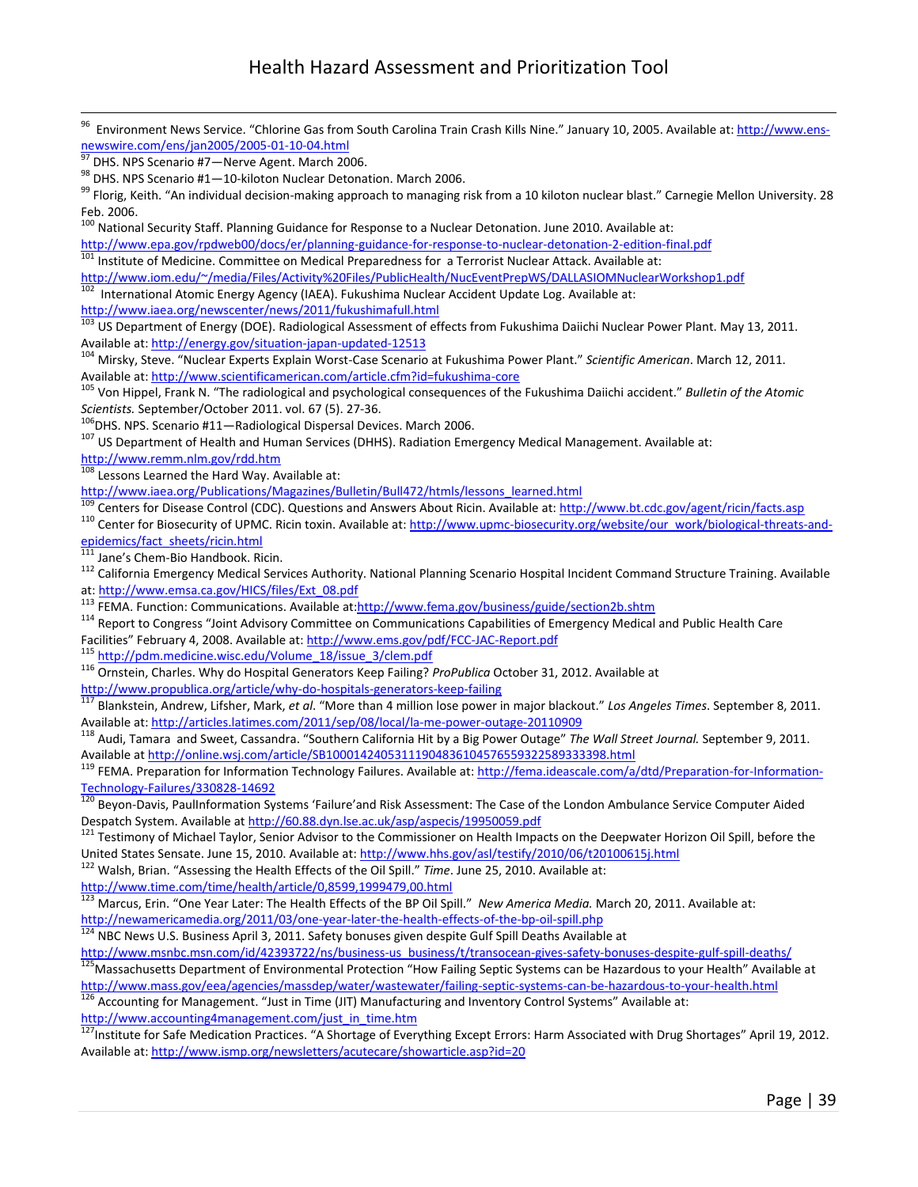[96] Environment News Service. "Chlorine Gas from South Carolina Train Crash Kills Nine." January 10, 2005. Available at: http://www.ens-newswire.com/ens/jan2005/2005-01-10-04.html

[97] DHS. NPS Scenario #7—Nerve Agent. March 2006.

[98] DHS. NPS Scenario #1—10-kiloton Nuclear Detonation. March 2006.

[99] Florig, Keith. "An individual decision-making approach to managing risk from a 10 kiloton nuclear blast." Carnegie Mellon University. 28 Feb. 2006.

[100] National Security Staff. Planning Guidance for Response to a Nuclear Detonation. June 2010. Available at: http://www.epa.gov/rpdweb00/docs/er/planning-guidance-for-response-to-nuclear-detonation-2-edition-final.pdf

[101] Institute of Medicine. Committee on Medical Preparedness for a Terrorist Nuclear Attack. Available at: http://www.iom.edu/~/media/Files/Activity%20Files/PublicHealth/NucEventPrepWS/DALLASIOMNuclearWorkshop1.pdf

[102] International Atomic Energy Agency (IAEA). Fukushima Nuclear Accident Update Log. Available at: http://www.iaea.org/newscenter/news/2011/fukushimafull.html

[103] US Department of Energy (DOE). Radiological Assessment of effects from Fukushima Daiichi Nuclear Power Plant. May 13, 2011. Available at: http://energy.gov/situation-japan-updated-12513

[104] Mirsky, Steve. "Nuclear Experts Explain Worst-Case Scenario at Fukushima Power Plant." *Scientific American*. March 12, 2011. Available at: http://www.scientificamerican.com/article.cfm?id=fukushima-core

[105] Von Hippel, Frank N. "The radiological and psychological consequences of the Fukushima Daiichi accident." *Bulletin of the Atomic Scientists.* September/October 2011. vol. 67 (5). 27-36.

[106] DHS. NPS. Scenario #11—Radiological Dispersal Devices. March 2006.

[107] US Department of Health and Human Services (DHHS). Radiation Emergency Medical Management. Available at: http://www.remm.nlm.gov/rdd.htm

[108] Lessons Learned the Hard Way. Available at: http://www.iaea.org/Publications/Magazines/Bulletin/Bull472/htmls/lessons_learned.html

[109] Centers for Disease Control (CDC). Questions and Answers About Ricin. Available at: http://www.bt.cdc.gov/agent/ricin/facts.asp

[110] Center for Biosecurity of UPMC. Ricin toxin. Available at: http://www.upmc-biosecurity.org/website/our_work/biological-threats-and-epidemics/fact_sheets/ricin.html

[111] Jane's Chem-Bio Handbook. Ricin.

[112] California Emergency Medical Services Authority. National Planning Scenario Hospital Incident Command Structure Training. Available at: http://www.emsa.ca.gov/HICS/files/Ext_08.pdf

[113] FEMA. Function: Communications. Available at:http://www.fema.gov/business/guide/section2b.shtm

[114] Report to Congress "Joint Advisory Committee on Communications Capabilities of Emergency Medical and Public Health Care Facilities" February 4, 2008. Available at: http://www.ems.gov/pdf/FCC-JAC-Report.pdf

[115] http://pdm.medicine.wisc.edu/Volume_18/issue_3/clem.pdf

[116] Ornstein, Charles. Why do Hospital Generators Keep Failing? *ProPublica* October 31, 2012. Available at http://www.propublica.org/article/why-do-hospitals-generators-keep-failing

[117] Blankstein, Andrew, Lifsher, Mark, *et al*. "More than 4 million lose power in major blackout." *Los Angeles Times*. September 8, 2011. Available at: http://articles.latimes.com/2011/sep/08/local/la-me-power-outage-20110909

[118] Audi, Tamara and Sweet, Cassandra. "Southern California Hit by a Big Power Outage" *The Wall Street Journal.* September 9, 2011. Available at http://online.wsj.com/article/SB10001424053111904836104576559322589333398.html

[119] FEMA. Preparation for Information Technology Failures. Available at: http://fema.ideascale.com/a/dtd/Preparation-for-Information-Technology-Failures/330828-14692

[120] Beyon-Davis, PaulInformation Systems 'Failure'and Risk Assessment: The Case of the London Ambulance Service Computer Aided Despatch System. Available at http://60.88.dyn.lse.ac.uk/asp/aspecis/19950059.pdf

[121] Testimony of Michael Taylor, Senior Advisor to the Commissioner on Health Impacts on the Deepwater Horizon Oil Spill, before the United States Sensate. June 15, 2010. Available at: http://www.hhs.gov/asl/testify/2010/06/t20100615j.html

[122] Walsh, Brian. "Assessing the Health Effects of the Oil Spill." *Time*. June 25, 2010. Available at: http://www.time.com/time/health/article/0,8599,1999479,00.html

[123] Marcus, Erin. "One Year Later: The Health Effects of the BP Oil Spill." *New America Media.* March 20, 2011. Available at: http://newamericamedia.org/2011/03/one-year-later-the-health-effects-of-the-bp-oil-spill.php

[124] NBC News U.S. Business April 3, 2011. Safety bonuses given despite Gulf Spill Deaths Available at http://www.msnbc.msn.com/id/42393722/ns/business-us_business/t/transocean-gives-safety-bonuses-despite-gulf-spill-deaths/

[125] Massachusetts Department of Environmental Protection "How Failing Septic Systems can be Hazardous to your Health" Available at http://www.mass.gov/eea/agencies/massdep/water/wastewater/failing-septic-systems-can-be-hazardous-to-your-health.html

[126] Accounting for Management. "Just in Time (JIT) Manufacturing and Inventory Control Systems" Available at: http://www.accounting4management.com/just_in_time.htm

[127] Institute for Safe Medication Practices. "A Shortage of Everything Except Errors: Harm Associated with Drug Shortages" April 19, 2012. Available at: http://www.ismp.org/newsletters/acutecare/showarticle.asp?id=20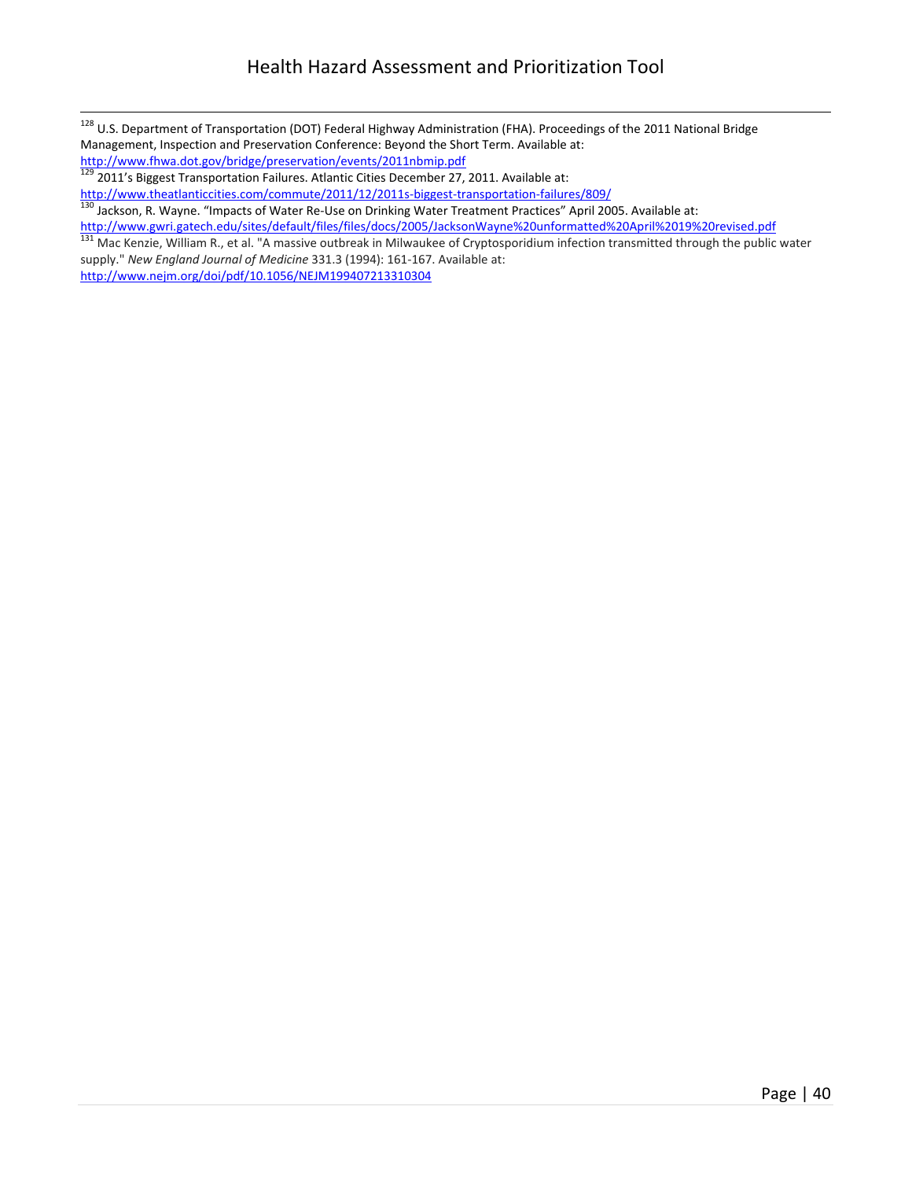[128] U.S. Department of Transportation (DOT) Federal Highway Administration (FHA). Proceedings of the 2011 National Bridge Management, Inspection and Preservation Conference: Beyond the Short Term. Available at: http://www.fhwa.dot.gov/bridge/preservation/events/2011nbmip.pdf

[129] 2011's Biggest Transportation Failures. Atlantic Cities December 27, 2011. Available at: http://www.theatlanticcities.com/commute/2011/12/2011s-biggest-transportation-failures/809/

[130] Jackson, R. Wayne. "Impacts of Water Re-Use on Drinking Water Treatment Practices" April 2005. Available at: http://www.gwri.gatech.edu/sites/default/files/files/docs/2005/JacksonWayne%20unformatted%20April%2019%20revised.pdf

[131] Mac Kenzie, William R., et al. "A massive outbreak in Milwaukee of Cryptosporidium infection transmitted through the public water supply." *New England Journal of Medicine* 331.3 (1994): 161-167. Available at: http://www.nejm.org/doi/pdf/10.1056/NEJM199407213310304